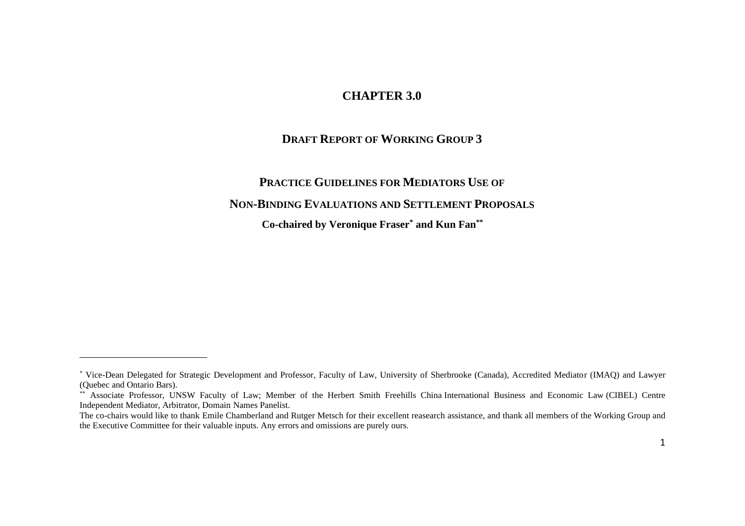# CHAPTER 3.0

## DRAFT REPORT OF WORKING GROUP 3

## PRACTICE GUIDELINES FOR MEDIATORS USE OF NON-BINDING EVALUATIONS AND SETTLEMENT PROPOSALS

**Co-chaired by Veronique Fraser[*] and Kun Fan[**]**

---

[*] Vice-Dean Delegated for Strategic Development and Professor, Faculty of Law, University of Sherbrooke (Canada), Accredited Mediator (IMAQ) and Lawyer (Quebec and Ontario Bars).

[**] Associate Professor, UNSW Faculty of Law; Member of the Herbert Smith Freehills China International Business and Economic Law (CIBEL) Centre Independent Mediator, Arbitrator, Domain Names Panelist.

The co-chairs would like to thank Emile Chamberland and Rutger Metsch for their excellent reasearch assistance, and thank all members of the Working Group and the Executive Committee for their valuable inputs. Any errors and omissions are purely ours.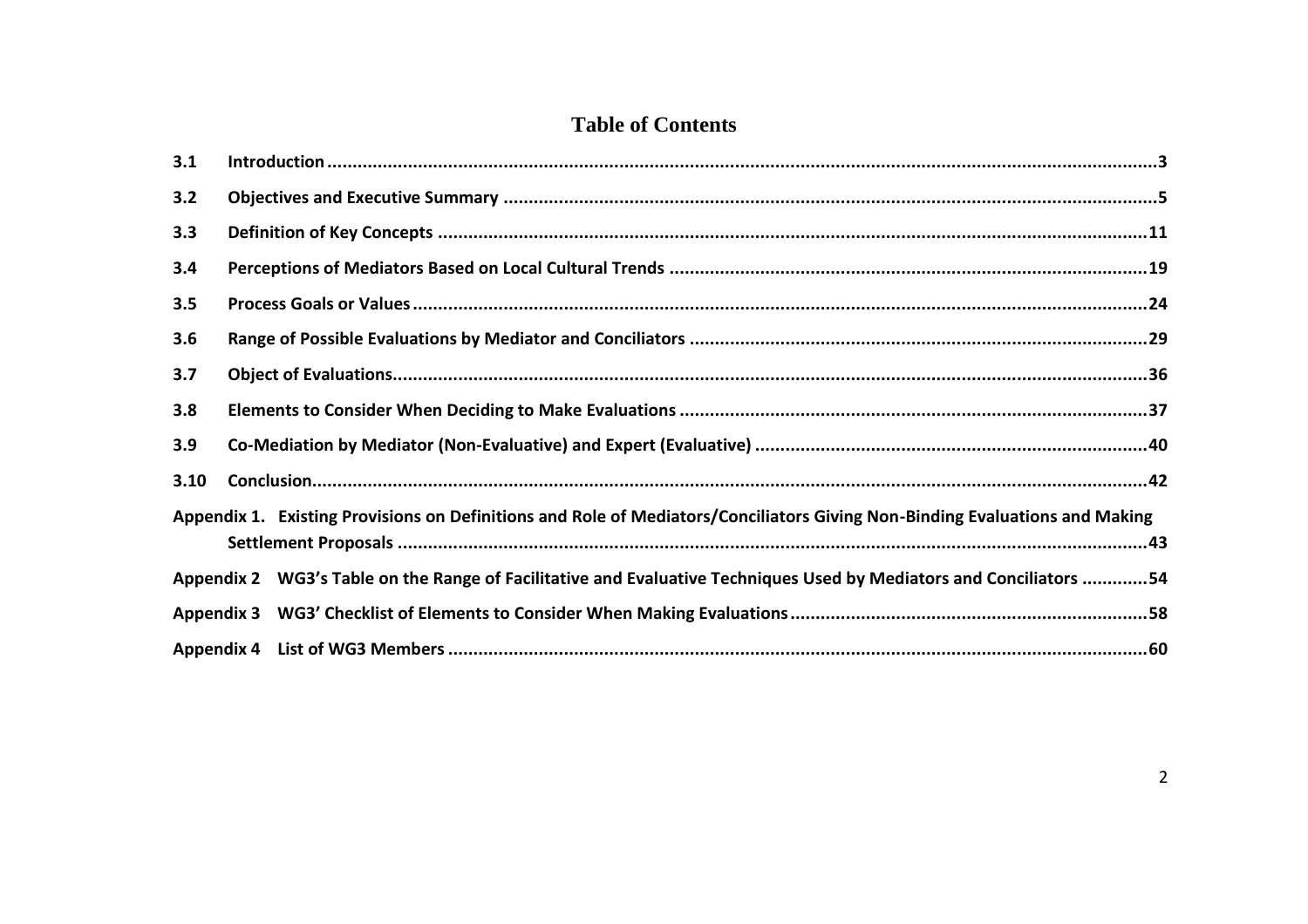# Table of Contents

| | | |
|---|---|---|
| 3.1 | Introduction | 3 |
| 3.2 | Objectives and Executive Summary | 5 |
| 3.3 | Definition of Key Concepts | 11 |
| 3.4 | Perceptions of Mediators Based on Local Cultural Trends | 19 |
| 3.5 | Process Goals or Values | 24 |
| 3.6 | Range of Possible Evaluations by Mediator and Conciliators | 29 |
| 3.7 | Object of Evaluations | 36 |
| 3.8 | Elements to Consider When Deciding to Make Evaluations | 37 |
| 3.9 | Co-Mediation by Mediator (Non-Evaluative) and Expert (Evaluative) | 40 |
| 3.10 | Conclusion | 42 |
| Appendix 1. | Existing Provisions on Definitions and Role of Mediators/Conciliators Giving Non-Binding Evaluations and Making Settlement Proposals | 43 |
| Appendix 2 | WG3's Table on the Range of Facilitative and Evaluative Techniques Used by Mediators and Conciliators | 54 |
| Appendix 3 | WG3' Checklist of Elements to Consider When Making Evaluations | 58 |
| Appendix 4 | List of WG3 Members | 60 |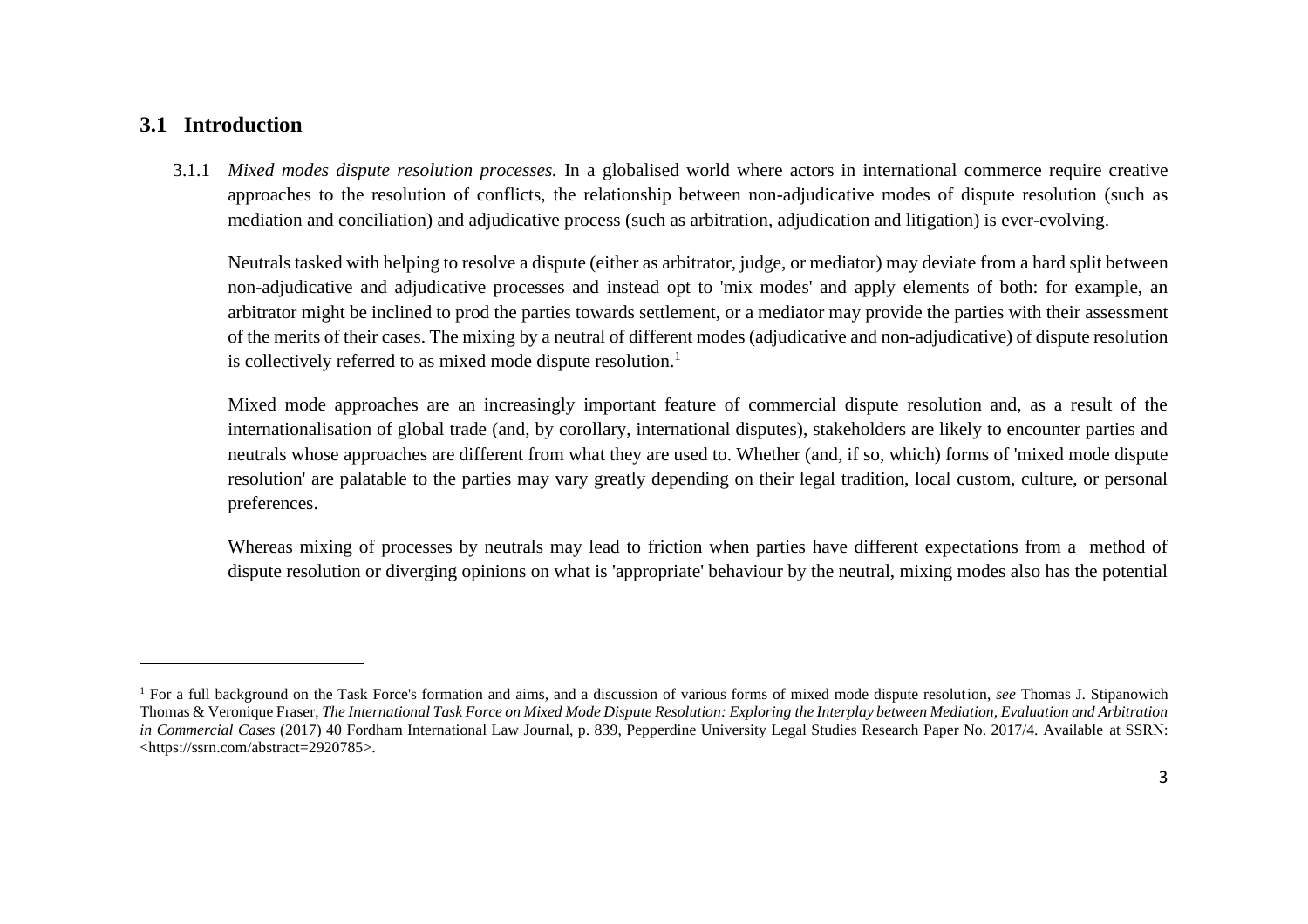## 3.1 Introduction

3.1.1 *Mixed modes dispute resolution processes.* In a globalised world where actors in international commerce require creative approaches to the resolution of conflicts, the relationship between non-adjudicative modes of dispute resolution (such as mediation and conciliation) and adjudicative process (such as arbitration, adjudication and litigation) is ever-evolving.

Neutrals tasked with helping to resolve a dispute (either as arbitrator, judge, or mediator) may deviate from a hard split between non-adjudicative and adjudicative processes and instead opt to 'mix modes' and apply elements of both: for example, an arbitrator might be inclined to prod the parties towards settlement, or a mediator may provide the parties with their assessment of the merits of their cases. The mixing by a neutral of different modes (adjudicative and non-adjudicative) of dispute resolution is collectively referred to as mixed mode dispute resolution.[1]

Mixed mode approaches are an increasingly important feature of commercial dispute resolution and, as a result of the internationalisation of global trade (and, by corollary, international disputes), stakeholders are likely to encounter parties and neutrals whose approaches are different from what they are used to. Whether (and, if so, which) forms of 'mixed mode dispute resolution' are palatable to the parties may vary greatly depending on their legal tradition, local custom, culture, or personal preferences.

Whereas mixing of processes by neutrals may lead to friction when parties have different expectations from a method of dispute resolution or diverging opinions on what is 'appropriate' behaviour by the neutral, mixing modes also has the potential

---

[1] For a full background on the Task Force's formation and aims, and a discussion of various forms of mixed mode dispute resolution, *see* Thomas J. Stipanowich Thomas & Veronique Fraser, *The International Task Force on Mixed Mode Dispute Resolution: Exploring the Interplay between Mediation, Evaluation and Arbitration in Commercial Cases* (2017) 40 Fordham International Law Journal, p. 839, Pepperdine University Legal Studies Research Paper No. 2017/4. Available at SSRN: <https://ssrn.com/abstract=2920785>.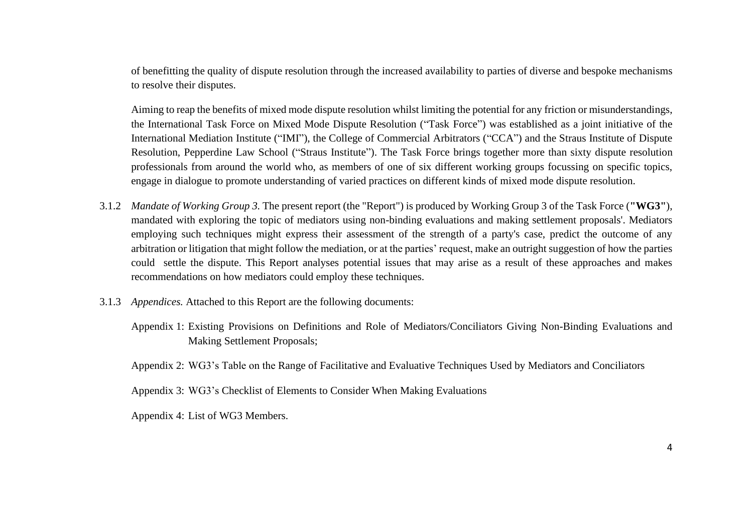of benefitting the quality of dispute resolution through the increased availability to parties of diverse and bespoke mechanisms to resolve their disputes.

Aiming to reap the benefits of mixed mode dispute resolution whilst limiting the potential for any friction or misunderstandings, the International Task Force on Mixed Mode Dispute Resolution ("Task Force") was established as a joint initiative of the International Mediation Institute ("IMI"), the College of Commercial Arbitrators ("CCA") and the Straus Institute of Dispute Resolution, Pepperdine Law School ("Straus Institute"). The Task Force brings together more than sixty dispute resolution professionals from around the world who, as members of one of six different working groups focussing on specific topics, engage in dialogue to promote understanding of varied practices on different kinds of mixed mode dispute resolution.

3.1.2 *Mandate of Working Group 3.* The present report (the "Report") is produced by Working Group 3 of the Task Force (**"WG3"**), mandated with exploring the topic of mediators using non-binding evaluations and making settlement proposals'. Mediators employing such techniques might express their assessment of the strength of a party's case, predict the outcome of any arbitration or litigation that might follow the mediation, or at the parties' request, make an outright suggestion of how the parties could settle the dispute. This Report analyses potential issues that may arise as a result of these approaches and makes recommendations on how mediators could employ these techniques.

3.1.3 *Appendices.* Attached to this Report are the following documents:

Appendix 1: Existing Provisions on Definitions and Role of Mediators/Conciliators Giving Non-Binding Evaluations and Making Settlement Proposals;

Appendix 2: WG3's Table on the Range of Facilitative and Evaluative Techniques Used by Mediators and Conciliators

Appendix 3: WG3's Checklist of Elements to Consider When Making Evaluations

Appendix 4: List of WG3 Members.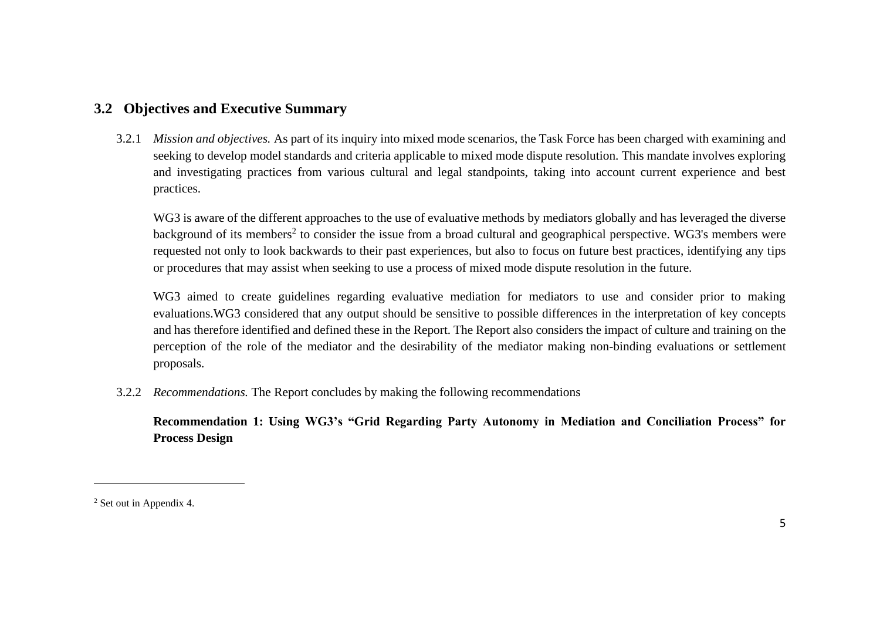## 3.2 Objectives and Executive Summary

3.2.1 *Mission and objectives.* As part of its inquiry into mixed mode scenarios, the Task Force has been charged with examining and seeking to develop model standards and criteria applicable to mixed mode dispute resolution. This mandate involves exploring and investigating practices from various cultural and legal standpoints, taking into account current experience and best practices.

WG3 is aware of the different approaches to the use of evaluative methods by mediators globally and has leveraged the diverse background of its members[2] to consider the issue from a broad cultural and geographical perspective. WG3's members were requested not only to look backwards to their past experiences, but also to focus on future best practices, identifying any tips or procedures that may assist when seeking to use a process of mixed mode dispute resolution in the future.

WG3 aimed to create guidelines regarding evaluative mediation for mediators to use and consider prior to making evaluations.WG3 considered that any output should be sensitive to possible differences in the interpretation of key concepts and has therefore identified and defined these in the Report. The Report also considers the impact of culture and training on the perception of the role of the mediator and the desirability of the mediator making non-binding evaluations or settlement proposals.

3.2.2 *Recommendations.* The Report concludes by making the following recommendations

**Recommendation 1: Using WG3's "Grid Regarding Party Autonomy in Mediation and Conciliation Process" for Process Design**

---

[2] Set out in Appendix 4.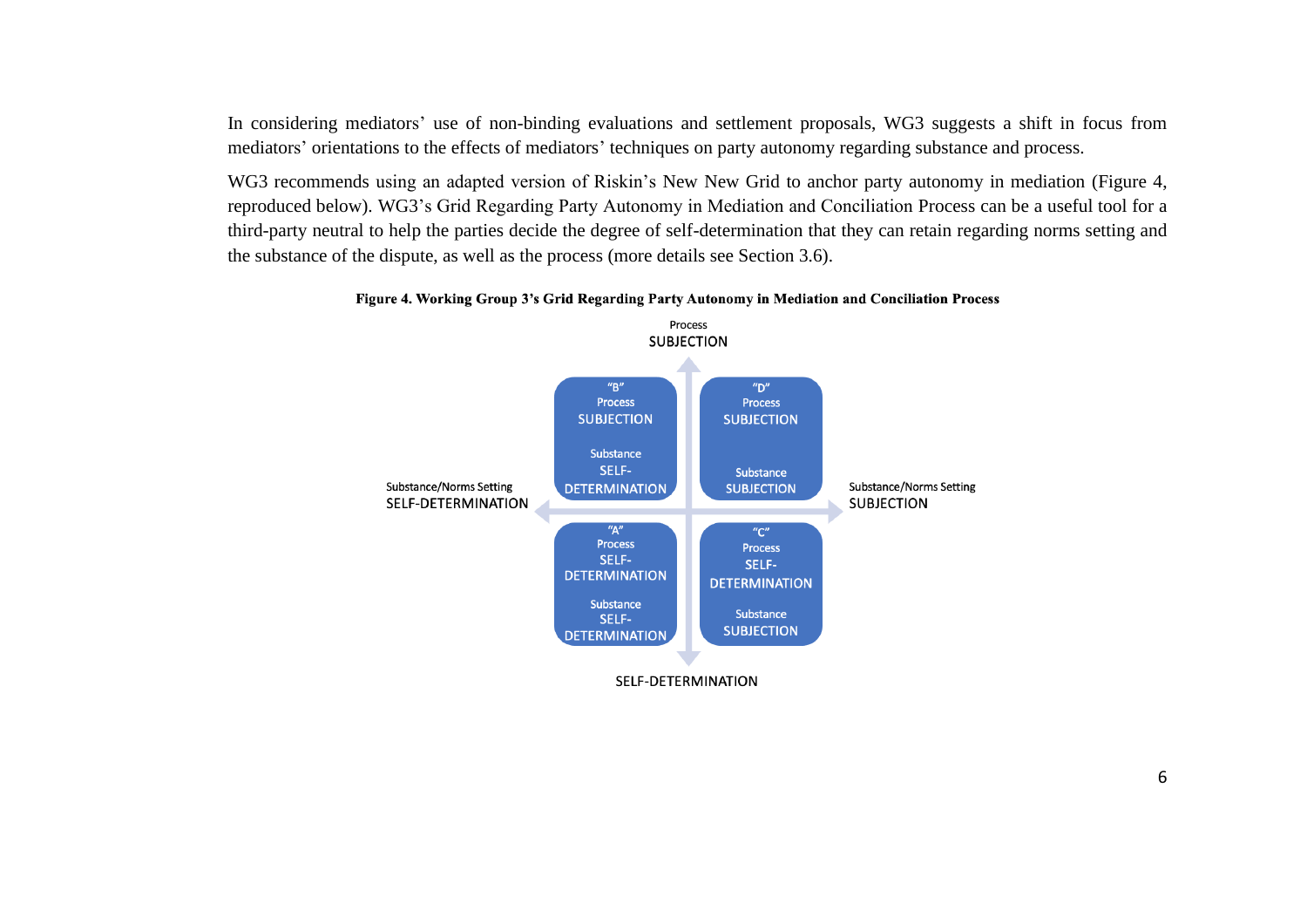In considering mediators' use of non-binding evaluations and settlement proposals, WG3 suggests a shift in focus from mediators' orientations to the effects of mediators' techniques on party autonomy regarding substance and process.

WG3 recommends using an adapted version of Riskin's New New Grid to anchor party autonomy in mediation (Figure 4, reproduced below). WG3's Grid Regarding Party Autonomy in Mediation and Conciliation Process can be a useful tool for a third-party neutral to help the parties decide the degree of self-determination that they can retain regarding norms setting and the substance of the dispute, as well as the process (more details see Section 3.6).

**Figure 4. Working Group 3's Grid Regarding Party Autonomy in Mediation and Conciliation Process**

Process SUBJECTION

| | Substance/Norms Setting SELF-DETERMINATION | Substance/Norms Setting SUBJECTION |
|---|---|---|
| **Process SUBJECTION** | "B" Process SUBJECTION; Substance SELF-DETERMINATION | "D" Process SUBJECTION; Substance SUBJECTION |
| **Process SELF-DETERMINATION** | "A" Process SELF-DETERMINATION; Substance SELF-DETERMINATION | "C" Process SELF-DETERMINATION; Substance SUBJECTION |

SELF-DETERMINATION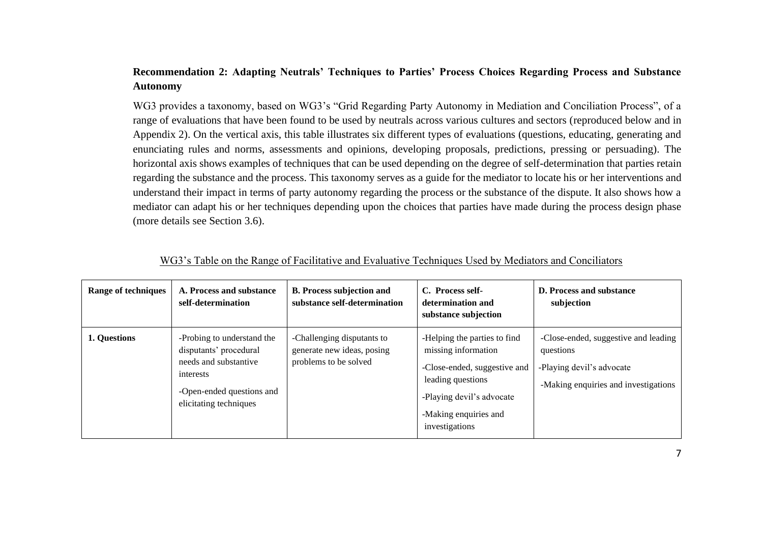**Recommendation 2: Adapting Neutrals' Techniques to Parties' Process Choices Regarding Process and Substance Autonomy**

WG3 provides a taxonomy, based on WG3's "Grid Regarding Party Autonomy in Mediation and Conciliation Process", of a range of evaluations that have been found to be used by neutrals across various cultures and sectors (reproduced below and in Appendix 2). On the vertical axis, this table illustrates six different types of evaluations (questions, educating, generating and enunciating rules and norms, assessments and opinions, developing proposals, predictions, pressing or persuading). The horizontal axis shows examples of techniques that can be used depending on the degree of self-determination that parties retain regarding the substance and the process. This taxonomy serves as a guide for the mediator to locate his or her interventions and understand their impact in terms of party autonomy regarding the process or the substance of the dispute. It also shows how a mediator can adapt his or her techniques depending upon the choices that parties have made during the process design phase (more details see Section 3.6).

<u>WG3's Table on the Range of Facilitative and Evaluative Techniques Used by Mediators and Conciliators</u>

| Range of techniques | A. Process and substance self-determination | B. Process subjection and substance self-determination | C. Process self-determination and substance subjection | D. Process and substance subjection |
|---|---|---|---|---|
| **1. Questions** | -Probing to understand the disputants' procedural needs and substantive interests<br>-Open-ended questions and elicitating techniques | -Challenging disputants to generate new ideas, posing problems to be solved | -Helping the parties to find missing information<br>-Close-ended, suggestive and leading questions<br>-Playing devil's advocate<br>-Making enquiries and investigations | -Close-ended, suggestive and leading questions<br>-Playing devil's advocate<br>-Making enquiries and investigations |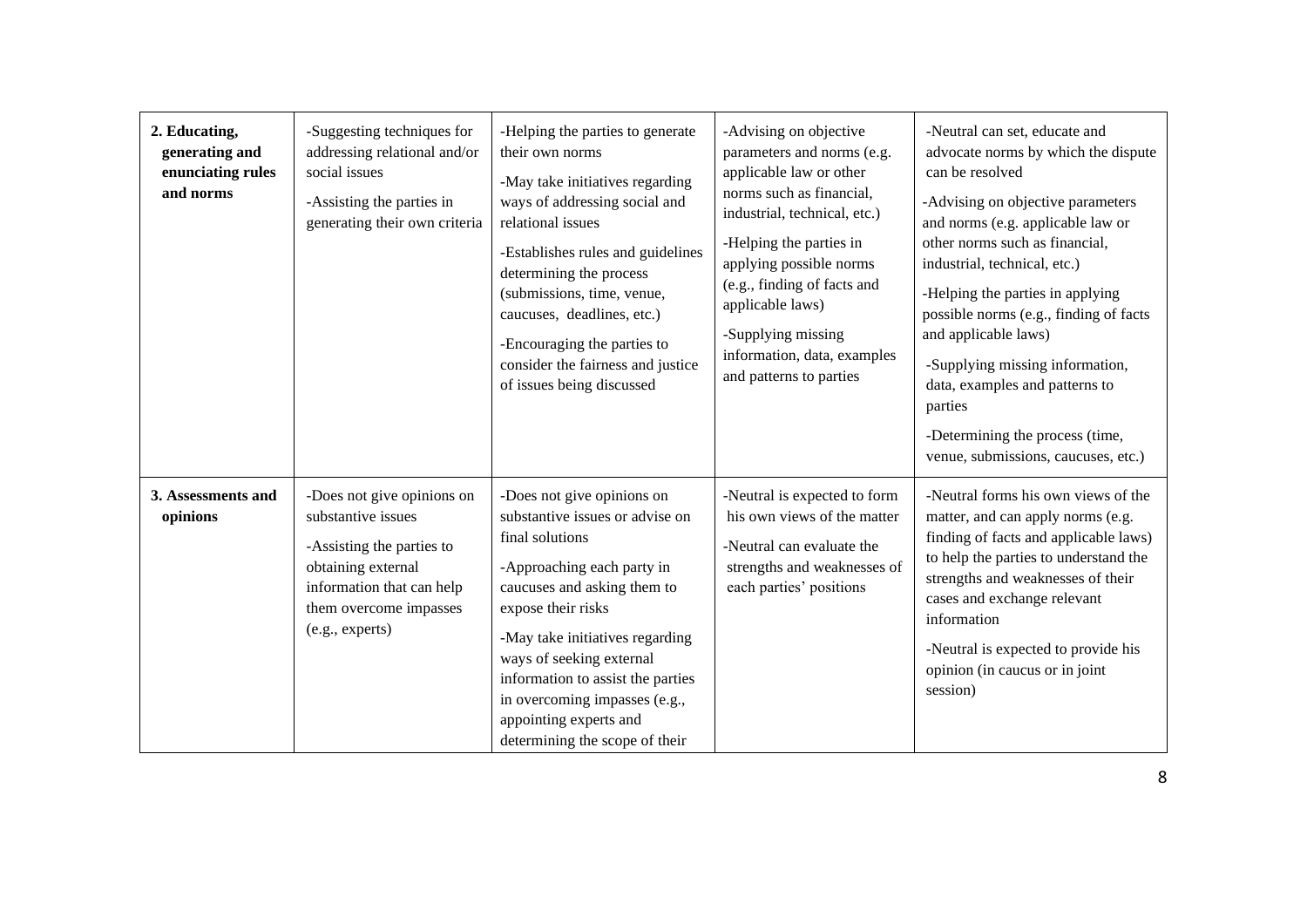| | | | | |
|---|---|---|---|---|
| **2. Educating, generating and enunciating rules and norms** | -Suggesting techniques for addressing relational and/or social issues<br>-Assisting the parties in generating their own criteria | -Helping the parties to generate their own norms<br>-May take initiatives regarding ways of addressing social and relational issues<br>-Establishes rules and guidelines determining the process (submissions, time, venue, caucuses, deadlines, etc.)<br>-Encouraging the parties to consider the fairness and justice of issues being discussed | -Advising on objective parameters and norms (e.g. applicable law or other norms such as financial, industrial, technical, etc.)<br>-Helping the parties in applying possible norms (e.g., finding of facts and applicable laws)<br>-Supplying missing information, data, examples and patterns to parties | -Neutral can set, educate and advocate norms by which the dispute can be resolved<br>-Advising on objective parameters and norms (e.g. applicable law or other norms such as financial, industrial, technical, etc.)<br>-Helping the parties in applying possible norms (e.g., finding of facts and applicable laws)<br>-Supplying missing information, data, examples and patterns to parties<br>-Determining the process (time, venue, submissions, caucuses, etc.) |
| **3. Assessments and opinions** | -Does not give opinions on substantive issues<br>-Assisting the parties to obtaining external information that can help them overcome impasses (e.g., experts) | -Does not give opinions on substantive issues or advise on final solutions<br>-Approaching each party in caucuses and asking them to expose their risks<br>-May take initiatives regarding ways of seeking external information to assist the parties in overcoming impasses (e.g., appointing experts and determining the scope of their | -Neutral is expected to form his own views of the matter<br>-Neutral can evaluate the strengths and weaknesses of each parties' positions | -Neutral forms his own views of the matter, and can apply norms (e.g. finding of facts and applicable laws) to help the parties to understand the strengths and weaknesses of their cases and exchange relevant information<br>-Neutral is expected to provide his opinion (in caucus or in joint session) |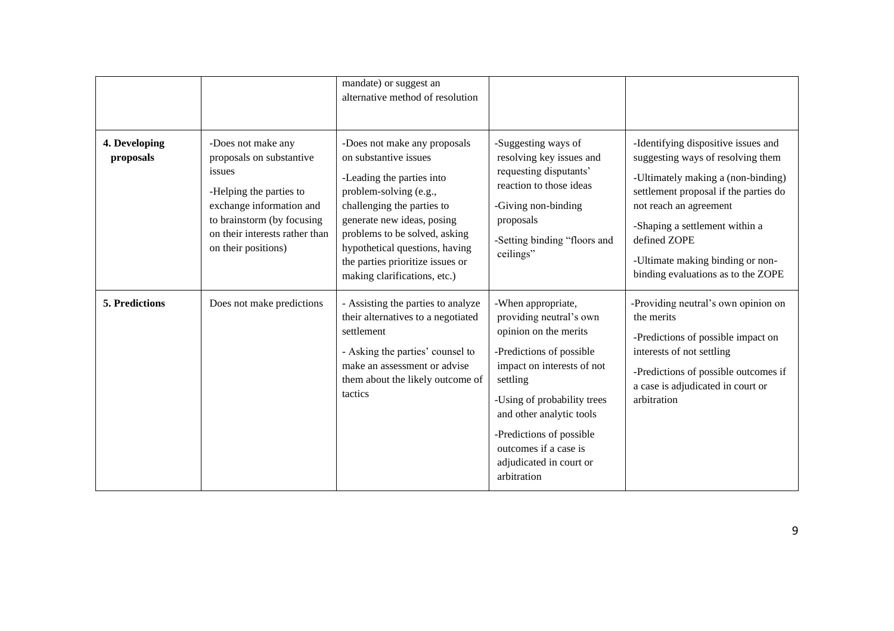| | | | | |
|---|---|---|---|---|
| | | mandate) or suggest an alternative method of resolution | | |
| **4. Developing proposals** | -Does not make any proposals on substantive issues<br><br>-Helping the parties to exchange information and to brainstorm (by focusing on their interests rather than on their positions) | -Does not make any proposals on substantive issues<br><br>-Leading the parties into problem-solving (e.g., challenging the parties to generate new ideas, posing problems to be solved, asking hypothetical questions, having the parties prioritize issues or making clarifications, etc.) | -Suggesting ways of resolving key issues and requesting disputants' reaction to those ideas<br><br>-Giving non-binding proposals<br><br>-Setting binding "floors and ceilings" | -Identifying dispositive issues and suggesting ways of resolving them<br><br>-Ultimately making a (non-binding) settlement proposal if the parties do not reach an agreement<br><br>-Shaping a settlement within a defined ZOPE<br><br>-Ultimate making binding or non-binding evaluations as to the ZOPE |
| **5. Predictions** | Does not make predictions | - Assisting the parties to analyze their alternatives to a negotiated settlement<br><br>- Asking the parties' counsel to make an assessment or advise them about the likely outcome of tactics | -When appropriate, providing neutral's own opinion on the merits<br><br>-Predictions of possible impact on interests of not settling<br><br>-Using of probability trees and other analytic tools<br><br>-Predictions of possible outcomes if a case is adjudicated in court or arbitration | -Providing neutral's own opinion on the merits<br><br>-Predictions of possible impact on interests of not settling<br><br>-Predictions of possible outcomes if a case is adjudicated in court or arbitration |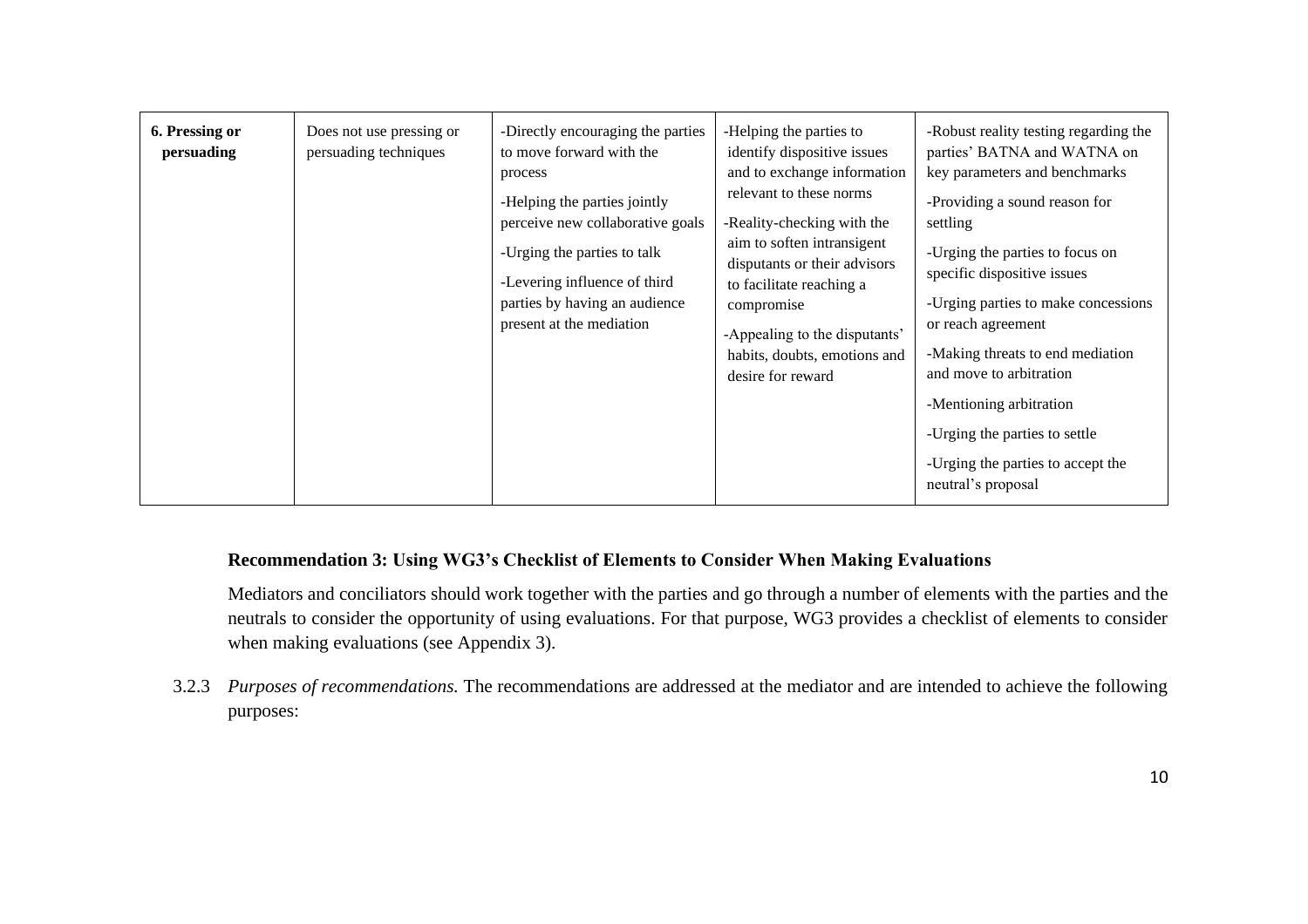| **6. Pressing or persuading** | Does not use pressing or persuading techniques | -Directly encouraging the parties to move forward with the process<br>-Helping the parties jointly perceive new collaborative goals<br>-Urging the parties to talk<br>-Levering influence of third parties by having an audience present at the mediation | -Helping the parties to identify dispositive issues and to exchange information relevant to these norms<br>-Reality-checking with the aim to soften intransigent disputants or their advisors to facilitate reaching a compromise<br>-Appealing to the disputants' habits, doubts, emotions and desire for reward | -Robust reality testing regarding the parties' BATNA and WATNA on key parameters and benchmarks<br>-Providing a sound reason for settling<br>-Urging the parties to focus on specific dispositive issues<br>-Urging parties to make concessions or reach agreement<br>-Making threats to end mediation and move to arbitration<br>-Mentioning arbitration<br>-Urging the parties to settle<br>-Urging the parties to accept the neutral's proposal |
|---|---|---|---|---|

**Recommendation 3: Using WG3's Checklist of Elements to Consider When Making Evaluations**

Mediators and conciliators should work together with the parties and go through a number of elements with the parties and the neutrals to consider the opportunity of using evaluations. For that purpose, WG3 provides a checklist of elements to consider when making evaluations (see Appendix 3).

3.2.3 *Purposes of recommendations.* The recommendations are addressed at the mediator and are intended to achieve the following purposes: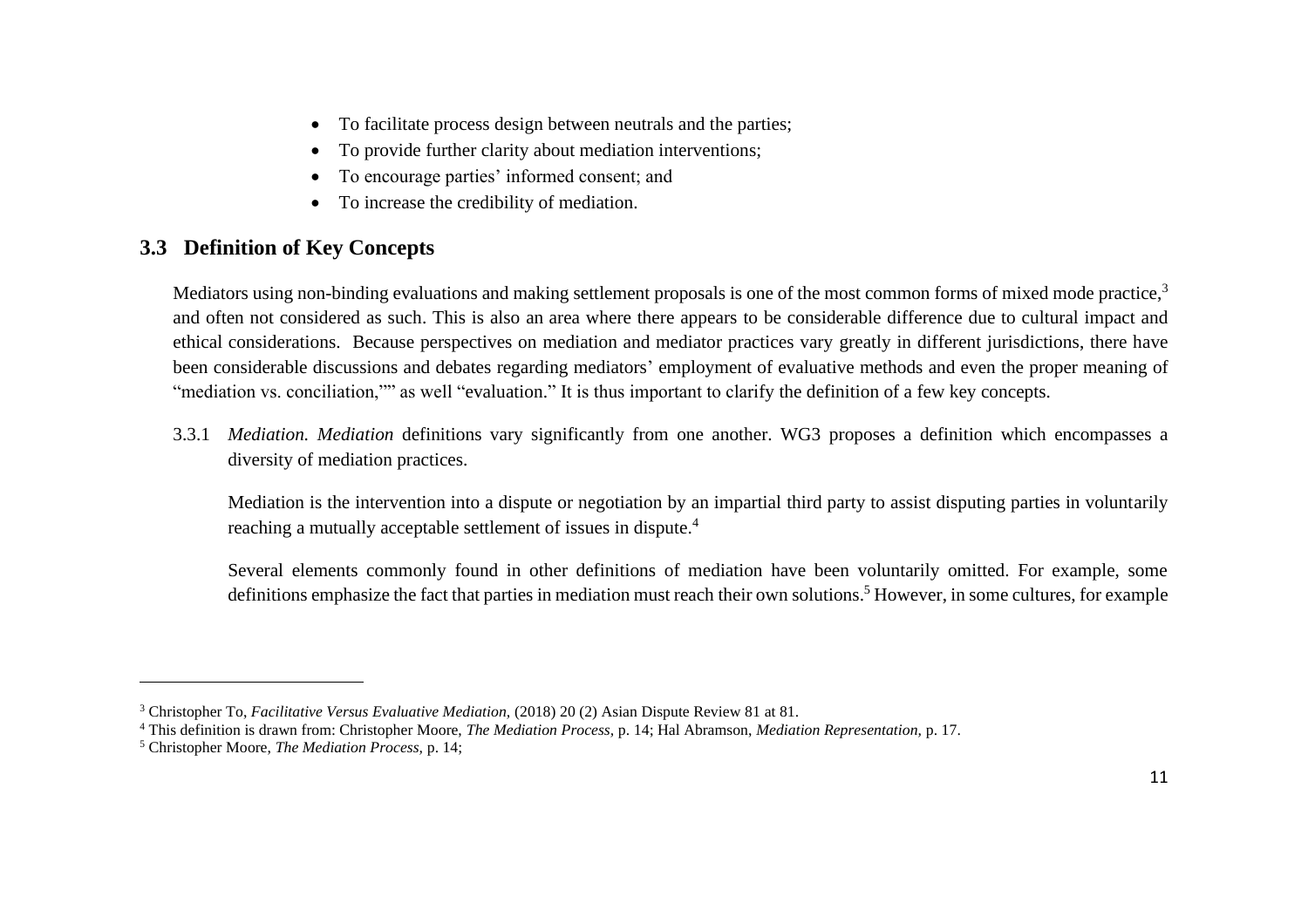- To facilitate process design between neutrals and the parties;
- To provide further clarity about mediation interventions;
- To encourage parties' informed consent; and
- To increase the credibility of mediation.

## 3.3 Definition of Key Concepts

Mediators using non-binding evaluations and making settlement proposals is one of the most common forms of mixed mode practice,[3] and often not considered as such. This is also an area where there appears to be considerable difference due to cultural impact and ethical considerations. Because perspectives on mediation and mediator practices vary greatly in different jurisdictions, there have been considerable discussions and debates regarding mediators' employment of evaluative methods and even the proper meaning of "mediation vs. conciliation,"" as well "evaluation." It is thus important to clarify the definition of a few key concepts.

3.3.1 *Mediation. Mediation* definitions vary significantly from one another. WG3 proposes a definition which encompasses a diversity of mediation practices.

Mediation is the intervention into a dispute or negotiation by an impartial third party to assist disputing parties in voluntarily reaching a mutually acceptable settlement of issues in dispute.[4]

Several elements commonly found in other definitions of mediation have been voluntarily omitted. For example, some definitions emphasize the fact that parties in mediation must reach their own solutions.[5] However, in some cultures, for example

---

[3] Christopher To, *Facilitative Versus Evaluative Mediation,* (2018) 20 (2) Asian Dispute Review 81 at 81.

[4] This definition is drawn from: Christopher Moore, *The Mediation Process,* p. 14; Hal Abramson, *Mediation Representation,* p. 17.

[5] Christopher Moore, *The Mediation Process,* p. 14;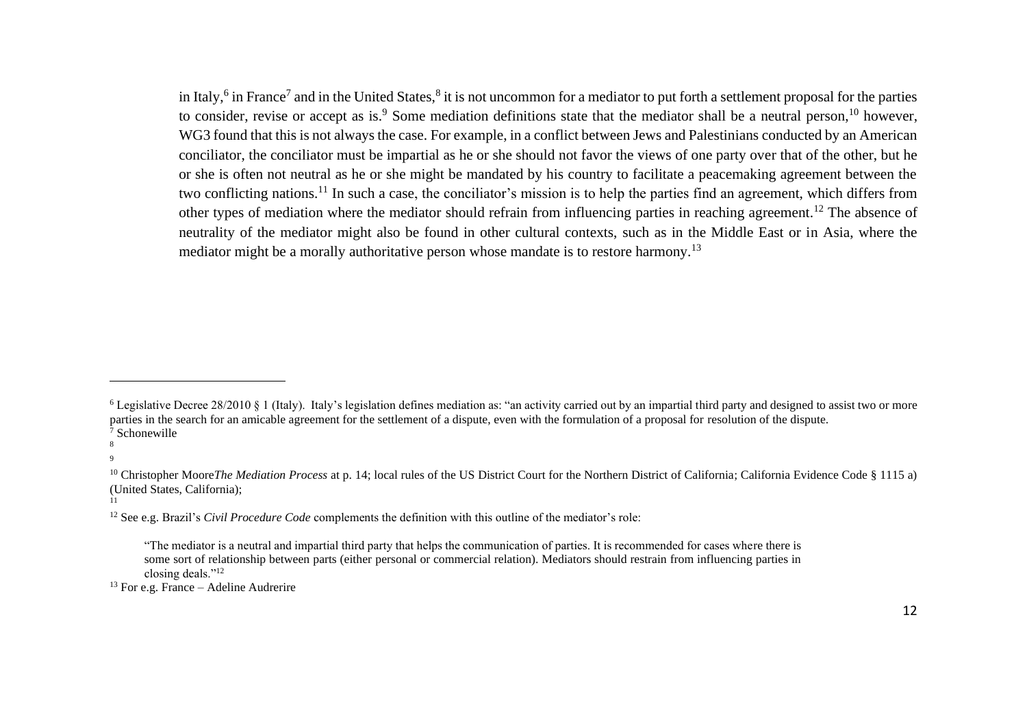in Italy,[6] in France[7] and in the United States,[8] it is not uncommon for a mediator to put forth a settlement proposal for the parties to consider, revise or accept as is.[9] Some mediation definitions state that the mediator shall be a neutral person,[10] however, WG3 found that this is not always the case. For example, in a conflict between Jews and Palestinians conducted by an American conciliator, the conciliator must be impartial as he or she should not favor the views of one party over that of the other, but he or she is often not neutral as he or she might be mandated by his country to facilitate a peacemaking agreement between the two conflicting nations.[11] In such a case, the conciliator's mission is to help the parties find an agreement, which differs from other types of mediation where the mediator should refrain from influencing parties in reaching agreement.[12] The absence of neutrality of the mediator might also be found in other cultural contexts, such as in the Middle East or in Asia, where the mediator might be a morally authoritative person whose mandate is to restore harmony.[13]

---

[6] Legislative Decree 28/2010 § 1 (Italy). Italy's legislation defines mediation as: "an activity carried out by an impartial third party and designed to assist two or more parties in the search for an amicable agreement for the settlement of a dispute, even with the formulation of a proposal for resolution of the dispute.

[7] Schonewille

[8]

[9]

[10] Christopher Moore*The Mediation Process* at p. 14; local rules of the US District Court for the Northern District of California; California Evidence Code § 1115 a) (United States, California);

[11]

[12] See e.g. Brazil's *Civil Procedure Code* complements the definition with this outline of the mediator's role:

> "The mediator is a neutral and impartial third party that helps the communication of parties. It is recommended for cases where there is some sort of relationship between parts (either personal or commercial relation). Mediators should restrain from influencing parties in closing deals."[12]

[13] For e.g. France – Adeline Audrerire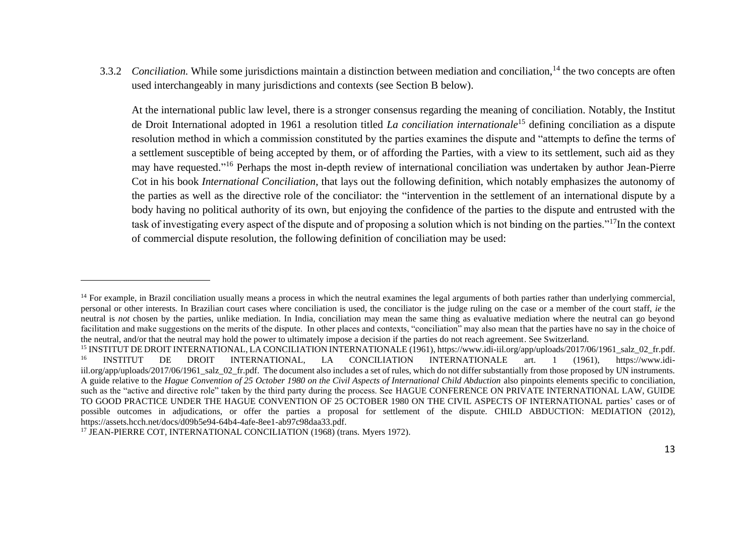3.3.2 *Conciliation.* While some jurisdictions maintain a distinction between mediation and conciliation,[14] the two concepts are often used interchangeably in many jurisdictions and contexts (see Section B below).

At the international public law level, there is a stronger consensus regarding the meaning of conciliation. Notably, the Institut de Droit International adopted in 1961 a resolution titled *La conciliation internationale*[15] defining conciliation as a dispute resolution method in which a commission constituted by the parties examines the dispute and "attempts to define the terms of a settlement susceptible of being accepted by them, or of affording the Parties, with a view to its settlement, such aid as they may have requested."[16] Perhaps the most in-depth review of international conciliation was undertaken by author Jean-Pierre Cot in his book *International Conciliation*, that lays out the following definition, which notably emphasizes the autonomy of the parties as well as the directive role of the conciliator: the "intervention in the settlement of an international dispute by a body having no political authority of its own, but enjoying the confidence of the parties to the dispute and entrusted with the task of investigating every aspect of the dispute and of proposing a solution which is not binding on the parties."[17] In the context of commercial dispute resolution, the following definition of conciliation may be used:

---

[14] For example, in Brazil conciliation usually means a process in which the neutral examines the legal arguments of both parties rather than underlying commercial, personal or other interests. In Brazilian court cases where conciliation is used, the conciliator is the judge ruling on the case or a member of the court staff, *ie* the neutral is *not* chosen by the parties, unlike mediation. In India, conciliation may mean the same thing as evaluative mediation where the neutral can go beyond facilitation and make suggestions on the merits of the dispute. In other places and contexts, "conciliation" may also mean that the parties have no say in the choice of the neutral, and/or that the neutral may hold the power to ultimately impose a decision if the parties do not reach agreement. See Switzerland.

[15] INSTITUT DE DROIT INTERNATIONAL, LA CONCILIATION INTERNATIONALE (1961), https://www.idi-iil.org/app/uploads/2017/06/1961_salz_02_fr.pdf.

[16] INSTITUT DE DROIT INTERNATIONAL, LA CONCILIATION INTERNATIONALE art. 1 (1961), https://www.idi-iil.org/app/uploads/2017/06/1961_salz_02_fr.pdf. The document also includes a set of rules, which do not differ substantially from those proposed by UN instruments. A guide relative to the *Hague Convention of 25 October 1980 on the Civil Aspects of International Child Abduction* also pinpoints elements specific to conciliation, such as the "active and directive role" taken by the third party during the process. See HAGUE CONFERENCE ON PRIVATE INTERNATIONAL LAW, GUIDE TO GOOD PRACTICE UNDER THE HAGUE CONVENTION OF 25 OCTOBER 1980 ON THE CIVIL ASPECTS OF INTERNATIONAL parties' cases or of possible outcomes in adjudications, or offer the parties a proposal for settlement of the dispute. CHILD ABDUCTION: MEDIATION (2012), https://assets.hcch.net/docs/d09b5e94-64b4-4afe-8ee1-ab97c98daa33.pdf.

[17] JEAN-PIERRE COT, INTERNATIONAL CONCILIATION (1968) (trans. Myers 1972).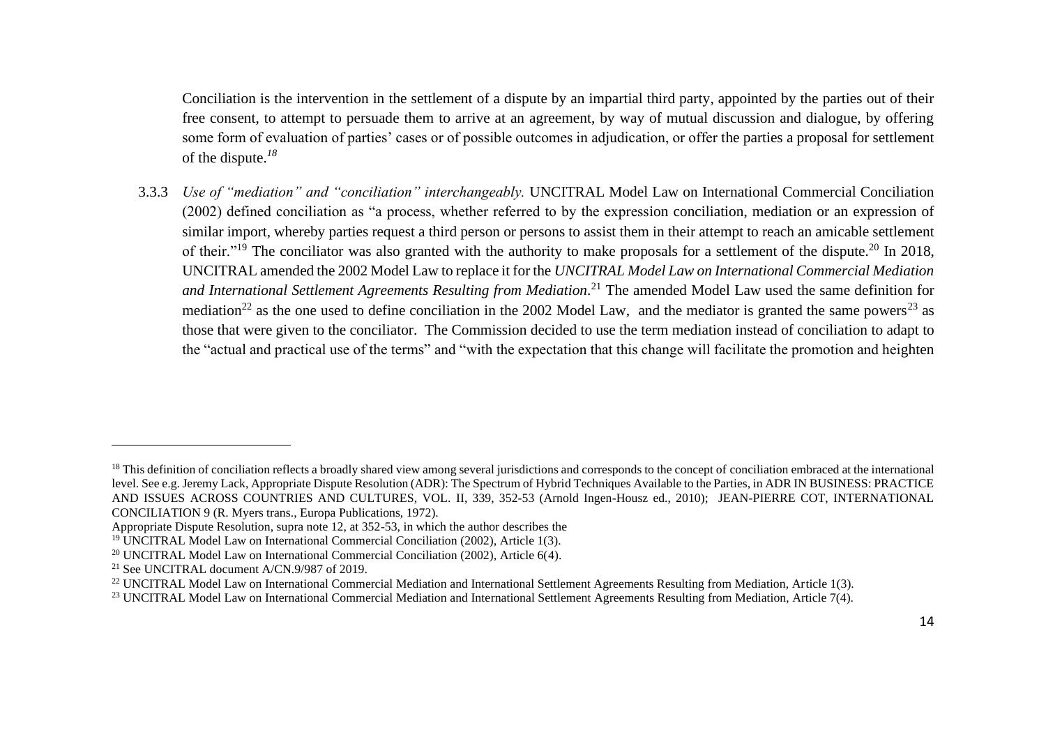Conciliation is the intervention in the settlement of a dispute by an impartial third party, appointed by the parties out of their free consent, to attempt to persuade them to arrive at an agreement, by way of mutual discussion and dialogue, by offering some form of evaluation of parties' cases or of possible outcomes in adjudication, or offer the parties a proposal for settlement of the dispute.[18]

3.3.3 *Use of "mediation" and "conciliation" interchangeably.* UNCITRAL Model Law on International Commercial Conciliation (2002) defined conciliation as "a process, whether referred to by the expression conciliation, mediation or an expression of similar import, whereby parties request a third person or persons to assist them in their attempt to reach an amicable settlement of their."[19] The conciliator was also granted with the authority to make proposals for a settlement of the dispute.[20] In 2018, UNCITRAL amended the 2002 Model Law to replace it for the *UNCITRAL Model Law on International Commercial Mediation and International Settlement Agreements Resulting from Mediation*.[21] The amended Model Law used the same definition for mediation[22] as the one used to define conciliation in the 2002 Model Law, and the mediator is granted the same powers[23] as those that were given to the conciliator. The Commission decided to use the term mediation instead of conciliation to adapt to the "actual and practical use of the terms" and "with the expectation that this change will facilitate the promotion and heighten

---

[18] This definition of conciliation reflects a broadly shared view among several jurisdictions and corresponds to the concept of conciliation embraced at the international level. See e.g. Jeremy Lack, Appropriate Dispute Resolution (ADR): The Spectrum of Hybrid Techniques Available to the Parties, in ADR IN BUSINESS: PRACTICE AND ISSUES ACROSS COUNTRIES AND CULTURES, VOL. II, 339, 352-53 (Arnold Ingen-Housz ed., 2010); JEAN-PIERRE COT, INTERNATIONAL CONCILIATION 9 (R. Myers trans., Europa Publications, 1972).
Appropriate Dispute Resolution, supra note 12, at 352-53, in which the author describes the

[19] UNCITRAL Model Law on International Commercial Conciliation (2002), Article 1(3).

[20] UNCITRAL Model Law on International Commercial Conciliation (2002), Article 6(4).

[21] See UNCITRAL document A/CN.9/987 of 2019.

[22] UNCITRAL Model Law on International Commercial Mediation and International Settlement Agreements Resulting from Mediation, Article 1(3).

[23] UNCITRAL Model Law on International Commercial Mediation and International Settlement Agreements Resulting from Mediation, Article 7(4).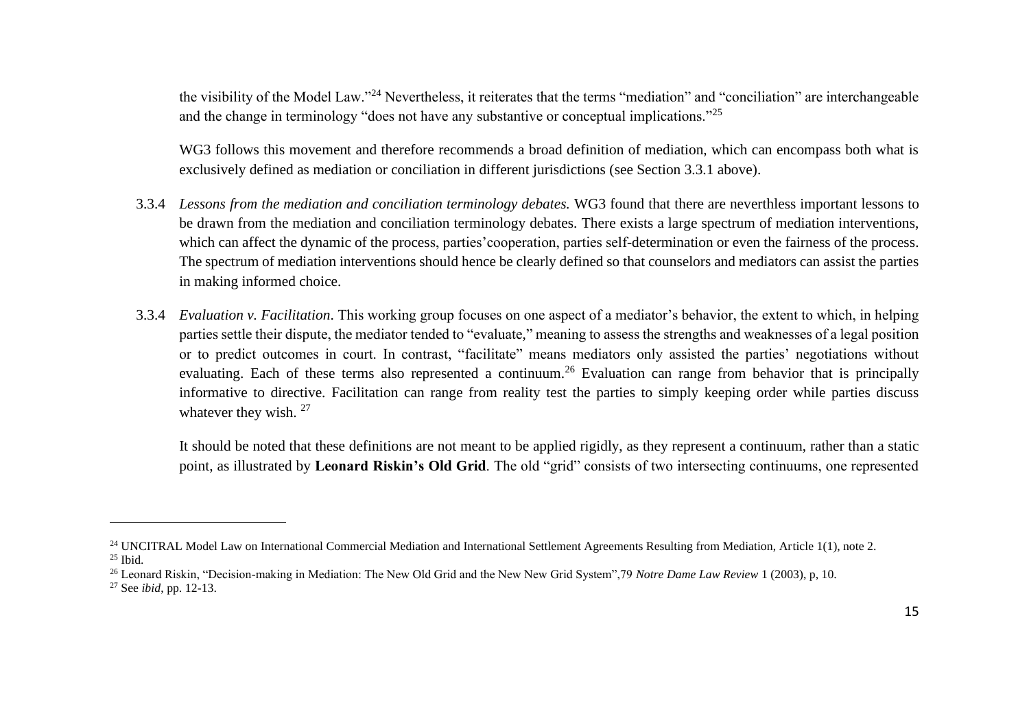the visibility of the Model Law."[24] Nevertheless, it reiterates that the terms "mediation" and "conciliation" are interchangeable and the change in terminology "does not have any substantive or conceptual implications."[25]

WG3 follows this movement and therefore recommends a broad definition of mediation, which can encompass both what is exclusively defined as mediation or conciliation in different jurisdictions (see Section 3.3.1 above).

3.3.4 *Lessons from the mediation and conciliation terminology debates.* WG3 found that there are neverthless important lessons to be drawn from the mediation and conciliation terminology debates. There exists a large spectrum of mediation interventions, which can affect the dynamic of the process, parties'cooperation, parties self-determination or even the fairness of the process. The spectrum of mediation interventions should hence be clearly defined so that counselors and mediators can assist the parties in making informed choice.

3.3.4 *Evaluation v. Facilitation*. This working group focuses on one aspect of a mediator's behavior, the extent to which, in helping parties settle their dispute, the mediator tended to "evaluate," meaning to assess the strengths and weaknesses of a legal position or to predict outcomes in court. In contrast, "facilitate" means mediators only assisted the parties' negotiations without evaluating. Each of these terms also represented a continuum.[26] Evaluation can range from behavior that is principally informative to directive. Facilitation can range from reality test the parties to simply keeping order while parties discuss whatever they wish. [27]

It should be noted that these definitions are not meant to be applied rigidly, as they represent a continuum, rather than a static point, as illustrated by **Leonard Riskin's Old Grid**. The old "grid" consists of two intersecting continuums, one represented

---

[24] UNCITRAL Model Law on International Commercial Mediation and International Settlement Agreements Resulting from Mediation, Article 1(1), note 2.

[25] Ibid.

[26] Leonard Riskin, "Decision-making in Mediation: The New Old Grid and the New New Grid System",79 *Notre Dame Law Review* 1 (2003), p, 10.

[27] See *ibid*, pp. 12-13.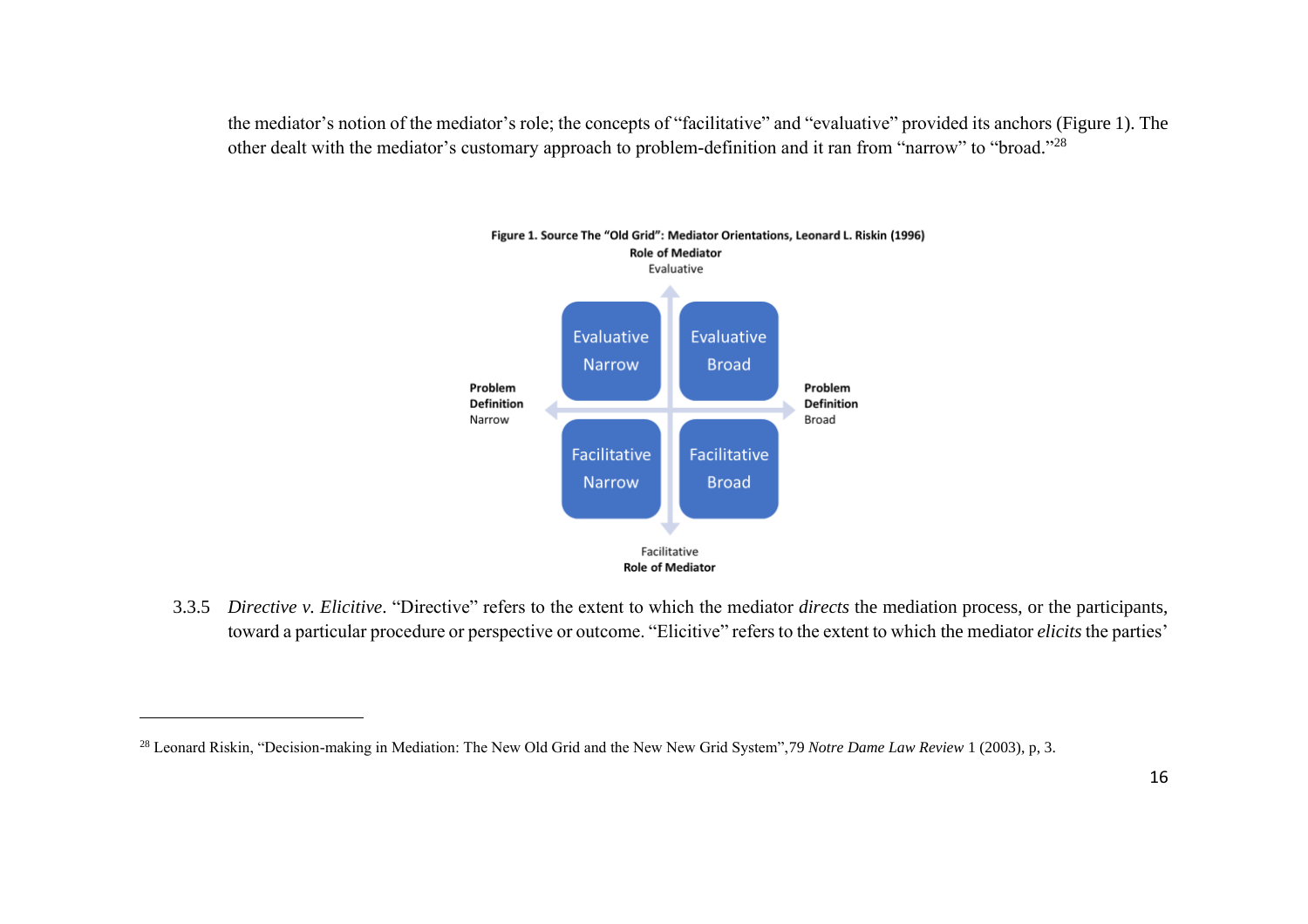the mediator's notion of the mediator's role; the concepts of "facilitative" and "evaluative" provided its anchors (Figure 1). The other dealt with the mediator's customary approach to problem-definition and it ran from "narrow" to "broad."[28]

**Figure 1. Source The "Old Grid": Mediator Orientations, Leonard L. Riskin (1996)**

| | **Problem Definition** Narrow | **Problem Definition** Broad |
|---|---|---|
| **Role of Mediator** Evaluative | Evaluative Narrow | Evaluative Broad |
| **Role of Mediator** Facilitative | Facilitative Narrow | Facilitative Broad |

3.3.5 *Directive v. Elicitive*. "Directive" refers to the extent to which the mediator *directs* the mediation process, or the participants, toward a particular procedure or perspective or outcome. "Elicitive" refers to the extent to which the mediator *elicits* the parties'

---

[28] Leonard Riskin, "Decision-making in Mediation: The New Old Grid and the New New Grid System",79 *Notre Dame Law Review* 1 (2003), p, 3.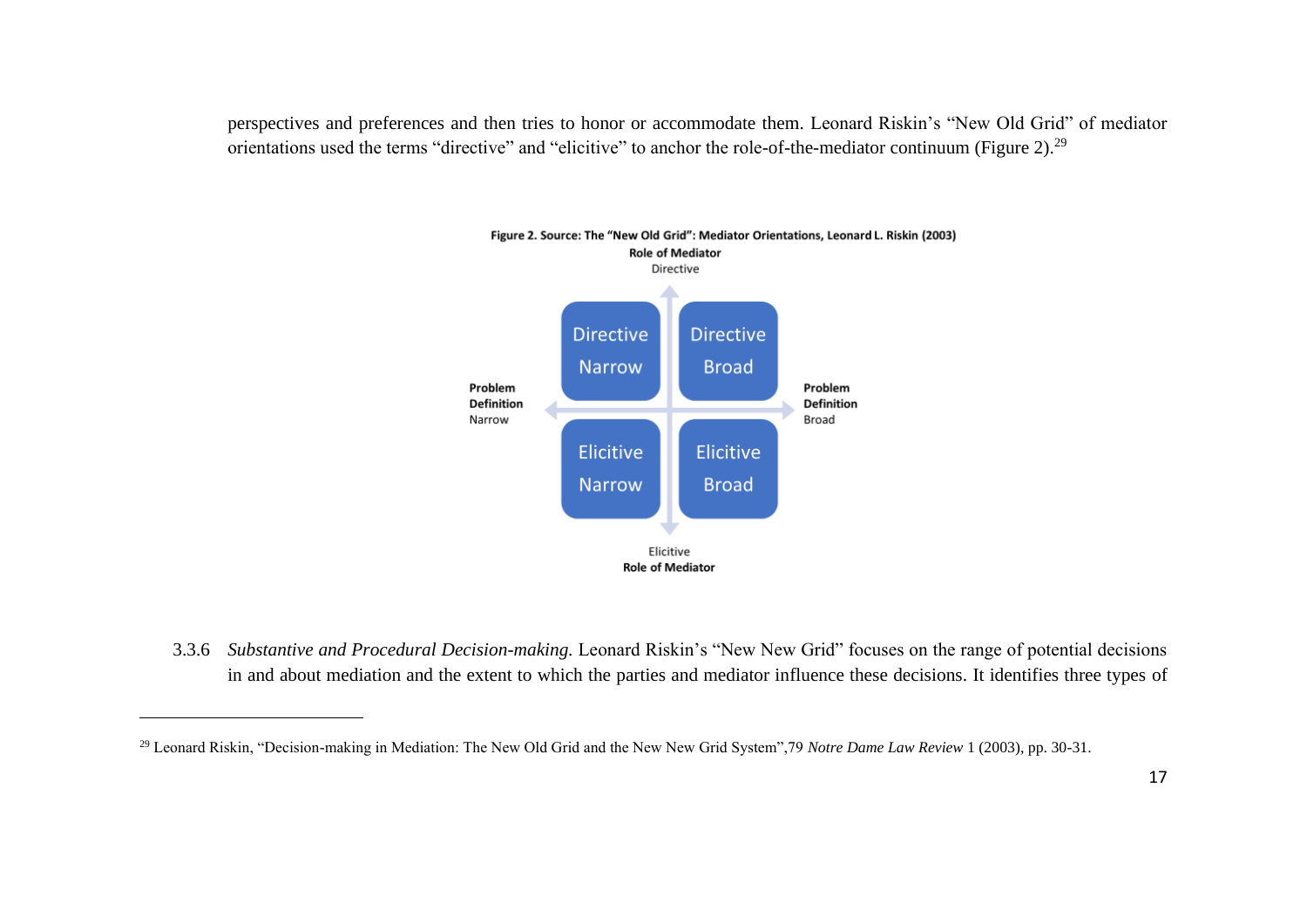perspectives and preferences and then tries to honor or accommodate them. Leonard Riskin's "New Old Grid" of mediator orientations used the terms "directive" and "elicitive" to anchor the role-of-the-mediator continuum (Figure 2).[29]

**Figure 2. Source: The "New Old Grid": Mediator Orientations, Leonard L. Riskin (2003)**

**Role of Mediator**
Directive

| | Problem Definition Narrow | Problem Definition Broad |
|---|---|---|
| **Directive** | Directive Narrow | Directive Broad |
| **Elicitive** | Elicitive Narrow | Elicitive Broad |

Elicitive
**Role of Mediator**

3.3.6 *Substantive and Procedural Decision-making.* Leonard Riskin's "New New Grid" focuses on the range of potential decisions in and about mediation and the extent to which the parties and mediator influence these decisions. It identifies three types of

---

[29] Leonard Riskin, "Decision-making in Mediation: The New Old Grid and the New New Grid System",79 *Notre Dame Law Review* 1 (2003), pp. 30-31.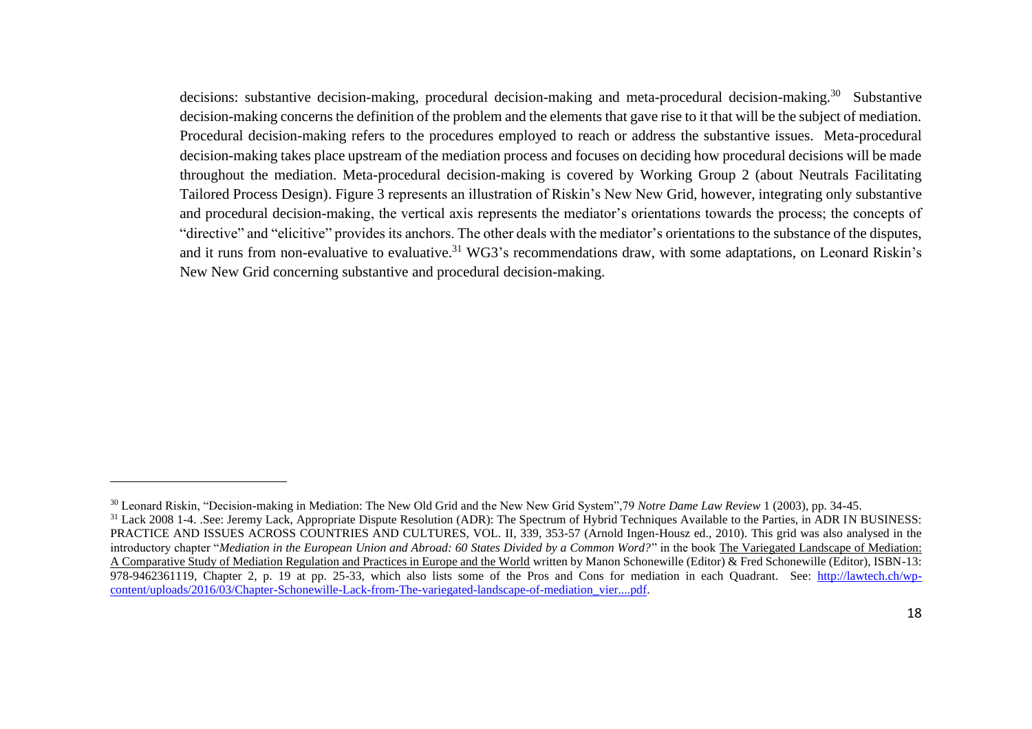decisions: substantive decision-making, procedural decision-making and meta-procedural decision-making.[30] Substantive decision-making concerns the definition of the problem and the elements that gave rise to it that will be the subject of mediation. Procedural decision-making refers to the procedures employed to reach or address the substantive issues. Meta-procedural decision-making takes place upstream of the mediation process and focuses on deciding how procedural decisions will be made throughout the mediation. Meta-procedural decision-making is covered by Working Group 2 (about Neutrals Facilitating Tailored Process Design). Figure 3 represents an illustration of Riskin's New New Grid, however, integrating only substantive and procedural decision-making, the vertical axis represents the mediator's orientations towards the process; the concepts of "directive" and "elicitive" provides its anchors. The other deals with the mediator's orientations to the substance of the disputes, and it runs from non-evaluative to evaluative.[31] WG3's recommendations draw, with some adaptations, on Leonard Riskin's New New Grid concerning substantive and procedural decision-making.

---

[30] Leonard Riskin, "Decision-making in Mediation: The New Old Grid and the New New Grid System",79 *Notre Dame Law Review* 1 (2003), pp. 34-45.

[31] Lack 2008 1-4. .See: Jeremy Lack, Appropriate Dispute Resolution (ADR): The Spectrum of Hybrid Techniques Available to the Parties, in ADR IN BUSINESS: PRACTICE AND ISSUES ACROSS COUNTRIES AND CULTURES, VOL. II, 339, 353-57 (Arnold Ingen-Housz ed., 2010). This grid was also analysed in the introductory chapter "*Mediation in the European Union and Abroad: 60 States Divided by a Common Word?*" in the book The Variegated Landscape of Mediation: A Comparative Study of Mediation Regulation and Practices in Europe and the World written by Manon Schonewille (Editor) & Fred Schonewille (Editor), ISBN-13: 978-9462361119, Chapter 2, p. 19 at pp. 25-33, which also lists some of the Pros and Cons for mediation in each Quadrant. See: http://lawtech.ch/wp-content/uploads/2016/03/Chapter-Schonewille-Lack-from-The-variegated-landscape-of-mediation_vier....pdf.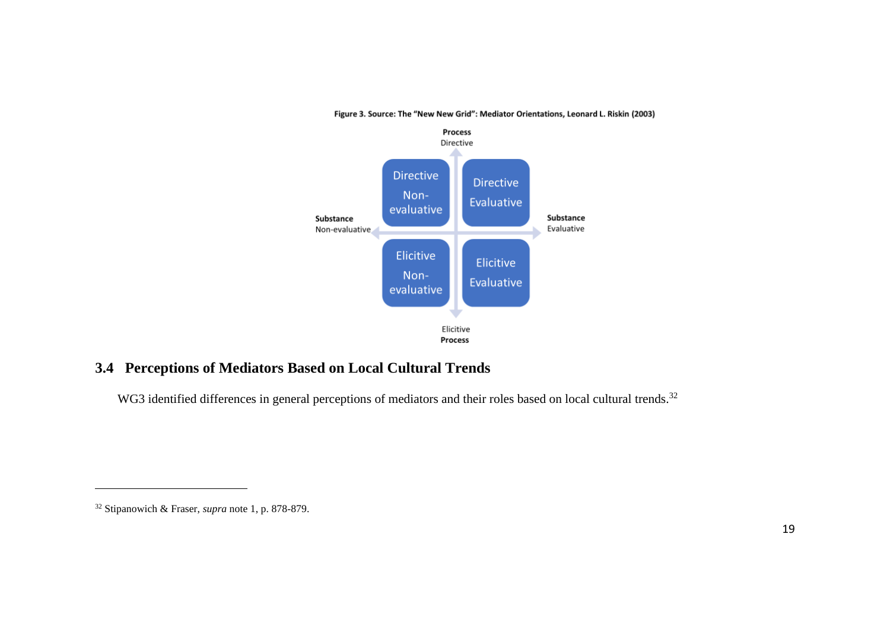Figure 3. Source: The "New New Grid": Mediator Orientations, Leonard L. Riskin (2003)

| | Substance Non-evaluative | Substance Evaluative |
| --- | --- | --- |
| **Process Directive** | Directive Non-evaluative | Directive Evaluative |
| **Process Elicitive** | Elicitive Non-evaluative | Elicitive Evaluative |

## 3.4 Perceptions of Mediators Based on Local Cultural Trends

WG3 identified differences in general perceptions of mediators and their roles based on local cultural trends.[32]

---

[32] Stipanowich & Fraser, *supra* note 1, p. 878-879.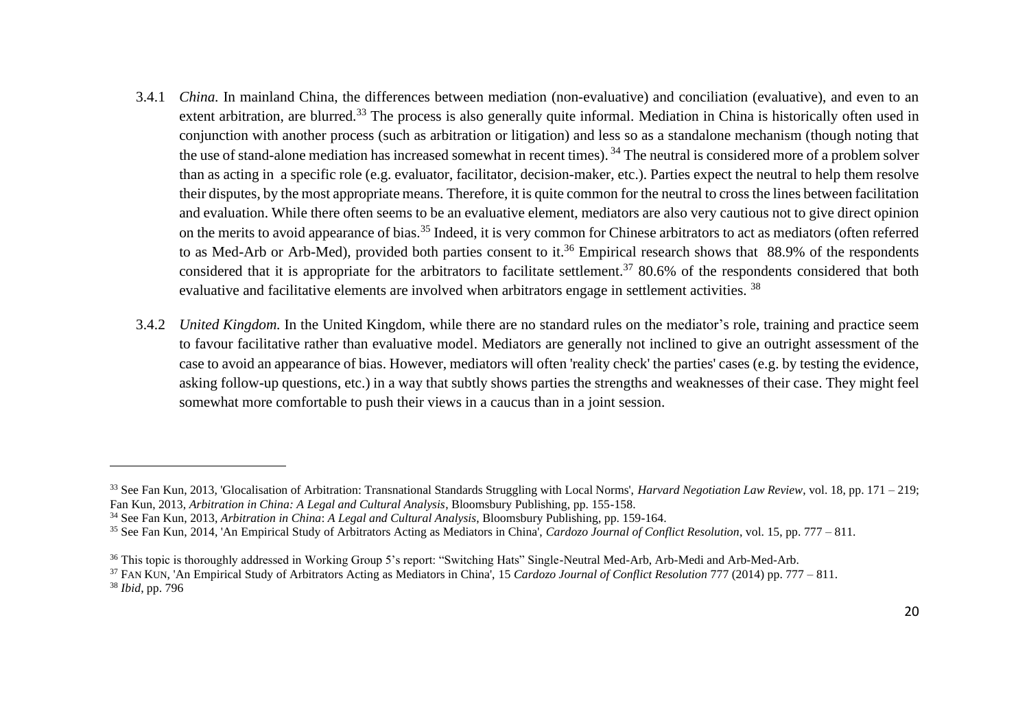3.4.1 *China.* In mainland China, the differences between mediation (non-evaluative) and conciliation (evaluative), and even to an extent arbitration, are blurred.[33] The process is also generally quite informal. Mediation in China is historically often used in conjunction with another process (such as arbitration or litigation) and less so as a standalone mechanism (though noting that the use of stand-alone mediation has increased somewhat in recent times). [34] The neutral is considered more of a problem solver than as acting in a specific role (e.g. evaluator, facilitator, decision-maker, etc.). Parties expect the neutral to help them resolve their disputes, by the most appropriate means. Therefore, it is quite common for the neutral to cross the lines between facilitation and evaluation. While there often seems to be an evaluative element, mediators are also very cautious not to give direct opinion on the merits to avoid appearance of bias.[35] Indeed, it is very common for Chinese arbitrators to act as mediators (often referred to as Med-Arb or Arb-Med), provided both parties consent to it.[36] Empirical research shows that 88.9% of the respondents considered that it is appropriate for the arbitrators to facilitate settlement.[37] 80.6% of the respondents considered that both evaluative and facilitative elements are involved when arbitrators engage in settlement activities. [38]

3.4.2 *United Kingdom.* In the United Kingdom, while there are no standard rules on the mediator's role, training and practice seem to favour facilitative rather than evaluative model. Mediators are generally not inclined to give an outright assessment of the case to avoid an appearance of bias. However, mediators will often 'reality check' the parties' cases (e.g. by testing the evidence, asking follow-up questions, etc.) in a way that subtly shows parties the strengths and weaknesses of their case. They might feel somewhat more comfortable to push their views in a caucus than in a joint session.

---

[33] See Fan Kun, 2013, 'Glocalisation of Arbitration: Transnational Standards Struggling with Local Norms', *Harvard Negotiation Law Review*, vol. 18, pp. 171 – 219; Fan Kun, 2013, *Arbitration in China: A Legal and Cultural Analysis*, Bloomsbury Publishing, pp. 155-158.

[34] See Fan Kun, 2013, *Arbitration in China*: *A Legal and Cultural Analysis*, Bloomsbury Publishing, pp. 159-164.

[35] See Fan Kun, 2014, 'An Empirical Study of Arbitrators Acting as Mediators in China', *Cardozo Journal of Conflict Resolution*, vol. 15, pp. 777 – 811.

[36] This topic is thoroughly addressed in Working Group 5's report: "Switching Hats" Single-Neutral Med-Arb, Arb-Medi and Arb-Med-Arb.

[37] FAN KUN, 'An Empirical Study of Arbitrators Acting as Mediators in China', 15 *Cardozo Journal of Conflict Resolution* 777 (2014) pp. 777 – 811.

[38] *Ibid*, pp. 796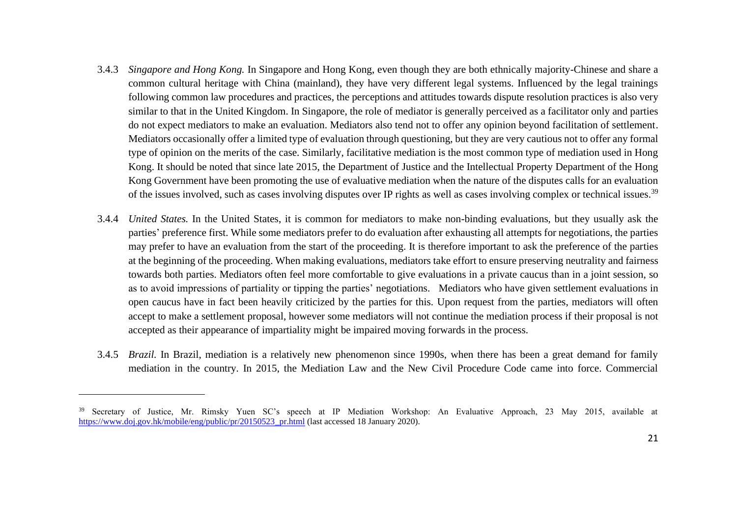3.4.3 *Singapore and Hong Kong.* In Singapore and Hong Kong, even though they are both ethnically majority-Chinese and share a common cultural heritage with China (mainland), they have very different legal systems. Influenced by the legal trainings following common law procedures and practices, the perceptions and attitudes towards dispute resolution practices is also very similar to that in the United Kingdom. In Singapore, the role of mediator is generally perceived as a facilitator only and parties do not expect mediators to make an evaluation. Mediators also tend not to offer any opinion beyond facilitation of settlement. Mediators occasionally offer a limited type of evaluation through questioning, but they are very cautious not to offer any formal type of opinion on the merits of the case. Similarly, facilitative mediation is the most common type of mediation used in Hong Kong. It should be noted that since late 2015, the Department of Justice and the Intellectual Property Department of the Hong Kong Government have been promoting the use of evaluative mediation when the nature of the disputes calls for an evaluation of the issues involved, such as cases involving disputes over IP rights as well as cases involving complex or technical issues.[39]

3.4.4 *United States.* In the United States, it is common for mediators to make non-binding evaluations, but they usually ask the parties' preference first. While some mediators prefer to do evaluation after exhausting all attempts for negotiations, the parties may prefer to have an evaluation from the start of the proceeding. It is therefore important to ask the preference of the parties at the beginning of the proceeding. When making evaluations, mediators take effort to ensure preserving neutrality and fairness towards both parties. Mediators often feel more comfortable to give evaluations in a private caucus than in a joint session, so as to avoid impressions of partiality or tipping the parties' negotiations. Mediators who have given settlement evaluations in open caucus have in fact been heavily criticized by the parties for this. Upon request from the parties, mediators will often accept to make a settlement proposal, however some mediators will not continue the mediation process if their proposal is not accepted as their appearance of impartiality might be impaired moving forwards in the process.

3.4.5 *Brazil.* In Brazil, mediation is a relatively new phenomenon since 1990s, when there has been a great demand for family mediation in the country. In 2015, the Mediation Law and the New Civil Procedure Code came into force. Commercial

---

[39] Secretary of Justice, Mr. Rimsky Yuen SC's speech at IP Mediation Workshop: An Evaluative Approach, 23 May 2015, available at https://www.doj.gov.hk/mobile/eng/public/pr/20150523_pr.html (last accessed 18 January 2020).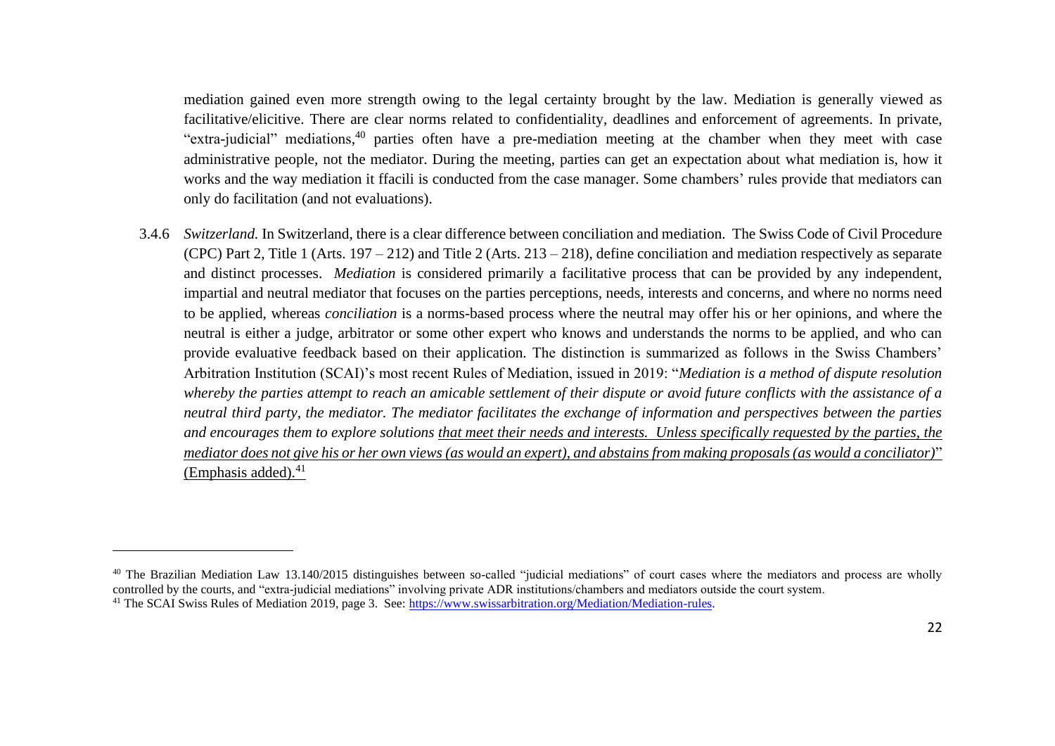mediation gained even more strength owing to the legal certainty brought by the law. Mediation is generally viewed as facilitative/elicitive. There are clear norms related to confidentiality, deadlines and enforcement of agreements. In private, "extra-judicial" mediations,[40] parties often have a pre-mediation meeting at the chamber when they meet with case administrative people, not the mediator. During the meeting, parties can get an expectation about what mediation is, how it works and the way mediation it ffacili is conducted from the case manager. Some chambers' rules provide that mediators can only do facilitation (and not evaluations).

3.4.6 *Switzerland.* In Switzerland, there is a clear difference between conciliation and mediation. The Swiss Code of Civil Procedure (CPC) Part 2, Title 1 (Arts. 197 – 212) and Title 2 (Arts. 213 – 218), define conciliation and mediation respectively as separate and distinct processes. *Mediation* is considered primarily a facilitative process that can be provided by any independent, impartial and neutral mediator that focuses on the parties perceptions, needs, interests and concerns, and where no norms need to be applied, whereas *conciliation* is a norms-based process where the neutral may offer his or her opinions, and where the neutral is either a judge, arbitrator or some other expert who knows and understands the norms to be applied, and who can provide evaluative feedback based on their application. The distinction is summarized as follows in the Swiss Chambers' Arbitration Institution (SCAI)'s most recent Rules of Mediation, issued in 2019: "*Mediation is a method of dispute resolution whereby the parties attempt to reach an amicable settlement of their dispute or avoid future conflicts with the assistance of a neutral third party, the mediator. The mediator facilitates the exchange of information and perspectives between the parties and encourages them to explore solutions <u>that meet their needs and interests. Unless specifically requested by the parties, the mediator does not give his or her own views (as would an expert), and abstains from making proposals (as would a conciliator)</u>*" <u>(Emphasis added).</u>[41]

---

[40] The Brazilian Mediation Law 13.140/2015 distinguishes between so-called "judicial mediations" of court cases where the mediators and process are wholly controlled by the courts, and "extra-judicial mediations" involving private ADR institutions/chambers and mediators outside the court system.

[41] The SCAI Swiss Rules of Mediation 2019, page 3. See: https://www.swissarbitration.org/Mediation/Mediation-rules.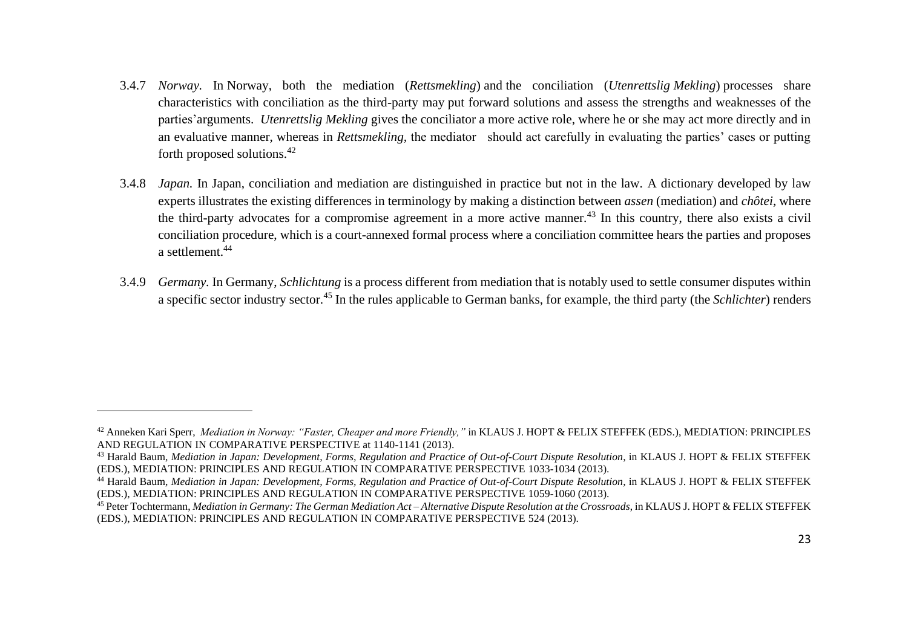3.4.7 *Norway.* In Norway, both the mediation (*Rettsmekling*) and the conciliation (*Utenrettslig Mekling*) processes share characteristics with conciliation as the third-party may put forward solutions and assess the strengths and weaknesses of the parties'arguments. *Utenrettslig Mekling* gives the conciliator a more active role, where he or she may act more directly and in an evaluative manner, whereas in *Rettsmekling*, the mediator should act carefully in evaluating the parties' cases or putting forth proposed solutions.[42]

3.4.8 *Japan.* In Japan, conciliation and mediation are distinguished in practice but not in the law. A dictionary developed by law experts illustrates the existing differences in terminology by making a distinction between *assen* (mediation) and *chôtei*, where the third-party advocates for a compromise agreement in a more active manner.[43] In this country, there also exists a civil conciliation procedure, which is a court-annexed formal process where a conciliation committee hears the parties and proposes a settlement.[44]

3.4.9 *Germany.* In Germany, *Schlichtung* is a process different from mediation that is notably used to settle consumer disputes within a specific sector industry sector.[45] In the rules applicable to German banks, for example, the third party (the *Schlichter*) renders

---

[42] Anneken Kari Sperr, *Mediation in Norway: "Faster, Cheaper and more Friendly,"* in KLAUS J. HOPT & FELIX STEFFEK (EDS.), MEDIATION: PRINCIPLES AND REGULATION IN COMPARATIVE PERSPECTIVE at 1140-1141 (2013).

[43] Harald Baum, *Mediation in Japan: Development, Forms, Regulation and Practice of Out-of-Court Dispute Resolution*, in KLAUS J. HOPT & FELIX STEFFEK (EDS.), MEDIATION: PRINCIPLES AND REGULATION IN COMPARATIVE PERSPECTIVE 1033-1034 (2013).

[44] Harald Baum, *Mediation in Japan: Development, Forms, Regulation and Practice of Out-of-Court Dispute Resolution*, in KLAUS J. HOPT & FELIX STEFFEK (EDS.), MEDIATION: PRINCIPLES AND REGULATION IN COMPARATIVE PERSPECTIVE 1059-1060 (2013).

[45] Peter Tochtermann, *Mediation in Germany: The German Mediation Act – Alternative Dispute Resolution at the Crossroads*, in KLAUS J. HOPT & FELIX STEFFEK (EDS.), MEDIATION: PRINCIPLES AND REGULATION IN COMPARATIVE PERSPECTIVE 524 (2013).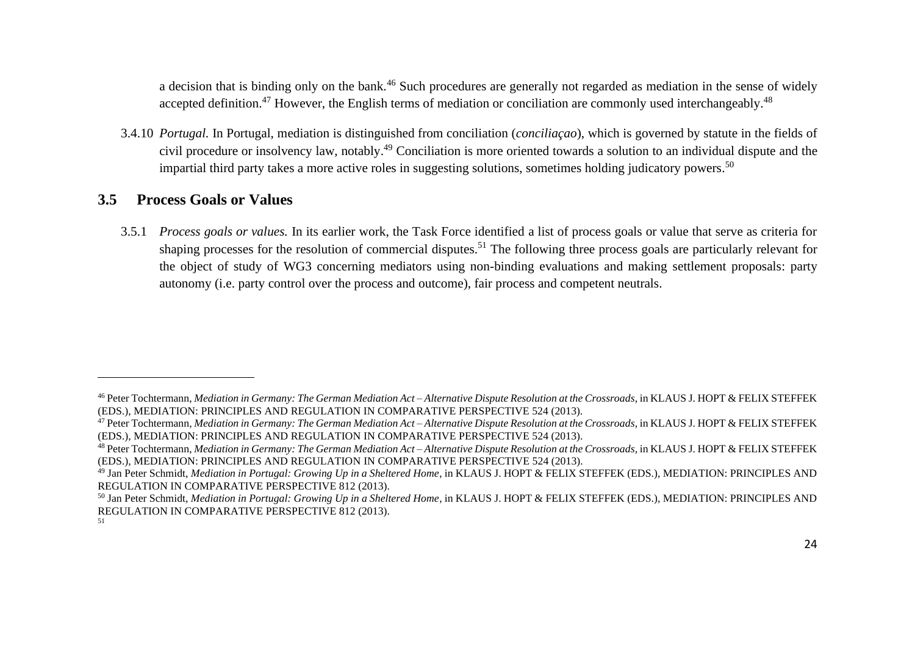a decision that is binding only on the bank.[46] Such procedures are generally not regarded as mediation in the sense of widely accepted definition.[47] However, the English terms of mediation or conciliation are commonly used interchangeably.[48]

3.4.10 *Portugal.* In Portugal, mediation is distinguished from conciliation (*conciliaçao*), which is governed by statute in the fields of civil procedure or insolvency law, notably.[49] Conciliation is more oriented towards a solution to an individual dispute and the impartial third party takes a more active roles in suggesting solutions, sometimes holding judicatory powers.[50]

## 3.5 Process Goals or Values

3.5.1 *Process goals or values.* In its earlier work, the Task Force identified a list of process goals or value that serve as criteria for shaping processes for the resolution of commercial disputes.[51] The following three process goals are particularly relevant for the object of study of WG3 concerning mediators using non-binding evaluations and making settlement proposals: party autonomy (i.e. party control over the process and outcome), fair process and competent neutrals.

---

[46] Peter Tochtermann, *Mediation in Germany: The German Mediation Act – Alternative Dispute Resolution at the Crossroads*, in KLAUS J. HOPT & FELIX STEFFEK (EDS.), MEDIATION: PRINCIPLES AND REGULATION IN COMPARATIVE PERSPECTIVE 524 (2013).

[47] Peter Tochtermann, *Mediation in Germany: The German Mediation Act – Alternative Dispute Resolution at the Crossroads*, in KLAUS J. HOPT & FELIX STEFFEK (EDS.), MEDIATION: PRINCIPLES AND REGULATION IN COMPARATIVE PERSPECTIVE 524 (2013).

[48] Peter Tochtermann, *Mediation in Germany: The German Mediation Act – Alternative Dispute Resolution at the Crossroads*, in KLAUS J. HOPT & FELIX STEFFEK (EDS.), MEDIATION: PRINCIPLES AND REGULATION IN COMPARATIVE PERSPECTIVE 524 (2013).

[49] Jan Peter Schmidt, *Mediation in Portugal: Growing Up in a Sheltered Home*, in KLAUS J. HOPT & FELIX STEFFEK (EDS.), MEDIATION: PRINCIPLES AND REGULATION IN COMPARATIVE PERSPECTIVE 812 (2013).

[50] Jan Peter Schmidt, *Mediation in Portugal: Growing Up in a Sheltered Home*, in KLAUS J. HOPT & FELIX STEFFEK (EDS.), MEDIATION: PRINCIPLES AND REGULATION IN COMPARATIVE PERSPECTIVE 812 (2013).

[51]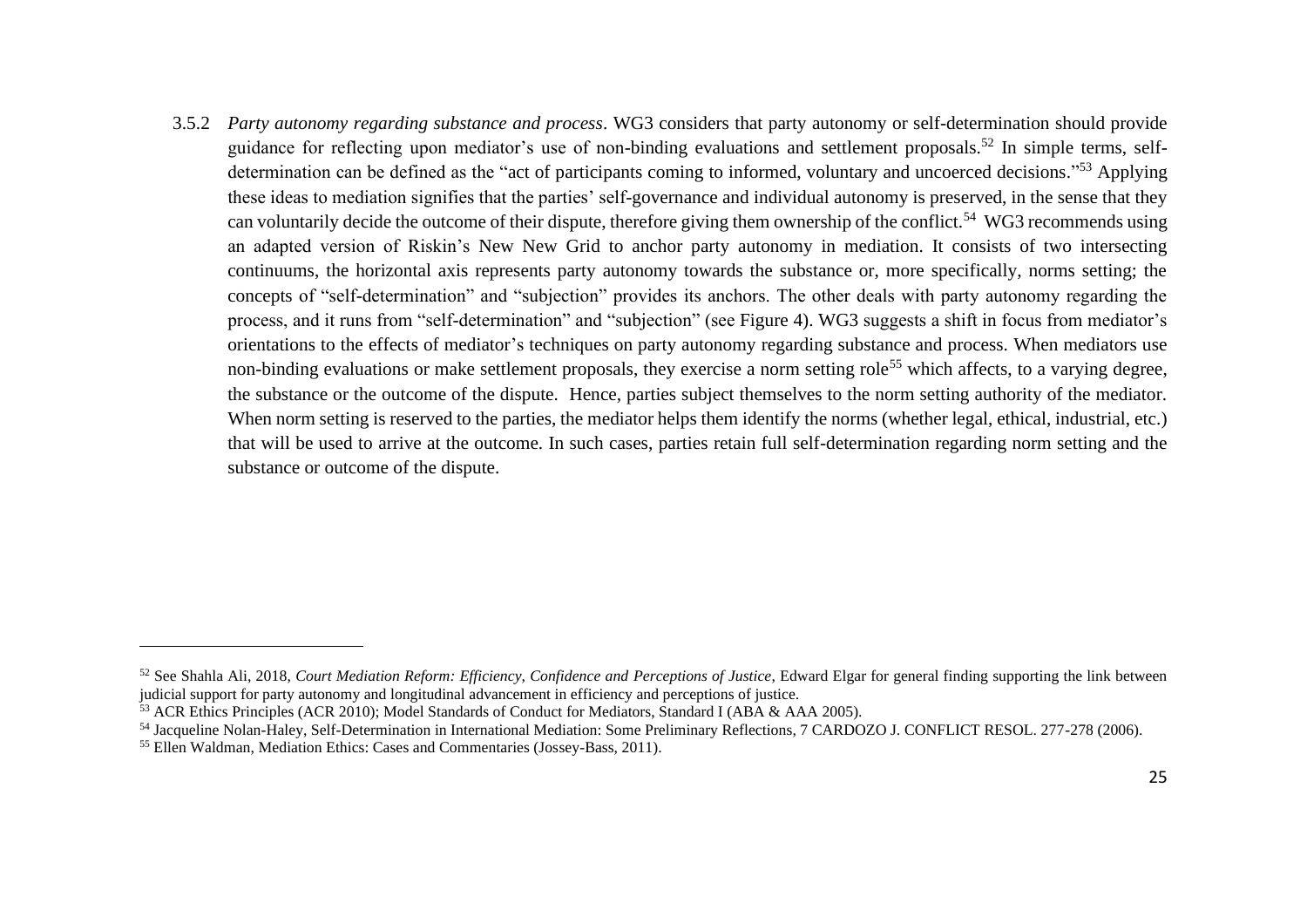3.5.2 *Party autonomy regarding substance and process*. WG3 considers that party autonomy or self-determination should provide guidance for reflecting upon mediator's use of non-binding evaluations and settlement proposals.[52] In simple terms, self-determination can be defined as the "act of participants coming to informed, voluntary and uncoerced decisions."[53] Applying these ideas to mediation signifies that the parties' self-governance and individual autonomy is preserved, in the sense that they can voluntarily decide the outcome of their dispute, therefore giving them ownership of the conflict.[54] WG3 recommends using an adapted version of Riskin's New New Grid to anchor party autonomy in mediation. It consists of two intersecting continuums, the horizontal axis represents party autonomy towards the substance or, more specifically, norms setting; the concepts of "self-determination" and "subjection" provides its anchors. The other deals with party autonomy regarding the process, and it runs from "self-determination" and "subjection" (see Figure 4). WG3 suggests a shift in focus from mediator's orientations to the effects of mediator's techniques on party autonomy regarding substance and process. When mediators use non-binding evaluations or make settlement proposals, they exercise a norm setting role[55] which affects, to a varying degree, the substance or the outcome of the dispute. Hence, parties subject themselves to the norm setting authority of the mediator. When norm setting is reserved to the parties, the mediator helps them identify the norms (whether legal, ethical, industrial, etc.) that will be used to arrive at the outcome. In such cases, parties retain full self-determination regarding norm setting and the substance or outcome of the dispute.

---

[52] See Shahla Ali, 2018, *Court Mediation Reform: Efficiency, Confidence and Perceptions of Justice*, Edward Elgar for general finding supporting the link between judicial support for party autonomy and longitudinal advancement in efficiency and perceptions of justice.

[53] ACR Ethics Principles (ACR 2010); Model Standards of Conduct for Mediators, Standard I (ABA & AAA 2005).

[54] Jacqueline Nolan-Haley, Self-Determination in International Mediation: Some Preliminary Reflections, 7 CARDOZO J. CONFLICT RESOL. 277-278 (2006).

[55] Ellen Waldman, Mediation Ethics: Cases and Commentaries (Jossey-Bass, 2011).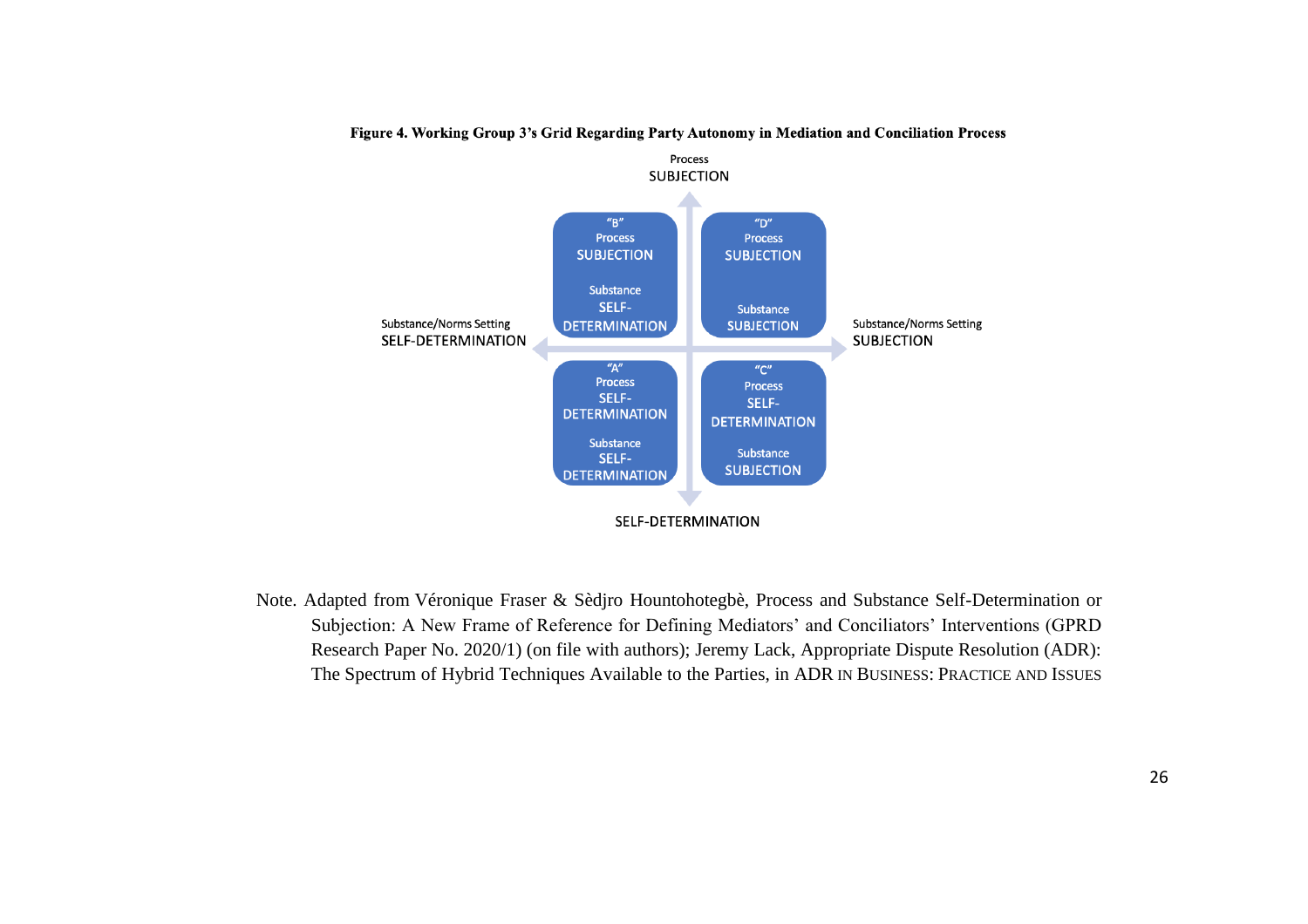**Figure 4. Working Group 3's Grid Regarding Party Autonomy in Mediation and Conciliation Process**

Process
SUBJECTION

| | |
|---|---|
| "B" Process SUBJECTION / Substance SELF-DETERMINATION | "D" Process SUBJECTION / Substance SUBJECTION |
| "A" Process SELF-DETERMINATION / Substance SELF-DETERMINATION | "C" Process SELF-DETERMINATION / Substance SUBJECTION |

Substance/Norms Setting SELF-DETERMINATION ← → Substance/Norms Setting SUBJECTION

SELF-DETERMINATION

Note. Adapted from Véronique Fraser & Sèdjro Hountohotegbè, Process and Substance Self-Determination or Subjection: A New Frame of Reference for Defining Mediators' and Conciliators' Interventions (GPRD Research Paper No. 2020/1) (on file with authors); Jeremy Lack, Appropriate Dispute Resolution (ADR): The Spectrum of Hybrid Techniques Available to the Parties, in ADR IN BUSINESS: PRACTICE AND ISSUES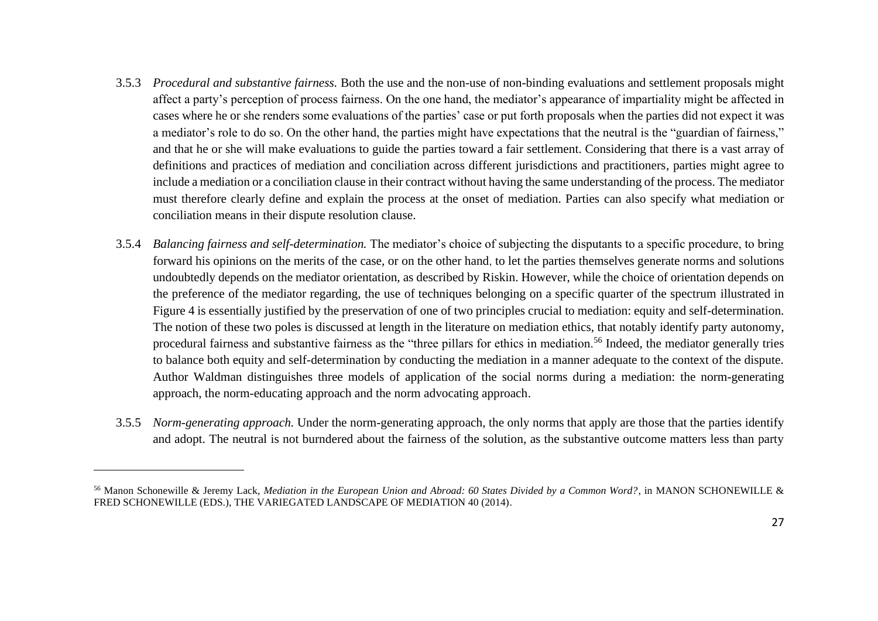3.5.3 *Procedural and substantive fairness.* Both the use and the non-use of non-binding evaluations and settlement proposals might affect a party's perception of process fairness. On the one hand, the mediator's appearance of impartiality might be affected in cases where he or she renders some evaluations of the parties' case or put forth proposals when the parties did not expect it was a mediator's role to do so. On the other hand, the parties might have expectations that the neutral is the "guardian of fairness," and that he or she will make evaluations to guide the parties toward a fair settlement. Considering that there is a vast array of definitions and practices of mediation and conciliation across different jurisdictions and practitioners, parties might agree to include a mediation or a conciliation clause in their contract without having the same understanding of the process. The mediator must therefore clearly define and explain the process at the onset of mediation. Parties can also specify what mediation or conciliation means in their dispute resolution clause.

3.5.4 *Balancing fairness and self-determination.* The mediator's choice of subjecting the disputants to a specific procedure, to bring forward his opinions on the merits of the case, or on the other hand, to let the parties themselves generate norms and solutions undoubtedly depends on the mediator orientation, as described by Riskin. However, while the choice of orientation depends on the preference of the mediator regarding, the use of techniques belonging on a specific quarter of the spectrum illustrated in Figure 4 is essentially justified by the preservation of one of two principles crucial to mediation: equity and self-determination. The notion of these two poles is discussed at length in the literature on mediation ethics, that notably identify party autonomy, procedural fairness and substantive fairness as the "three pillars for ethics in mediation.[56] Indeed, the mediator generally tries to balance both equity and self-determination by conducting the mediation in a manner adequate to the context of the dispute. Author Waldman distinguishes three models of application of the social norms during a mediation: the norm-generating approach, the norm-educating approach and the norm advocating approach.

3.5.5 *Norm-generating approach.* Under the norm-generating approach, the only norms that apply are those that the parties identify and adopt. The neutral is not burndered about the fairness of the solution, as the substantive outcome matters less than party

---

[56] Manon Schonewille & Jeremy Lack, *Mediation in the European Union and Abroad: 60 States Divided by a Common Word?*, in MANON SCHONEWILLE & FRED SCHONEWILLE (EDS.), THE VARIEGATED LANDSCAPE OF MEDIATION 40 (2014).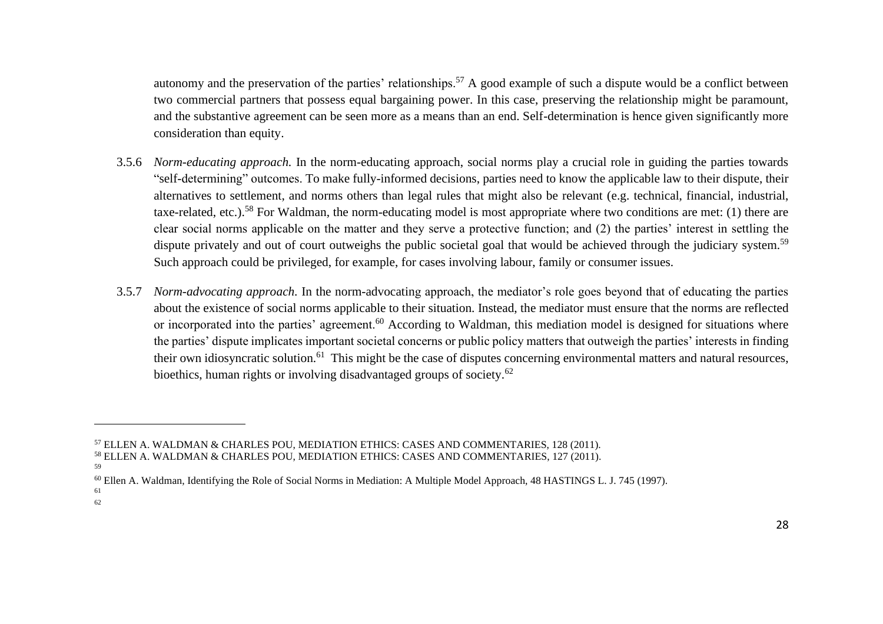autonomy and the preservation of the parties' relationships.[57] A good example of such a dispute would be a conflict between two commercial partners that possess equal bargaining power. In this case, preserving the relationship might be paramount, and the substantive agreement can be seen more as a means than an end. Self-determination is hence given significantly more consideration than equity.

3.5.6 *Norm-educating approach.* In the norm-educating approach, social norms play a crucial role in guiding the parties towards "self-determining" outcomes. To make fully-informed decisions, parties need to know the applicable law to their dispute, their alternatives to settlement, and norms others than legal rules that might also be relevant (e.g. technical, financial, industrial, taxe-related, etc.).[58] For Waldman, the norm-educating model is most appropriate where two conditions are met: (1) there are clear social norms applicable on the matter and they serve a protective function; and (2) the parties' interest in settling the dispute privately and out of court outweighs the public societal goal that would be achieved through the judiciary system.[59] Such approach could be privileged, for example, for cases involving labour, family or consumer issues.

3.5.7 *Norm-advocating approach.* In the norm-advocating approach, the mediator's role goes beyond that of educating the parties about the existence of social norms applicable to their situation. Instead, the mediator must ensure that the norms are reflected or incorporated into the parties' agreement.[60] According to Waldman, this mediation model is designed for situations where the parties' dispute implicates important societal concerns or public policy matters that outweigh the parties' interests in finding their own idiosyncratic solution.[61] This might be the case of disputes concerning environmental matters and natural resources, bioethics, human rights or involving disadvantaged groups of society.[62]

---

[57] ELLEN A. WALDMAN & CHARLES POU, MEDIATION ETHICS: CASES AND COMMENTARIES, 128 (2011).

[58] ELLEN A. WALDMAN & CHARLES POU, MEDIATION ETHICS: CASES AND COMMENTARIES, 127 (2011).

[59]

[60] Ellen A. Waldman, Identifying the Role of Social Norms in Mediation: A Multiple Model Approach, 48 HASTINGS L. J. 745 (1997).

[61]

[62]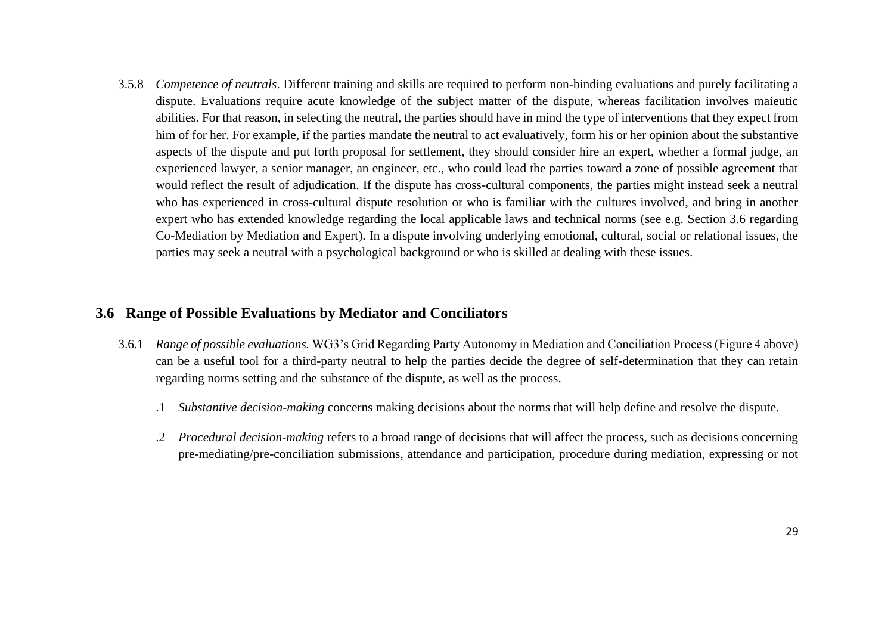3.5.8 *Competence of neutrals*. Different training and skills are required to perform non-binding evaluations and purely facilitating a dispute. Evaluations require acute knowledge of the subject matter of the dispute, whereas facilitation involves maieutic abilities. For that reason, in selecting the neutral, the parties should have in mind the type of interventions that they expect from him of for her. For example, if the parties mandate the neutral to act evaluatively, form his or her opinion about the substantive aspects of the dispute and put forth proposal for settlement, they should consider hire an expert, whether a formal judge, an experienced lawyer, a senior manager, an engineer, etc., who could lead the parties toward a zone of possible agreement that would reflect the result of adjudication. If the dispute has cross-cultural components, the parties might instead seek a neutral who has experienced in cross-cultural dispute resolution or who is familiar with the cultures involved, and bring in another expert who has extended knowledge regarding the local applicable laws and technical norms (see e.g. Section 3.6 regarding Co-Mediation by Mediation and Expert). In a dispute involving underlying emotional, cultural, social or relational issues, the parties may seek a neutral with a psychological background or who is skilled at dealing with these issues.

## 3.6 Range of Possible Evaluations by Mediator and Conciliators

3.6.1 *Range of possible evaluations.* WG3's Grid Regarding Party Autonomy in Mediation and Conciliation Process (Figure 4 above) can be a useful tool for a third-party neutral to help the parties decide the degree of self-determination that they can retain regarding norms setting and the substance of the dispute, as well as the process.

.1 *Substantive decision-making* concerns making decisions about the norms that will help define and resolve the dispute.

.2 *Procedural decision-making* refers to a broad range of decisions that will affect the process, such as decisions concerning pre-mediating/pre-conciliation submissions, attendance and participation, procedure during mediation, expressing or not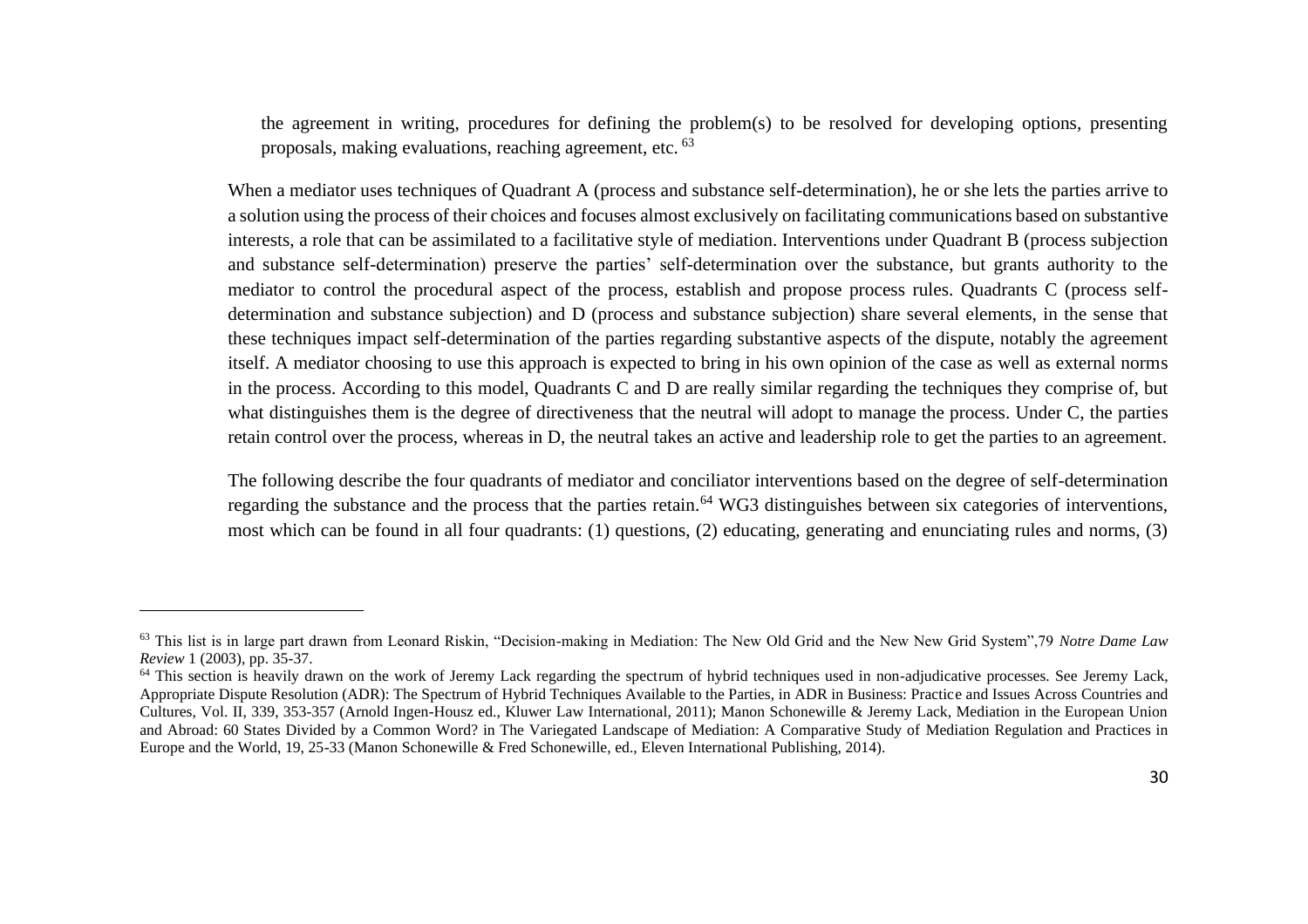the agreement in writing, procedures for defining the problem(s) to be resolved for developing options, presenting proposals, making evaluations, reaching agreement, etc. [63]

When a mediator uses techniques of Quadrant A (process and substance self-determination), he or she lets the parties arrive to a solution using the process of their choices and focuses almost exclusively on facilitating communications based on substantive interests, a role that can be assimilated to a facilitative style of mediation. Interventions under Quadrant B (process subjection and substance self-determination) preserve the parties' self-determination over the substance, but grants authority to the mediator to control the procedural aspect of the process, establish and propose process rules. Quadrants C (process self-determination and substance subjection) and D (process and substance subjection) share several elements, in the sense that these techniques impact self-determination of the parties regarding substantive aspects of the dispute, notably the agreement itself. A mediator choosing to use this approach is expected to bring in his own opinion of the case as well as external norms in the process. According to this model, Quadrants C and D are really similar regarding the techniques they comprise of, but what distinguishes them is the degree of directiveness that the neutral will adopt to manage the process. Under C, the parties retain control over the process, whereas in D, the neutral takes an active and leadership role to get the parties to an agreement.

The following describe the four quadrants of mediator and conciliator interventions based on the degree of self-determination regarding the substance and the process that the parties retain.[64] WG3 distinguishes between six categories of interventions, most which can be found in all four quadrants: (1) questions, (2) educating, generating and enunciating rules and norms, (3)

---

[63] This list is in large part drawn from Leonard Riskin, "Decision-making in Mediation: The New Old Grid and the New New Grid System",79 *Notre Dame Law Review* 1 (2003), pp. 35-37.

[64] This section is heavily drawn on the work of Jeremy Lack regarding the spectrum of hybrid techniques used in non-adjudicative processes. See Jeremy Lack, Appropriate Dispute Resolution (ADR): The Spectrum of Hybrid Techniques Available to the Parties, in ADR in Business: Practice and Issues Across Countries and Cultures, Vol. II, 339, 353-357 (Arnold Ingen-Housz ed., Kluwer Law International, 2011); Manon Schonewille & Jeremy Lack, Mediation in the European Union and Abroad: 60 States Divided by a Common Word? in The Variegated Landscape of Mediation: A Comparative Study of Mediation Regulation and Practices in Europe and the World, 19, 25-33 (Manon Schonewille & Fred Schonewille, ed., Eleven International Publishing, 2014).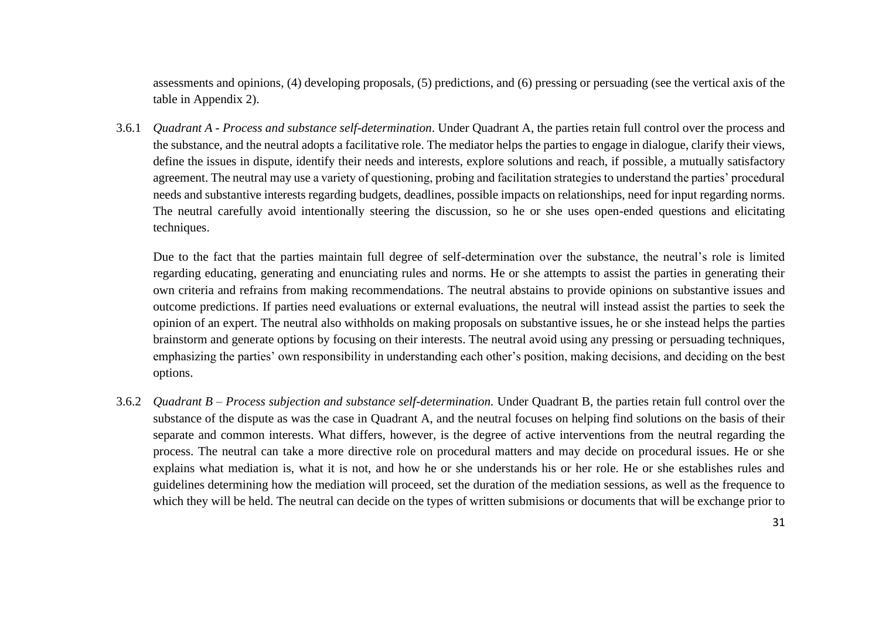assessments and opinions, (4) developing proposals, (5) predictions, and (6) pressing or persuading (see the vertical axis of the table in Appendix 2).

3.6.1 *Quadrant A - Process and substance self-determination*. Under Quadrant A, the parties retain full control over the process and the substance, and the neutral adopts a facilitative role. The mediator helps the parties to engage in dialogue, clarify their views, define the issues in dispute, identify their needs and interests, explore solutions and reach, if possible, a mutually satisfactory agreement. The neutral may use a variety of questioning, probing and facilitation strategies to understand the parties' procedural needs and substantive interests regarding budgets, deadlines, possible impacts on relationships, need for input regarding norms. The neutral carefully avoid intentionally steering the discussion, so he or she uses open-ended questions and elicitating techniques.

Due to the fact that the parties maintain full degree of self-determination over the substance, the neutral's role is limited regarding educating, generating and enunciating rules and norms. He or she attempts to assist the parties in generating their own criteria and refrains from making recommendations. The neutral abstains to provide opinions on substantive issues and outcome predictions. If parties need evaluations or external evaluations, the neutral will instead assist the parties to seek the opinion of an expert. The neutral also withholds on making proposals on substantive issues, he or she instead helps the parties brainstorm and generate options by focusing on their interests. The neutral avoid using any pressing or persuading techniques, emphasizing the parties' own responsibility in understanding each other's position, making decisions, and deciding on the best options.

3.6.2 *Quadrant B – Process subjection and substance self-determination.* Under Quadrant B, the parties retain full control over the substance of the dispute as was the case in Quadrant A, and the neutral focuses on helping find solutions on the basis of their separate and common interests. What differs, however, is the degree of active interventions from the neutral regarding the process. The neutral can take a more directive role on procedural matters and may decide on procedural issues. He or she explains what mediation is, what it is not, and how he or she understands his or her role. He or she establishes rules and guidelines determining how the mediation will proceed, set the duration of the mediation sessions, as well as the frequence to which they will be held. The neutral can decide on the types of written submisions or documents that will be exchange prior to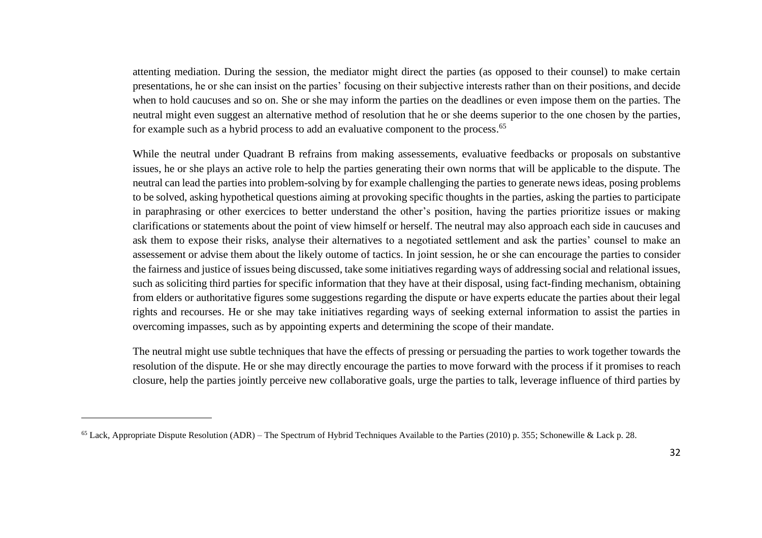attenting mediation. During the session, the mediator might direct the parties (as opposed to their counsel) to make certain presentations, he or she can insist on the parties' focusing on their subjective interests rather than on their positions, and decide when to hold caucuses and so on. She or she may inform the parties on the deadlines or even impose them on the parties. The neutral might even suggest an alternative method of resolution that he or she deems superior to the one chosen by the parties, for example such as a hybrid process to add an evaluative component to the process.[65]

While the neutral under Quadrant B refrains from making assessements, evaluative feedbacks or proposals on substantive issues, he or she plays an active role to help the parties generating their own norms that will be applicable to the dispute. The neutral can lead the parties into problem-solving by for example challenging the parties to generate news ideas, posing problems to be solved, asking hypothetical questions aiming at provoking specific thoughts in the parties, asking the parties to participate in paraphrasing or other exercices to better understand the other's position, having the parties prioritize issues or making clarifications or statements about the point of view himself or herself. The neutral may also approach each side in caucuses and ask them to expose their risks, analyse their alternatives to a negotiated settlement and ask the parties' counsel to make an assessement or advise them about the likely outome of tactics. In joint session, he or she can encourage the parties to consider the fairness and justice of issues being discussed, take some initiatives regarding ways of addressing social and relational issues, such as soliciting third parties for specific information that they have at their disposal, using fact-finding mechanism, obtaining from elders or authoritative figures some suggestions regarding the dispute or have experts educate the parties about their legal rights and recourses. He or she may take initiatives regarding ways of seeking external information to assist the parties in overcoming impasses, such as by appointing experts and determining the scope of their mandate.

The neutral might use subtle techniques that have the effects of pressing or persuading the parties to work together towards the resolution of the dispute. He or she may directly encourage the parties to move forward with the process if it promises to reach closure, help the parties jointly perceive new collaborative goals, urge the parties to talk, leverage influence of third parties by

---

[65] Lack, Appropriate Dispute Resolution (ADR) – The Spectrum of Hybrid Techniques Available to the Parties (2010) p. 355; Schonewille & Lack p. 28.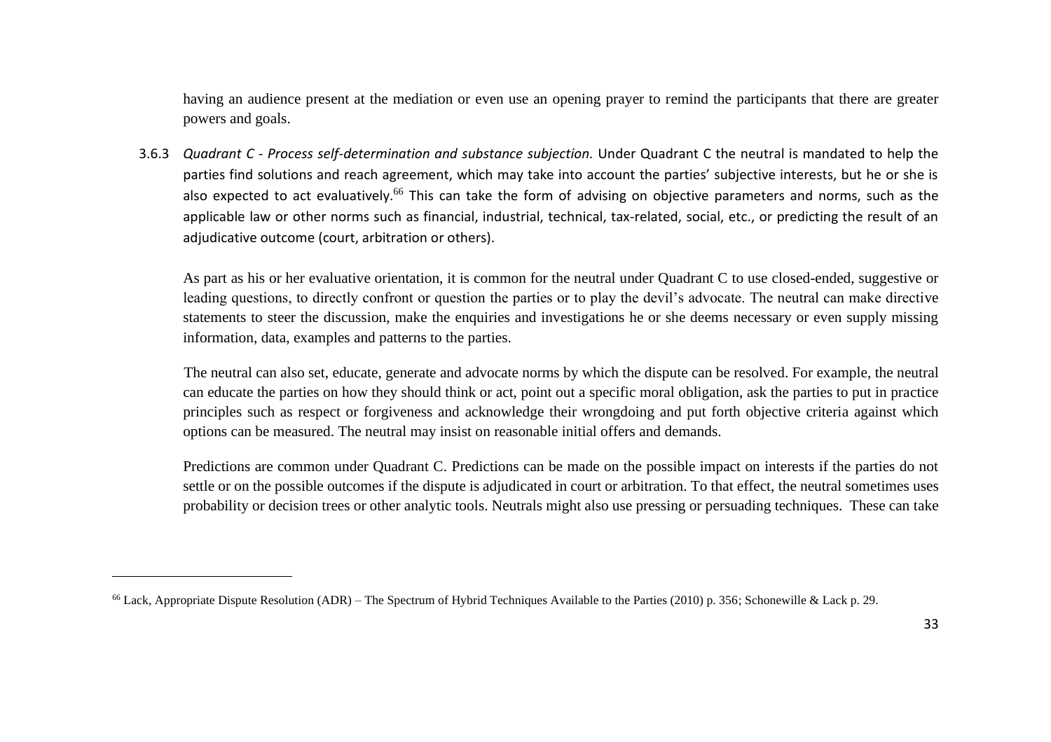having an audience present at the mediation or even use an opening prayer to remind the participants that there are greater powers and goals.

3.6.3 *Quadrant C - Process self-determination and substance subjection.* Under Quadrant C the neutral is mandated to help the parties find solutions and reach agreement, which may take into account the parties' subjective interests, but he or she is also expected to act evaluatively.[66] This can take the form of advising on objective parameters and norms, such as the applicable law or other norms such as financial, industrial, technical, tax-related, social, etc., or predicting the result of an adjudicative outcome (court, arbitration or others).

As part as his or her evaluative orientation, it is common for the neutral under Quadrant C to use closed-ended, suggestive or leading questions, to directly confront or question the parties or to play the devil's advocate. The neutral can make directive statements to steer the discussion, make the enquiries and investigations he or she deems necessary or even supply missing information, data, examples and patterns to the parties.

The neutral can also set, educate, generate and advocate norms by which the dispute can be resolved. For example, the neutral can educate the parties on how they should think or act, point out a specific moral obligation, ask the parties to put in practice principles such as respect or forgiveness and acknowledge their wrongdoing and put forth objective criteria against which options can be measured. The neutral may insist on reasonable initial offers and demands.

Predictions are common under Quadrant C. Predictions can be made on the possible impact on interests if the parties do not settle or on the possible outcomes if the dispute is adjudicated in court or arbitration. To that effect, the neutral sometimes uses probability or decision trees or other analytic tools. Neutrals might also use pressing or persuading techniques. These can take

---

[66] Lack, Appropriate Dispute Resolution (ADR) – The Spectrum of Hybrid Techniques Available to the Parties (2010) p. 356; Schonewille & Lack p. 29.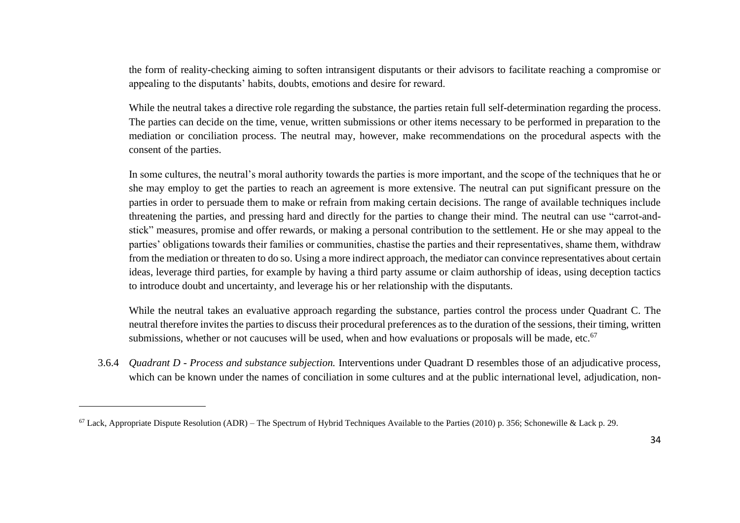the form of reality-checking aiming to soften intransigent disputants or their advisors to facilitate reaching a compromise or appealing to the disputants' habits, doubts, emotions and desire for reward.

While the neutral takes a directive role regarding the substance, the parties retain full self-determination regarding the process. The parties can decide on the time, venue, written submissions or other items necessary to be performed in preparation to the mediation or conciliation process. The neutral may, however, make recommendations on the procedural aspects with the consent of the parties.

In some cultures, the neutral's moral authority towards the parties is more important, and the scope of the techniques that he or she may employ to get the parties to reach an agreement is more extensive. The neutral can put significant pressure on the parties in order to persuade them to make or refrain from making certain decisions. The range of available techniques include threatening the parties, and pressing hard and directly for the parties to change their mind. The neutral can use "carrot-and-stick" measures, promise and offer rewards, or making a personal contribution to the settlement. He or she may appeal to the parties' obligations towards their families or communities, chastise the parties and their representatives, shame them, withdraw from the mediation or threaten to do so. Using a more indirect approach, the mediator can convince representatives about certain ideas, leverage third parties, for example by having a third party assume or claim authorship of ideas, using deception tactics to introduce doubt and uncertainty, and leverage his or her relationship with the disputants.

While the neutral takes an evaluative approach regarding the substance, parties control the process under Quadrant C. The neutral therefore invites the parties to discuss their procedural preferences as to the duration of the sessions, their timing, written submissions, whether or not caucuses will be used, when and how evaluations or proposals will be made, etc.[67]

3.6.4 *Quadrant D - Process and substance subjection.* Interventions under Quadrant D resembles those of an adjudicative process, which can be known under the names of conciliation in some cultures and at the public international level, adjudication, non-

---

[67] Lack, Appropriate Dispute Resolution (ADR) – The Spectrum of Hybrid Techniques Available to the Parties (2010) p. 356; Schonewille & Lack p. 29.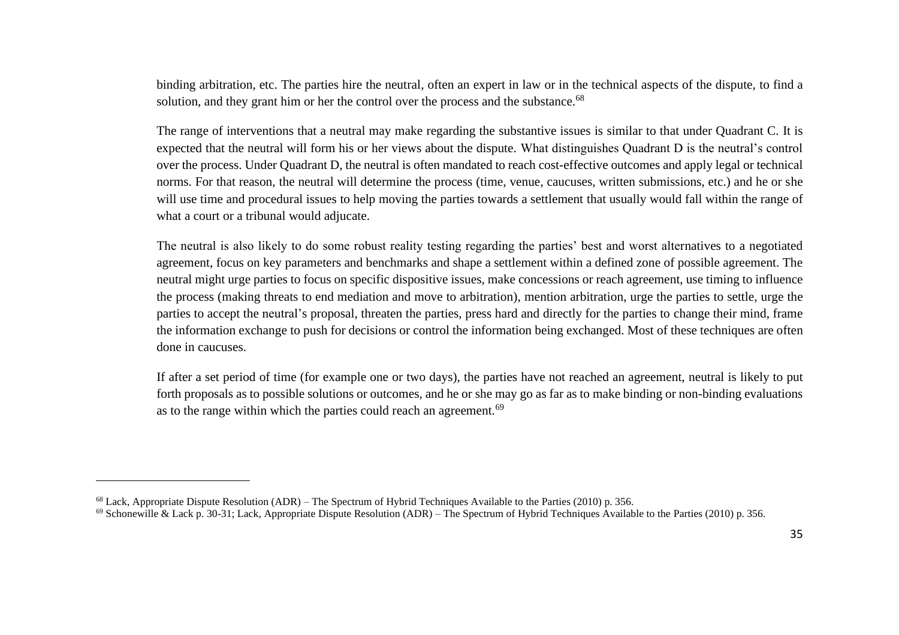binding arbitration, etc. The parties hire the neutral, often an expert in law or in the technical aspects of the dispute, to find a solution, and they grant him or her the control over the process and the substance.[68]

The range of interventions that a neutral may make regarding the substantive issues is similar to that under Quadrant C. It is expected that the neutral will form his or her views about the dispute. What distinguishes Quadrant D is the neutral's control over the process. Under Quadrant D, the neutral is often mandated to reach cost-effective outcomes and apply legal or technical norms. For that reason, the neutral will determine the process (time, venue, caucuses, written submissions, etc.) and he or she will use time and procedural issues to help moving the parties towards a settlement that usually would fall within the range of what a court or a tribunal would adjucate.

The neutral is also likely to do some robust reality testing regarding the parties' best and worst alternatives to a negotiated agreement, focus on key parameters and benchmarks and shape a settlement within a defined zone of possible agreement. The neutral might urge parties to focus on specific dispositive issues, make concessions or reach agreement, use timing to influence the process (making threats to end mediation and move to arbitration), mention arbitration, urge the parties to settle, urge the parties to accept the neutral's proposal, threaten the parties, press hard and directly for the parties to change their mind, frame the information exchange to push for decisions or control the information being exchanged. Most of these techniques are often done in caucuses.

If after a set period of time (for example one or two days), the parties have not reached an agreement, neutral is likely to put forth proposals as to possible solutions or outcomes, and he or she may go as far as to make binding or non-binding evaluations as to the range within which the parties could reach an agreement.[69]

---

[68] Lack, Appropriate Dispute Resolution (ADR) – The Spectrum of Hybrid Techniques Available to the Parties (2010) p. 356.

[69] Schonewille & Lack p. 30-31; Lack, Appropriate Dispute Resolution (ADR) – The Spectrum of Hybrid Techniques Available to the Parties (2010) p. 356.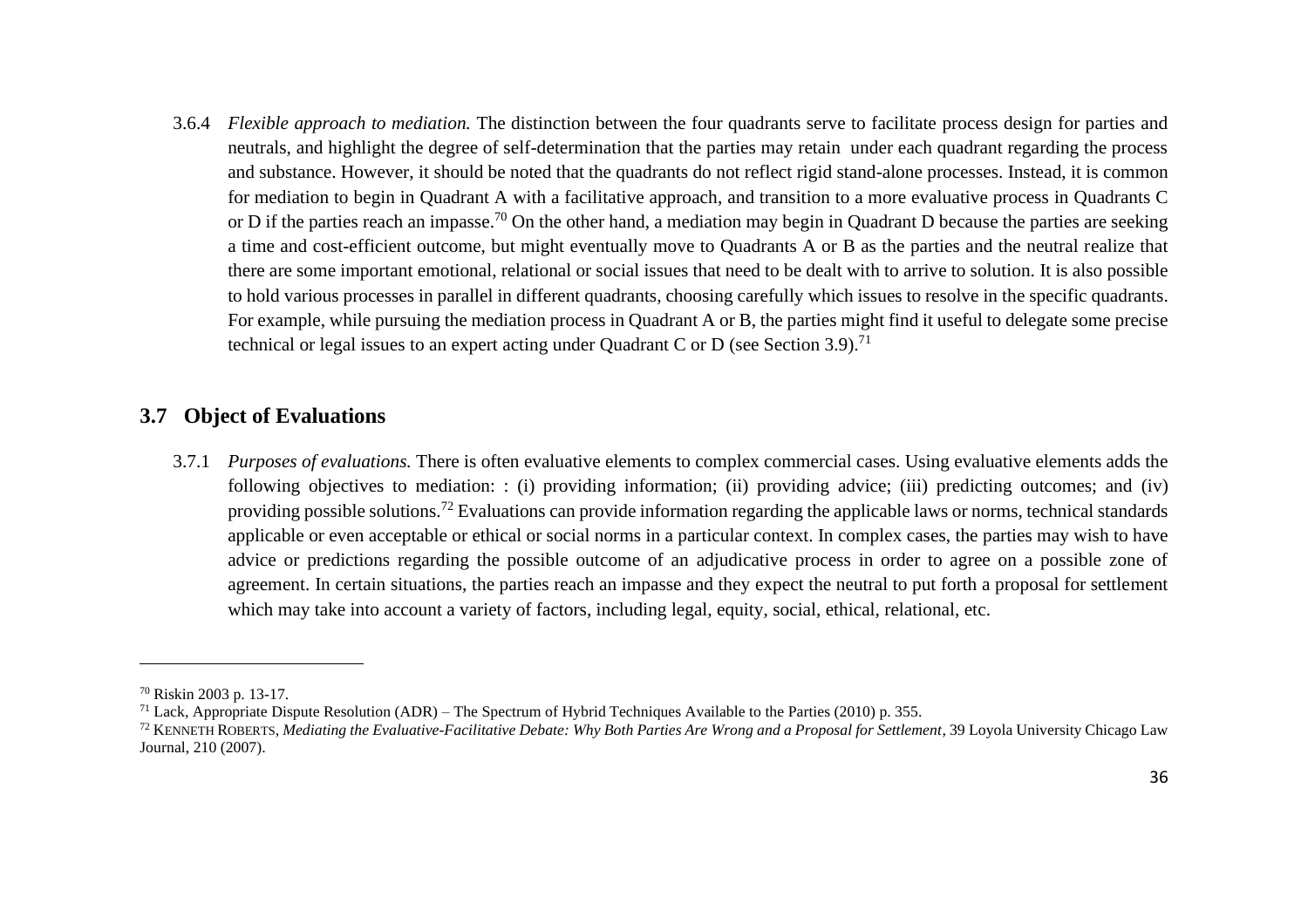3.6.4 *Flexible approach to mediation.* The distinction between the four quadrants serve to facilitate process design for parties and neutrals, and highlight the degree of self-determination that the parties may retain under each quadrant regarding the process and substance. However, it should be noted that the quadrants do not reflect rigid stand-alone processes. Instead, it is common for mediation to begin in Quadrant A with a facilitative approach, and transition to a more evaluative process in Quadrants C or D if the parties reach an impasse.[70] On the other hand, a mediation may begin in Quadrant D because the parties are seeking a time and cost-efficient outcome, but might eventually move to Quadrants A or B as the parties and the neutral realize that there are some important emotional, relational or social issues that need to be dealt with to arrive to solution. It is also possible to hold various processes in parallel in different quadrants, choosing carefully which issues to resolve in the specific quadrants. For example, while pursuing the mediation process in Quadrant A or B, the parties might find it useful to delegate some precise technical or legal issues to an expert acting under Quadrant C or D (see Section 3.9).[71]

## 3.7 Object of Evaluations

3.7.1 *Purposes of evaluations.* There is often evaluative elements to complex commercial cases. Using evaluative elements adds the following objectives to mediation: : (i) providing information; (ii) providing advice; (iii) predicting outcomes; and (iv) providing possible solutions.[72] Evaluations can provide information regarding the applicable laws or norms, technical standards applicable or even acceptable or ethical or social norms in a particular context. In complex cases, the parties may wish to have advice or predictions regarding the possible outcome of an adjudicative process in order to agree on a possible zone of agreement. In certain situations, the parties reach an impasse and they expect the neutral to put forth a proposal for settlement which may take into account a variety of factors, including legal, equity, social, ethical, relational, etc.

---

[70] Riskin 2003 p. 13-17.

[71] Lack, Appropriate Dispute Resolution (ADR) – The Spectrum of Hybrid Techniques Available to the Parties (2010) p. 355.

[72] KENNETH ROBERTS, *Mediating the Evaluative-Facilitative Debate: Why Both Parties Are Wrong and a Proposal for Settlement*, 39 Loyola University Chicago Law Journal, 210 (2007).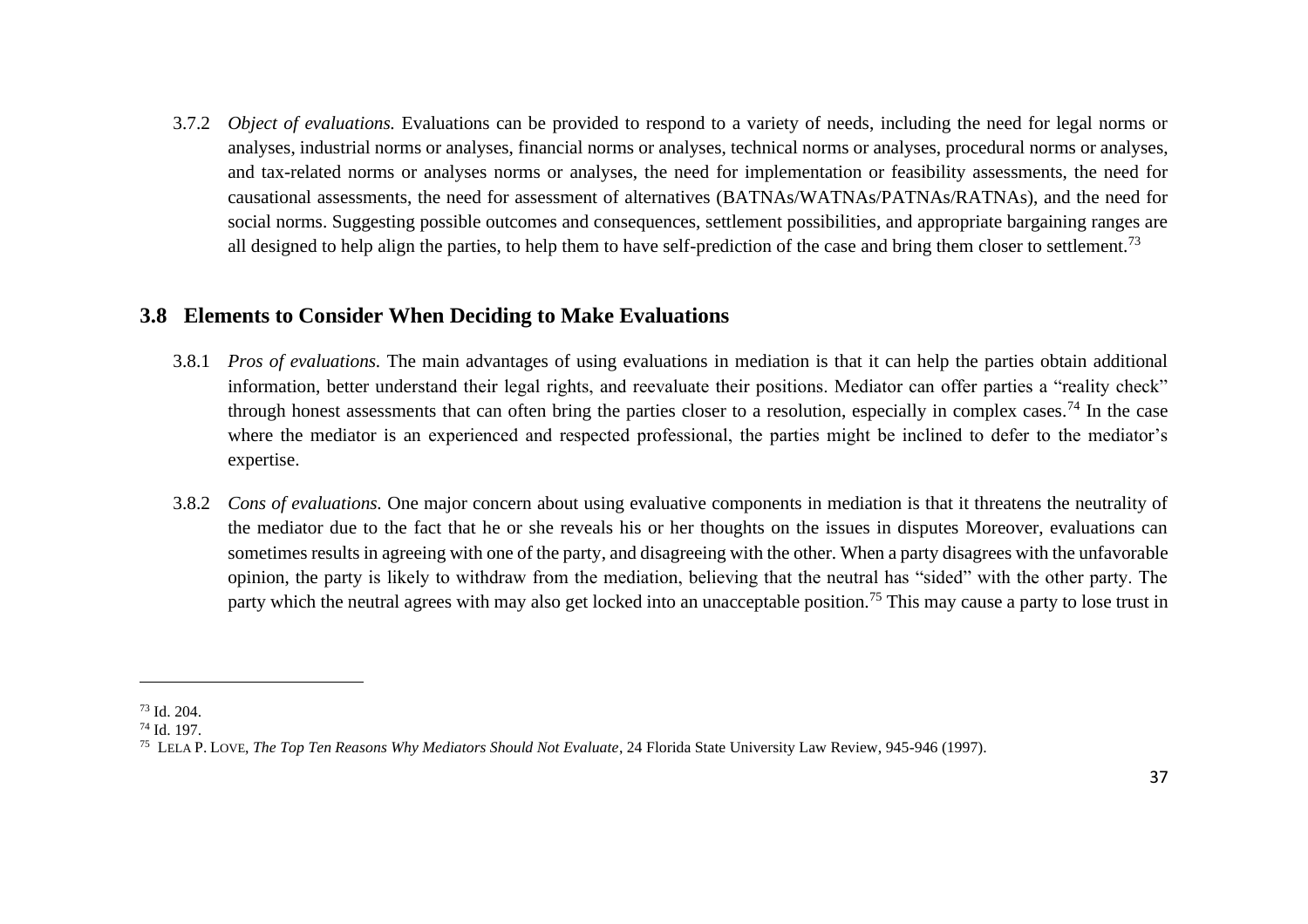3.7.2 *Object of evaluations.* Evaluations can be provided to respond to a variety of needs, including the need for legal norms or analyses, industrial norms or analyses, financial norms or analyses, technical norms or analyses, procedural norms or analyses, and tax-related norms or analyses norms or analyses, the need for implementation or feasibility assessments, the need for causational assessments, the need for assessment of alternatives (BATNAs/WATNAs/PATNAs/RATNAs), and the need for social norms. Suggesting possible outcomes and consequences, settlement possibilities, and appropriate bargaining ranges are all designed to help align the parties, to help them to have self-prediction of the case and bring them closer to settlement.[73]

## 3.8 Elements to Consider When Deciding to Make Evaluations

3.8.1 *Pros of evaluations.* The main advantages of using evaluations in mediation is that it can help the parties obtain additional information, better understand their legal rights, and reevaluate their positions. Mediator can offer parties a "reality check" through honest assessments that can often bring the parties closer to a resolution, especially in complex cases.[74] In the case where the mediator is an experienced and respected professional, the parties might be inclined to defer to the mediator's expertise.

3.8.2 *Cons of evaluations.* One major concern about using evaluative components in mediation is that it threatens the neutrality of the mediator due to the fact that he or she reveals his or her thoughts on the issues in disputes Moreover, evaluations can sometimes results in agreeing with one of the party, and disagreeing with the other. When a party disagrees with the unfavorable opinion, the party is likely to withdraw from the mediation, believing that the neutral has "sided" with the other party. The party which the neutral agrees with may also get locked into an unacceptable position.[75] This may cause a party to lose trust in

---

[73] Id. 204.

[74] Id. 197.

[75] LELA P. LOVE, *The Top Ten Reasons Why Mediators Should Not Evaluate*, 24 Florida State University Law Review, 945-946 (1997).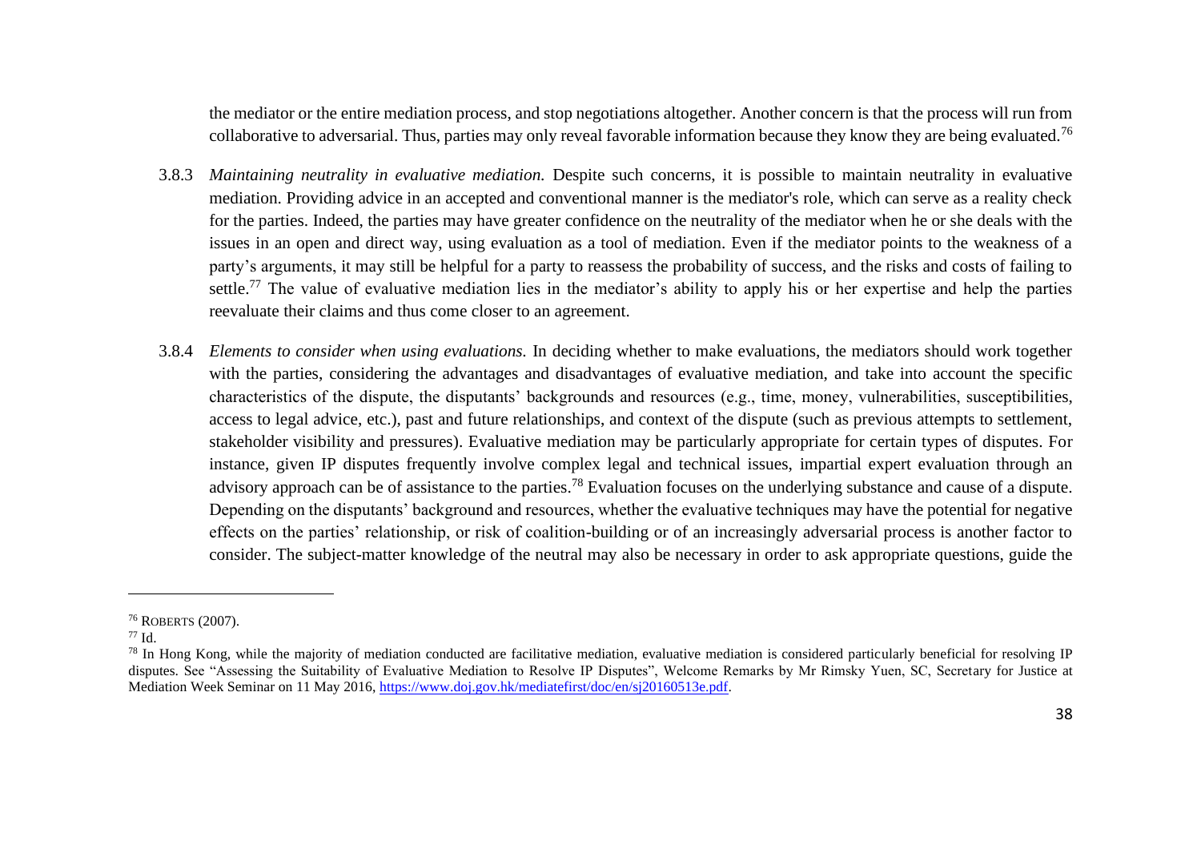the mediator or the entire mediation process, and stop negotiations altogether. Another concern is that the process will run from collaborative to adversarial. Thus, parties may only reveal favorable information because they know they are being evaluated.[76]

3.8.3 *Maintaining neutrality in evaluative mediation.* Despite such concerns, it is possible to maintain neutrality in evaluative mediation. Providing advice in an accepted and conventional manner is the mediator's role, which can serve as a reality check for the parties. Indeed, the parties may have greater confidence on the neutrality of the mediator when he or she deals with the issues in an open and direct way, using evaluation as a tool of mediation. Even if the mediator points to the weakness of a party's arguments, it may still be helpful for a party to reassess the probability of success, and the risks and costs of failing to settle.[77] The value of evaluative mediation lies in the mediator's ability to apply his or her expertise and help the parties reevaluate their claims and thus come closer to an agreement.

3.8.4 *Elements to consider when using evaluations.* In deciding whether to make evaluations, the mediators should work together with the parties, considering the advantages and disadvantages of evaluative mediation, and take into account the specific characteristics of the dispute, the disputants' backgrounds and resources (e.g., time, money, vulnerabilities, susceptibilities, access to legal advice, etc.), past and future relationships, and context of the dispute (such as previous attempts to settlement, stakeholder visibility and pressures). Evaluative mediation may be particularly appropriate for certain types of disputes. For instance, given IP disputes frequently involve complex legal and technical issues, impartial expert evaluation through an advisory approach can be of assistance to the parties.[78] Evaluation focuses on the underlying substance and cause of a dispute. Depending on the disputants' background and resources, whether the evaluative techniques may have the potential for negative effects on the parties' relationship, or risk of coalition-building or of an increasingly adversarial process is another factor to consider. The subject-matter knowledge of the neutral may also be necessary in order to ask appropriate questions, guide the

---

[76] ROBERTS (2007).

[77] Id.

[78] In Hong Kong, while the majority of mediation conducted are facilitative mediation, evaluative mediation is considered particularly beneficial for resolving IP disputes. See "Assessing the Suitability of Evaluative Mediation to Resolve IP Disputes", Welcome Remarks by Mr Rimsky Yuen, SC, Secretary for Justice at Mediation Week Seminar on 11 May 2016, https://www.doj.gov.hk/mediatefirst/doc/en/sj20160513e.pdf.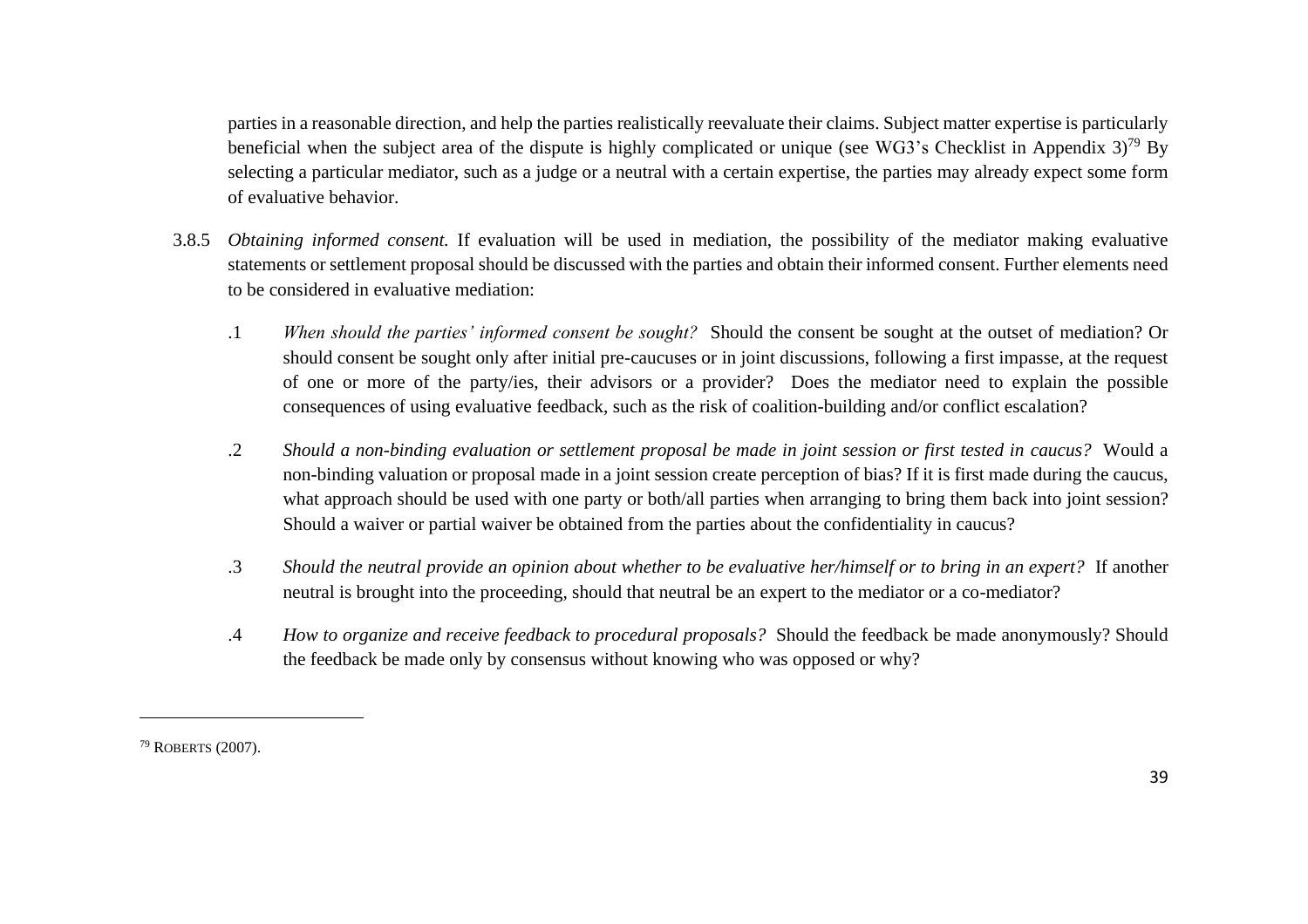parties in a reasonable direction, and help the parties realistically reevaluate their claims. Subject matter expertise is particularly beneficial when the subject area of the dispute is highly complicated or unique (see WG3's Checklist in Appendix 3)[79] By selecting a particular mediator, such as a judge or a neutral with a certain expertise, the parties may already expect some form of evaluative behavior.

3.8.5 *Obtaining informed consent.* If evaluation will be used in mediation, the possibility of the mediator making evaluative statements or settlement proposal should be discussed with the parties and obtain their informed consent. Further elements need to be considered in evaluative mediation:

.1 *When should the parties' informed consent be sought?* Should the consent be sought at the outset of mediation? Or should consent be sought only after initial pre-caucuses or in joint discussions, following a first impasse, at the request of one or more of the party/ies, their advisors or a provider? Does the mediator need to explain the possible consequences of using evaluative feedback, such as the risk of coalition-building and/or conflict escalation?

.2 *Should a non-binding evaluation or settlement proposal be made in joint session or first tested in caucus?* Would a non-binding valuation or proposal made in a joint session create perception of bias? If it is first made during the caucus, what approach should be used with one party or both/all parties when arranging to bring them back into joint session? Should a waiver or partial waiver be obtained from the parties about the confidentiality in caucus?

.3 *Should the neutral provide an opinion about whether to be evaluative her/himself or to bring in an expert?* If another neutral is brought into the proceeding, should that neutral be an expert to the mediator or a co-mediator?

.4 *How to organize and receive feedback to procedural proposals?* Should the feedback be made anonymously? Should the feedback be made only by consensus without knowing who was opposed or why?

---

[79] ROBERTS (2007).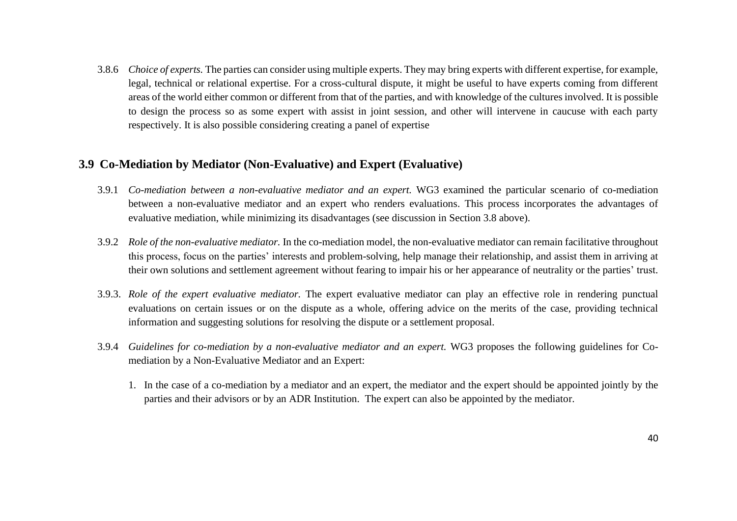3.8.6 *Choice of experts.* The parties can consider using multiple experts. They may bring experts with different expertise, for example, legal, technical or relational expertise. For a cross-cultural dispute, it might be useful to have experts coming from different areas of the world either common or different from that of the parties, and with knowledge of the cultures involved. It is possible to design the process so as some expert with assist in joint session, and other will intervene in caucuse with each party respectively. It is also possible considering creating a panel of expertise

## 3.9 Co-Mediation by Mediator (Non-Evaluative) and Expert (Evaluative)

3.9.1 *Co-mediation between a non-evaluative mediator and an expert.* WG3 examined the particular scenario of co-mediation between a non-evaluative mediator and an expert who renders evaluations. This process incorporates the advantages of evaluative mediation, while minimizing its disadvantages (see discussion in Section 3.8 above).

3.9.2 *Role of the non-evaluative mediator.* In the co-mediation model, the non-evaluative mediator can remain facilitative throughout this process, focus on the parties' interests and problem-solving, help manage their relationship, and assist them in arriving at their own solutions and settlement agreement without fearing to impair his or her appearance of neutrality or the parties' trust.

3.9.3. *Role of the expert evaluative mediator.* The expert evaluative mediator can play an effective role in rendering punctual evaluations on certain issues or on the dispute as a whole, offering advice on the merits of the case, providing technical information and suggesting solutions for resolving the dispute or a settlement proposal.

3.9.4 *Guidelines for co-mediation by a non-evaluative mediator and an expert.* WG3 proposes the following guidelines for Co-mediation by a Non-Evaluative Mediator and an Expert:

1. In the case of a co-mediation by a mediator and an expert, the mediator and the expert should be appointed jointly by the parties and their advisors or by an ADR Institution. The expert can also be appointed by the mediator.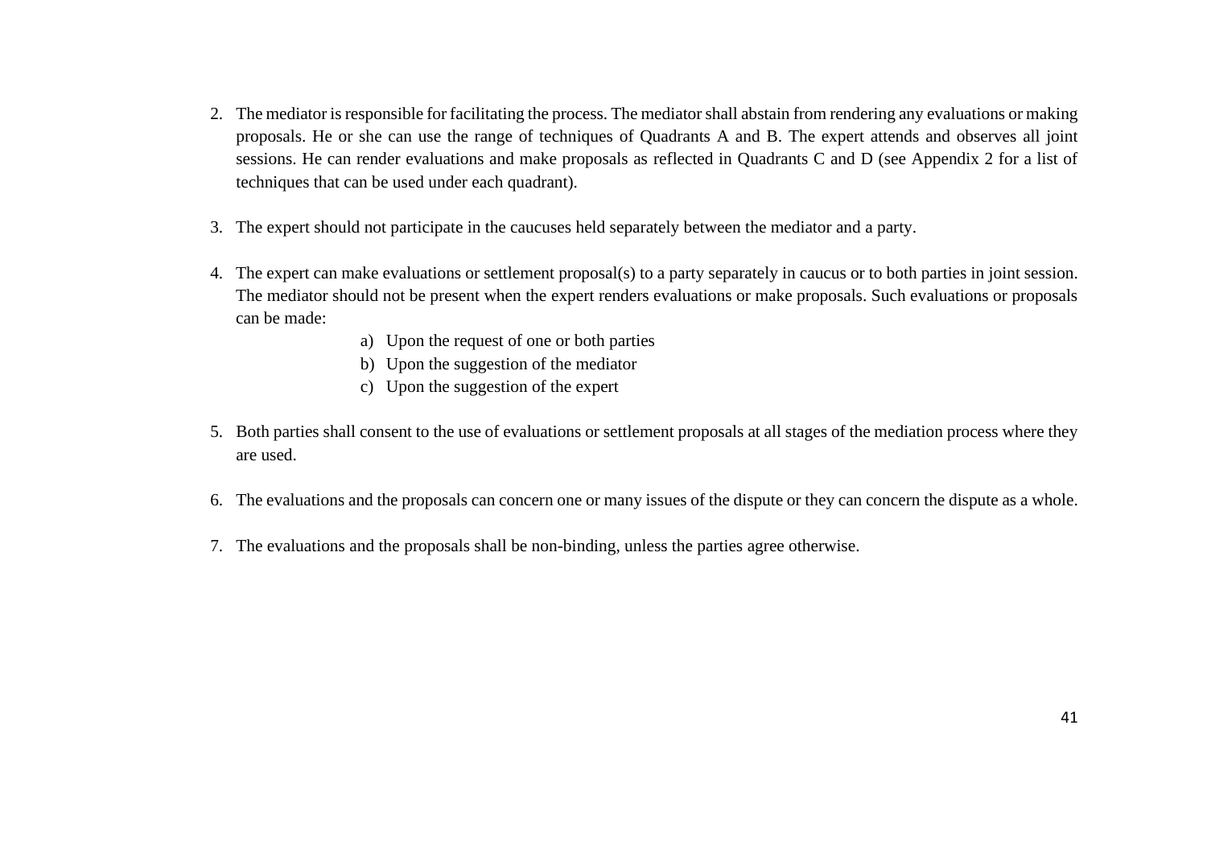2. The mediator is responsible for facilitating the process. The mediator shall abstain from rendering any evaluations or making proposals. He or she can use the range of techniques of Quadrants A and B. The expert attends and observes all joint sessions. He can render evaluations and make proposals as reflected in Quadrants C and D (see Appendix 2 for a list of techniques that can be used under each quadrant).

3. The expert should not participate in the caucuses held separately between the mediator and a party.

4. The expert can make evaluations or settlement proposal(s) to a party separately in caucus or to both parties in joint session. The mediator should not be present when the expert renders evaluations or make proposals. Such evaluations or proposals can be made:
    a) Upon the request of one or both parties
    b) Upon the suggestion of the mediator
    c) Upon the suggestion of the expert

5. Both parties shall consent to the use of evaluations or settlement proposals at all stages of the mediation process where they are used.

6. The evaluations and the proposals can concern one or many issues of the dispute or they can concern the dispute as a whole.

7. The evaluations and the proposals shall be non-binding, unless the parties agree otherwise.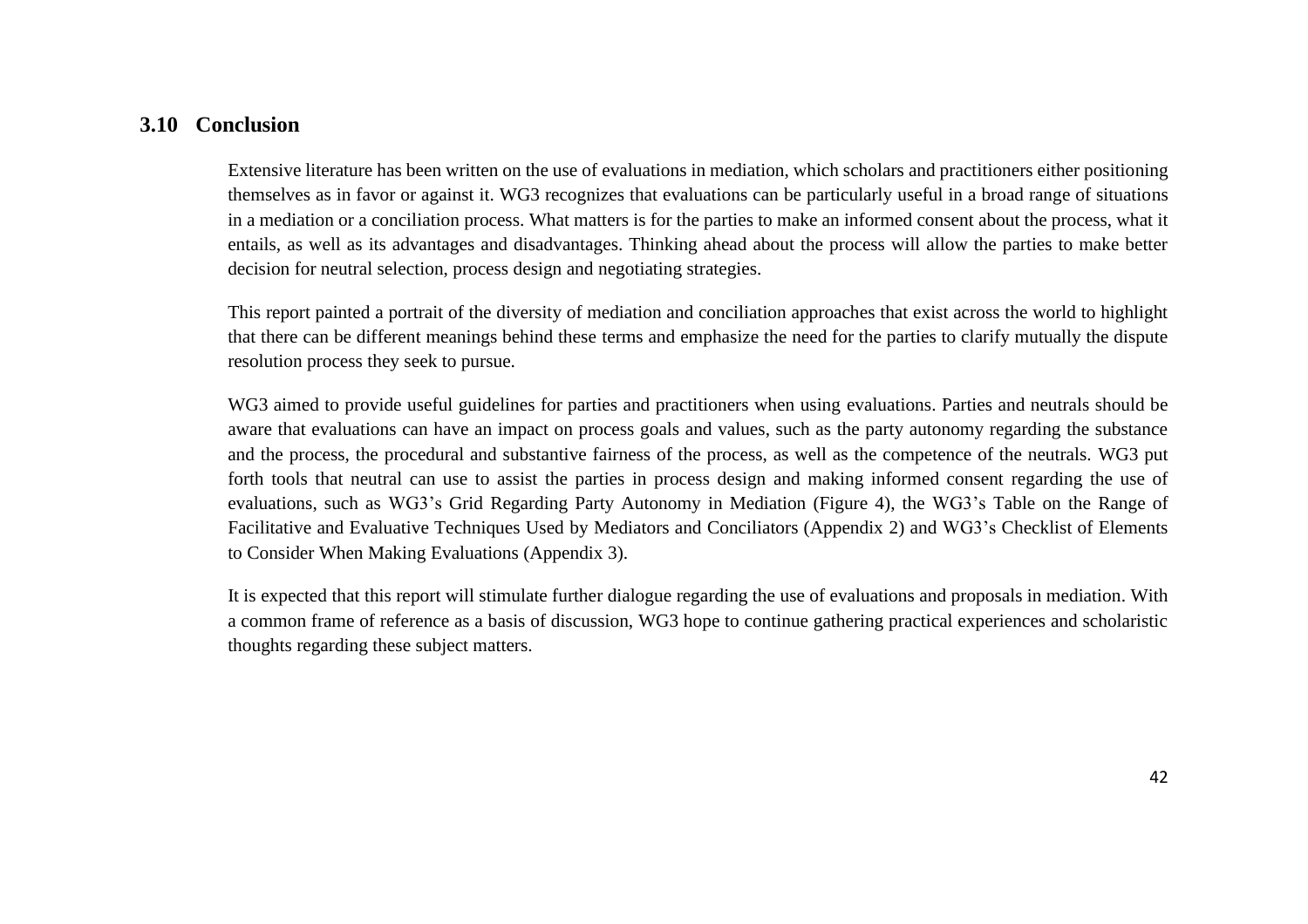## 3.10 Conclusion

Extensive literature has been written on the use of evaluations in mediation, which scholars and practitioners either positioning themselves as in favor or against it. WG3 recognizes that evaluations can be particularly useful in a broad range of situations in a mediation or a conciliation process. What matters is for the parties to make an informed consent about the process, what it entails, as well as its advantages and disadvantages. Thinking ahead about the process will allow the parties to make better decision for neutral selection, process design and negotiating strategies.

This report painted a portrait of the diversity of mediation and conciliation approaches that exist across the world to highlight that there can be different meanings behind these terms and emphasize the need for the parties to clarify mutually the dispute resolution process they seek to pursue.

WG3 aimed to provide useful guidelines for parties and practitioners when using evaluations. Parties and neutrals should be aware that evaluations can have an impact on process goals and values, such as the party autonomy regarding the substance and the process, the procedural and substantive fairness of the process, as well as the competence of the neutrals. WG3 put forth tools that neutral can use to assist the parties in process design and making informed consent regarding the use of evaluations, such as WG3's Grid Regarding Party Autonomy in Mediation (Figure 4), the WG3's Table on the Range of Facilitative and Evaluative Techniques Used by Mediators and Conciliators (Appendix 2) and WG3's Checklist of Elements to Consider When Making Evaluations (Appendix 3).

It is expected that this report will stimulate further dialogue regarding the use of evaluations and proposals in mediation. With a common frame of reference as a basis of discussion, WG3 hope to continue gathering practical experiences and scholaristic thoughts regarding these subject matters.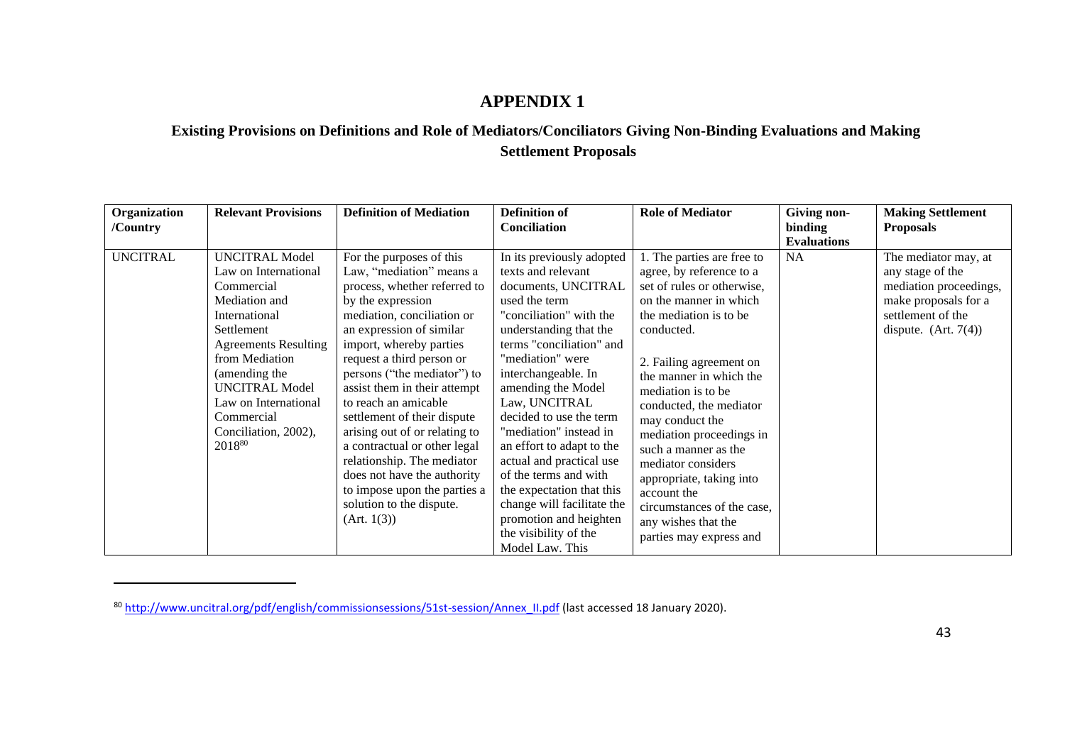# APPENDIX 1

## Existing Provisions on Definitions and Role of Mediators/Conciliators Giving Non-Binding Evaluations and Making Settlement Proposals

| Organization /Country | Relevant Provisions | Definition of Mediation | Definition of Conciliation | Role of Mediator | Giving non-binding Evaluations | Making Settlement Proposals |
|---|---|---|---|---|---|---|
| UNCITRAL | UNCITRAL Model Law on International Commercial Mediation and International Settlement Agreements Resulting from Mediation (amending the UNCITRAL Model Law on International Commercial Conciliation, 2002), 2018[80] | For the purposes of this Law, "mediation" means a process, whether referred to by the expression mediation, conciliation or an expression of similar import, whereby parties request a third person or persons ("the mediator") to assist them in their attempt to reach an amicable settlement of their dispute arising out of or relating to a contractual or other legal relationship. The mediator does not have the authority to impose upon the parties a solution to the dispute. (Art. 1(3)) | In its previously adopted texts and relevant documents, UNCITRAL used the term "conciliation" with the understanding that the terms "conciliation" and "mediation" were interchangeable. In amending the Model Law, UNCITRAL decided to use the term "mediation" instead in an effort to adapt to the actual and practical use of the terms and with the expectation that this change will facilitate the promotion and heighten the visibility of the Model Law. This | 1. The parties are free to agree, by reference to a set of rules or otherwise, on the manner in which the mediation is to be conducted.<br><br>2. Failing agreement on the manner in which the mediation is to be conducted, the mediator may conduct the mediation proceedings in such a manner as the mediator considers appropriate, taking into account the circumstances of the case, any wishes that the parties may express and | NA | The mediator may, at any stage of the mediation proceedings, make proposals for a settlement of the dispute. (Art. 7(4)) |

[80] http://www.uncitral.org/pdf/english/commissionsessions/51st-session/Annex_II.pdf (last accessed 18 January 2020).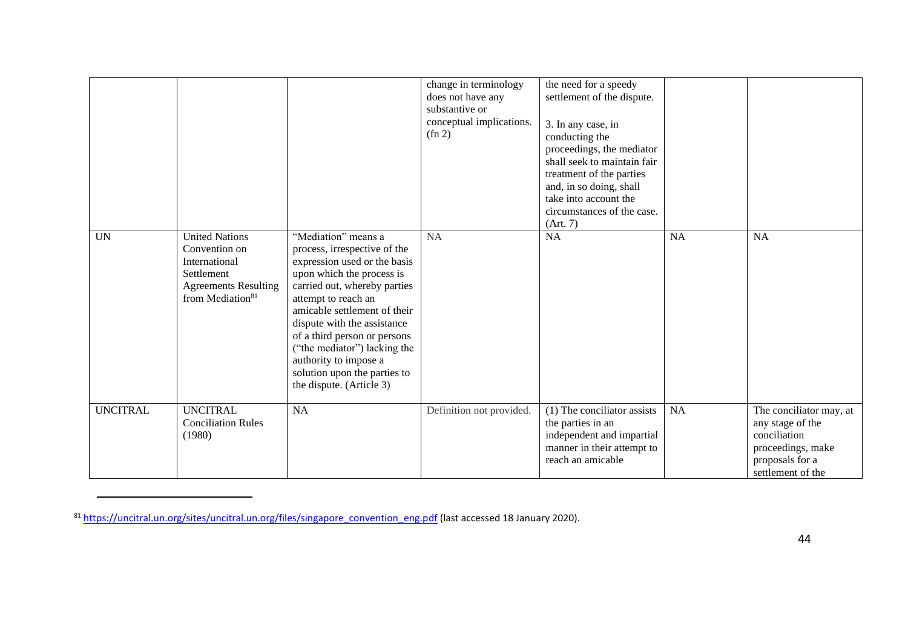| | | | change in terminology does not have any substantive or conceptual implications. (fn 2) | the need for a speedy settlement of the dispute.<br><br>3. In any case, in conducting the proceedings, the mediator shall seek to maintain fair treatment of the parties and, in so doing, shall take into account the circumstances of the case. (Art. 7) | | |
|---|---|---|---|---|---|---|
| UN | United Nations Convention on International Settlement Agreements Resulting from Mediation[81] | "Mediation" means a process, irrespective of the expression used or the basis upon which the process is carried out, whereby parties attempt to reach an amicable settlement of their dispute with the assistance of a third person or persons ("the mediator") lacking the authority to impose a solution upon the parties to the dispute. (Article 3) | NA | NA | NA | NA |
| UNCITRAL | UNCITRAL Conciliation Rules (1980) | NA | Definition not provided. | (1) The conciliator assists the parties in an independent and impartial manner in their attempt to reach an amicable | NA | The conciliator may, at any stage of the conciliation proceedings, make proposals for a settlement of the |

[81] https://uncitral.un.org/sites/uncitral.un.org/files/singapore_convention_eng.pdf (last accessed 18 January 2020).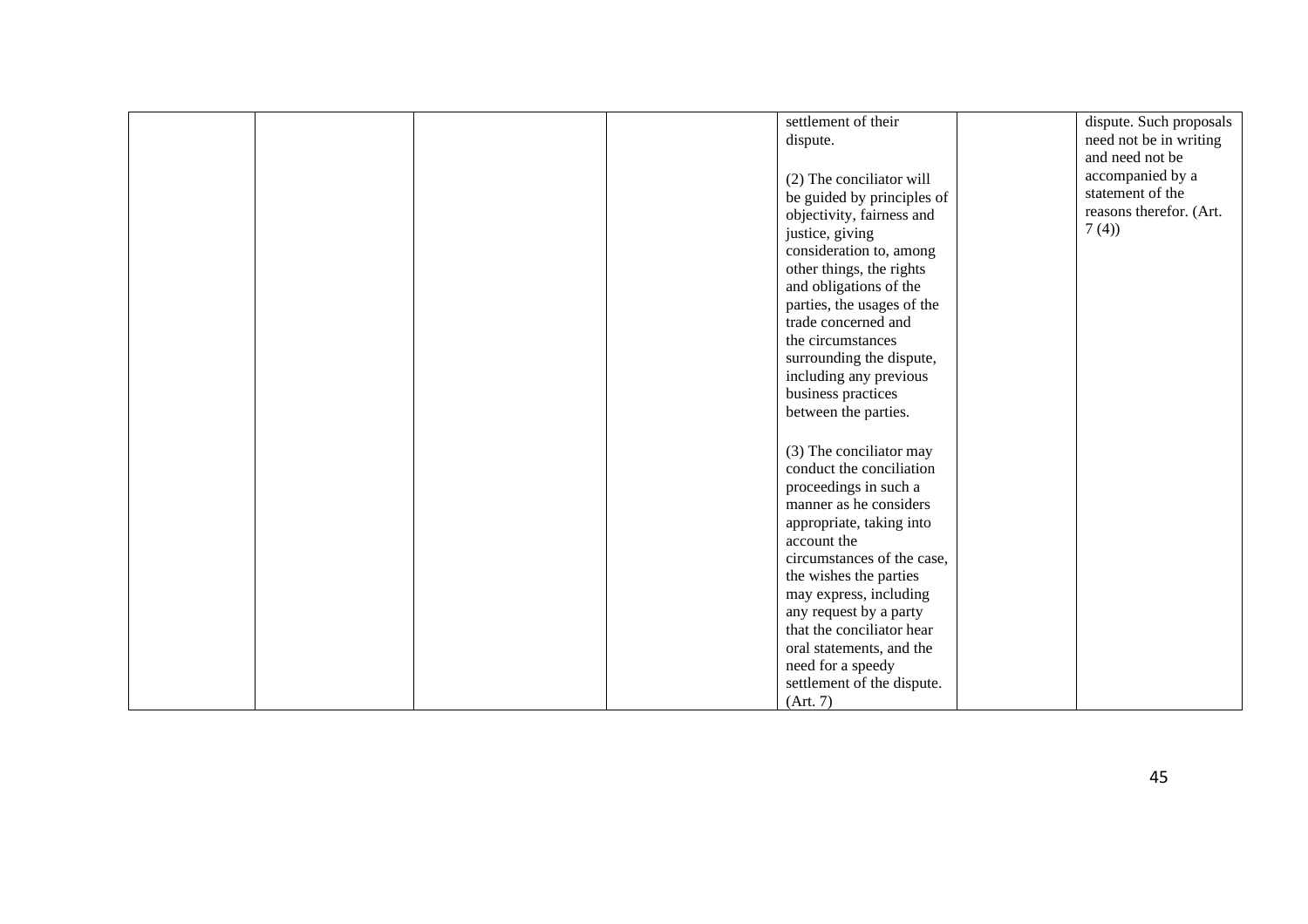| | | | | | | |
|---|---|---|---|---|---|---|
| | | | | settlement of their dispute.<br><br>(2) The conciliator will be guided by principles of objectivity, fairness and justice, giving consideration to, among other things, the rights and obligations of the parties, the usages of the trade concerned and the circumstances surrounding the dispute, including any previous business practices between the parties.<br><br>(3) The conciliator may conduct the conciliation proceedings in such a manner as he considers appropriate, taking into account the circumstances of the case, the wishes the parties may express, including any request by a party that the conciliator hear oral statements, and the need for a speedy settlement of the dispute. (Art. 7) | | dispute. Such proposals need not be in writing and need not be accompanied by a statement of the reasons therefor. (Art. 7 (4)) |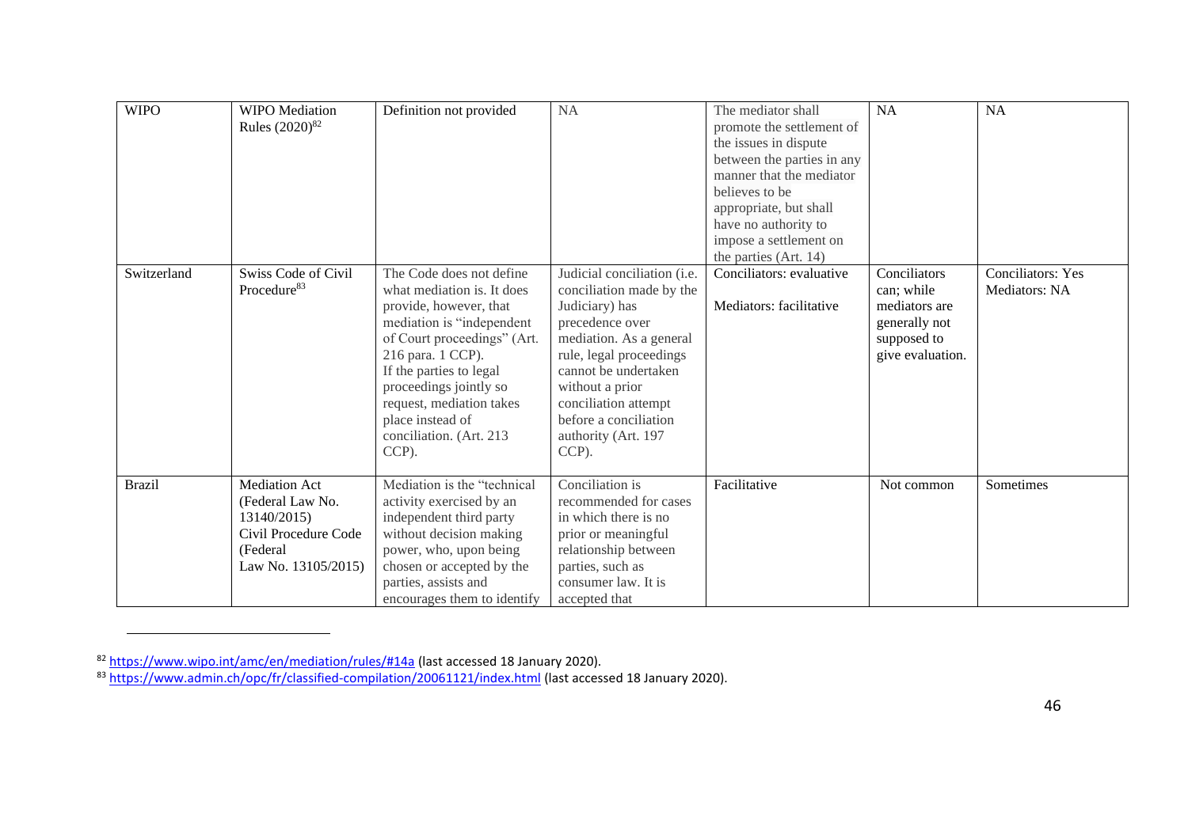| WIPO | WIPO Mediation Rules (2020)[82] | Definition not provided | NA | The mediator shall promote the settlement of the issues in dispute between the parties in any manner that the mediator believes to be appropriate, but shall have no authority to impose a settlement on the parties (Art. 14) | NA | NA |
|---|---|---|---|---|---|---|
| Switzerland | Swiss Code of Civil Procedure[83] | The Code does not define what mediation is. It does provide, however, that mediation is "independent of Court proceedings" (Art. 216 para. 1 CCP). If the parties to legal proceedings jointly so request, mediation takes place instead of conciliation. (Art. 213 CCP). | Judicial conciliation (i.e. conciliation made by the Judiciary) has precedence over mediation. As a general rule, legal proceedings cannot be undertaken without a prior conciliation attempt before a conciliation authority (Art. 197 CCP). | Conciliators: evaluative<br><br>Mediators: facilitative | Conciliators can; while mediators are generally not supposed to give evaluation. | Conciliators: Yes<br>Mediators: NA |
| Brazil | Mediation Act (Federal Law No. 13140/2015)<br>Civil Procedure Code (Federal Law No. 13105/2015) | Mediation is the "technical activity exercised by an independent third party without decision making power, who, upon being chosen or accepted by the parties, assists and encourages them to identify | Conciliation is recommended for cases in which there is no prior or meaningful relationship between parties, such as consumer law. It is accepted that | Facilitative | Not common | Sometimes |

[82] https://www.wipo.int/amc/en/mediation/rules/#14a (last accessed 18 January 2020).

[83] https://www.admin.ch/opc/fr/classified-compilation/20061121/index.html (last accessed 18 January 2020).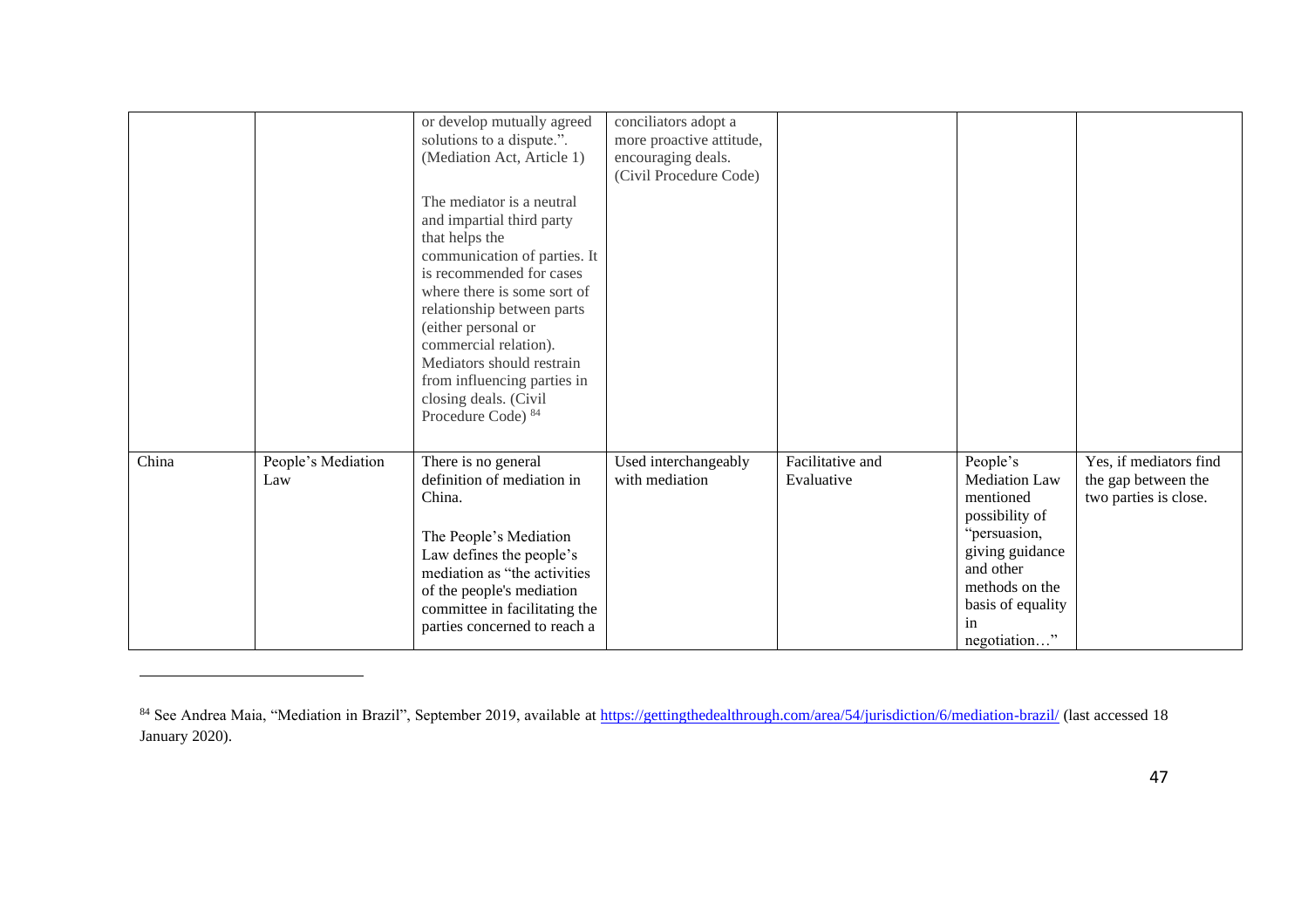| | | or develop mutually agreed solutions to a dispute.". (Mediation Act, Article 1)<br><br>The mediator is a neutral and impartial third party that helps the communication of parties. It is recommended for cases where there is some sort of relationship between parts (either personal or commercial relation). Mediators should restrain from influencing parties in closing deals. (Civil Procedure Code) [84] | conciliators adopt a more proactive attitude, encouraging deals. (Civil Procedure Code) | | | |
|---|---|---|---|---|---|---|
| China | People's Mediation Law | There is no general definition of mediation in China.<br><br>The People's Mediation Law defines the people's mediation as "the activities of the people's mediation committee in facilitating the parties concerned to reach a | Used interchangeably with mediation | Facilitative and Evaluative | People's Mediation Law mentioned possibility of "persuasion, giving guidance and other methods on the basis of equality in negotiation…" | Yes, if mediators find the gap between the two parties is close. |

[84] See Andrea Maia, "Mediation in Brazil", September 2019, available at https://gettingthedealthrough.com/area/54/jurisdiction/6/mediation-brazil/ (last accessed 18 January 2020).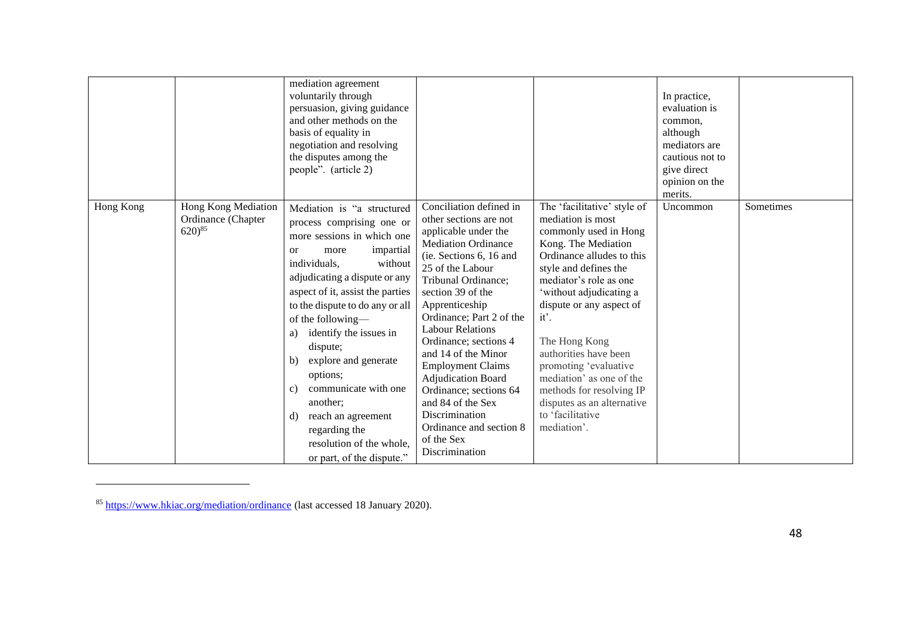| | | | | | | |
|---|---|---|---|---|---|---|
| | | mediation agreement voluntarily through persuasion, giving guidance and other methods on the basis of equality in negotiation and resolving the disputes among the people". (article 2) | | | In practice, evaluation is common, although mediators are cautious not to give direct opinion on the merits. | |
| Hong Kong | Hong Kong Mediation Ordinance (Chapter 620)[85] | Mediation is "a structured process comprising one or more sessions in which one or more impartial individuals, without adjudicating a dispute or any aspect of it, assist the parties to the dispute to do any or all of the following— a) identify the issues in dispute; b) explore and generate options; c) communicate with one another; d) reach an agreement regarding the resolution of the whole, or part, of the dispute." | Conciliation defined in other sections are not applicable under the Mediation Ordinance (ie. Sections 6, 16 and 25 of the Labour Tribunal Ordinance; section 39 of the Apprenticeship Ordinance; Part 2 of the Labour Relations Ordinance; sections 4 and 14 of the Minor Employment Claims Adjudication Board Ordinance; sections 64 and 84 of the Sex Discrimination Ordinance and section 8 of the Sex Discrimination | The 'facilitative' style of mediation is most commonly used in Hong Kong. The Mediation Ordinance alludes to this style and defines the mediator's role as one 'without adjudicating a dispute or any aspect of it'.<br><br>The Hong Kong authorities have been promoting 'evaluative mediation' as one of the methods for resolving IP disputes as an alternative to 'facilitative mediation'. | Uncommon | Sometimes |

[85] https://www.hkiac.org/mediation/ordinance (last accessed 18 January 2020).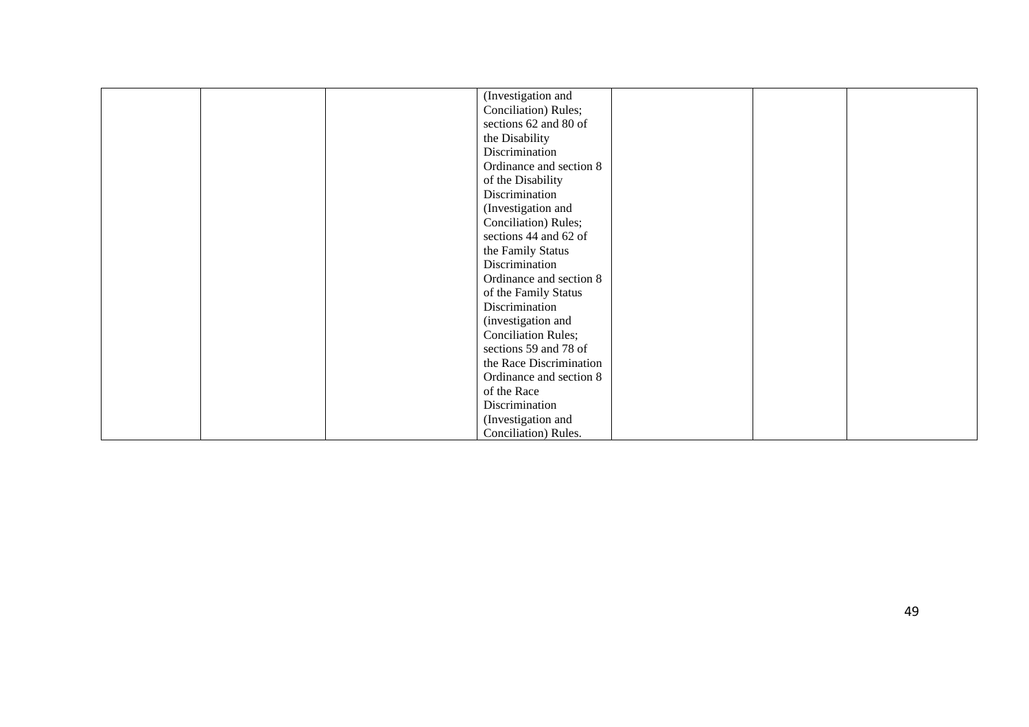|  |  |  |  |  |  |  |
|---|---|---|---|---|---|---|
|  |  |  | (Investigation and Conciliation) Rules; sections 62 and 80 of the Disability Discrimination Ordinance and section 8 of the Disability Discrimination (Investigation and Conciliation) Rules; sections 44 and 62 of the Family Status Discrimination Ordinance and section 8 of the Family Status Discrimination (investigation and Conciliation Rules; sections 59 and 78 of the Race Discrimination Ordinance and section 8 of the Race Discrimination (Investigation and Conciliation) Rules. |  |  |  |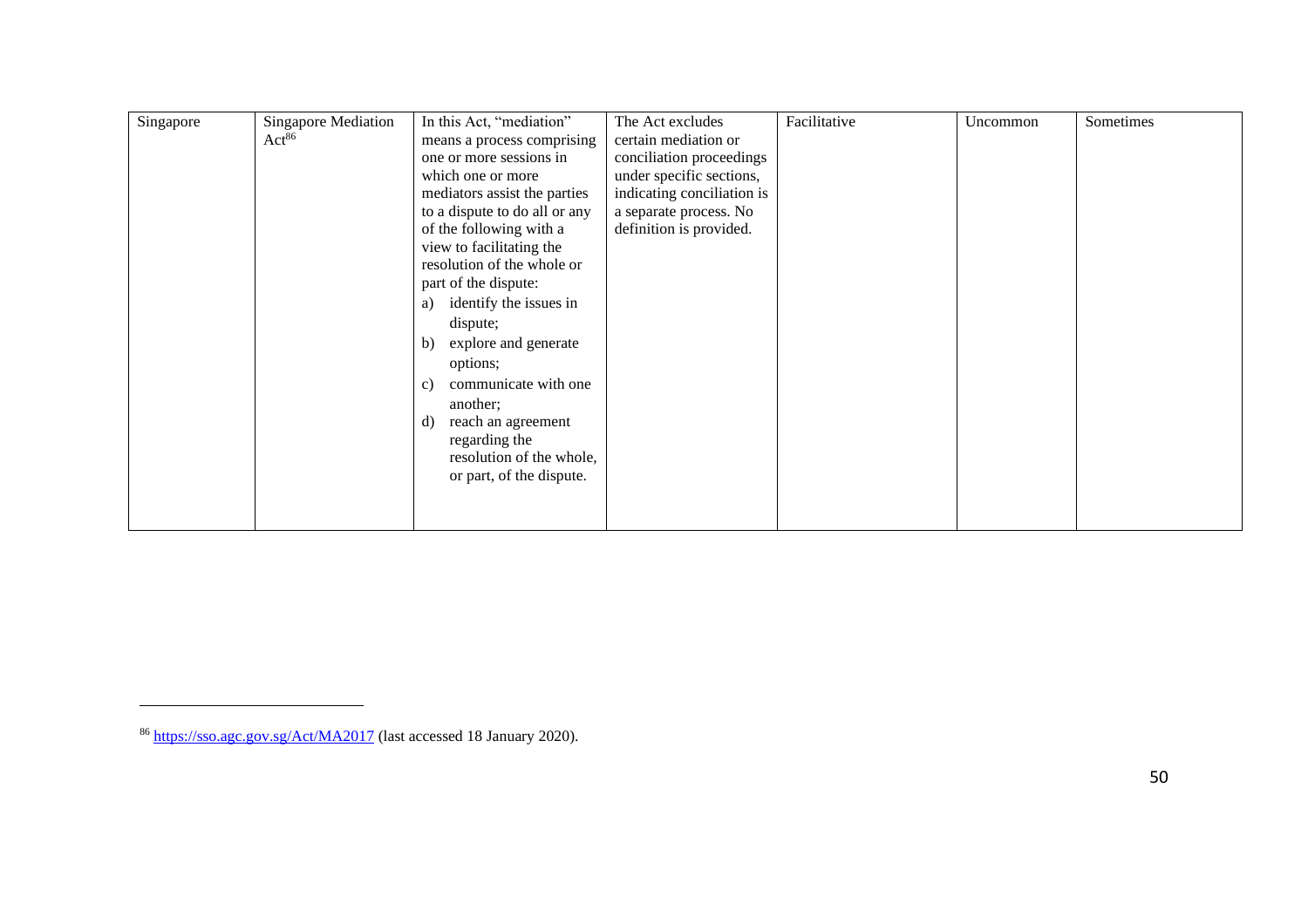| Singapore | Singapore Mediation Act[86] | In this Act, "mediation" means a process comprising one or more sessions in which one or more mediators assist the parties to a dispute to do all or any of the following with a view to facilitating the resolution of the whole or part of the dispute: a) identify the issues in dispute; b) explore and generate options; c) communicate with one another; d) reach an agreement regarding the resolution of the whole, or part, of the dispute. | The Act excludes certain mediation or conciliation proceedings under specific sections, indicating conciliation is a separate process. No definition is provided. | Facilitative | Uncommon | Sometimes |
|---|---|---|---|---|---|---|

[86] https://sso.agc.gov.sg/Act/MA2017 (last accessed 18 January 2020).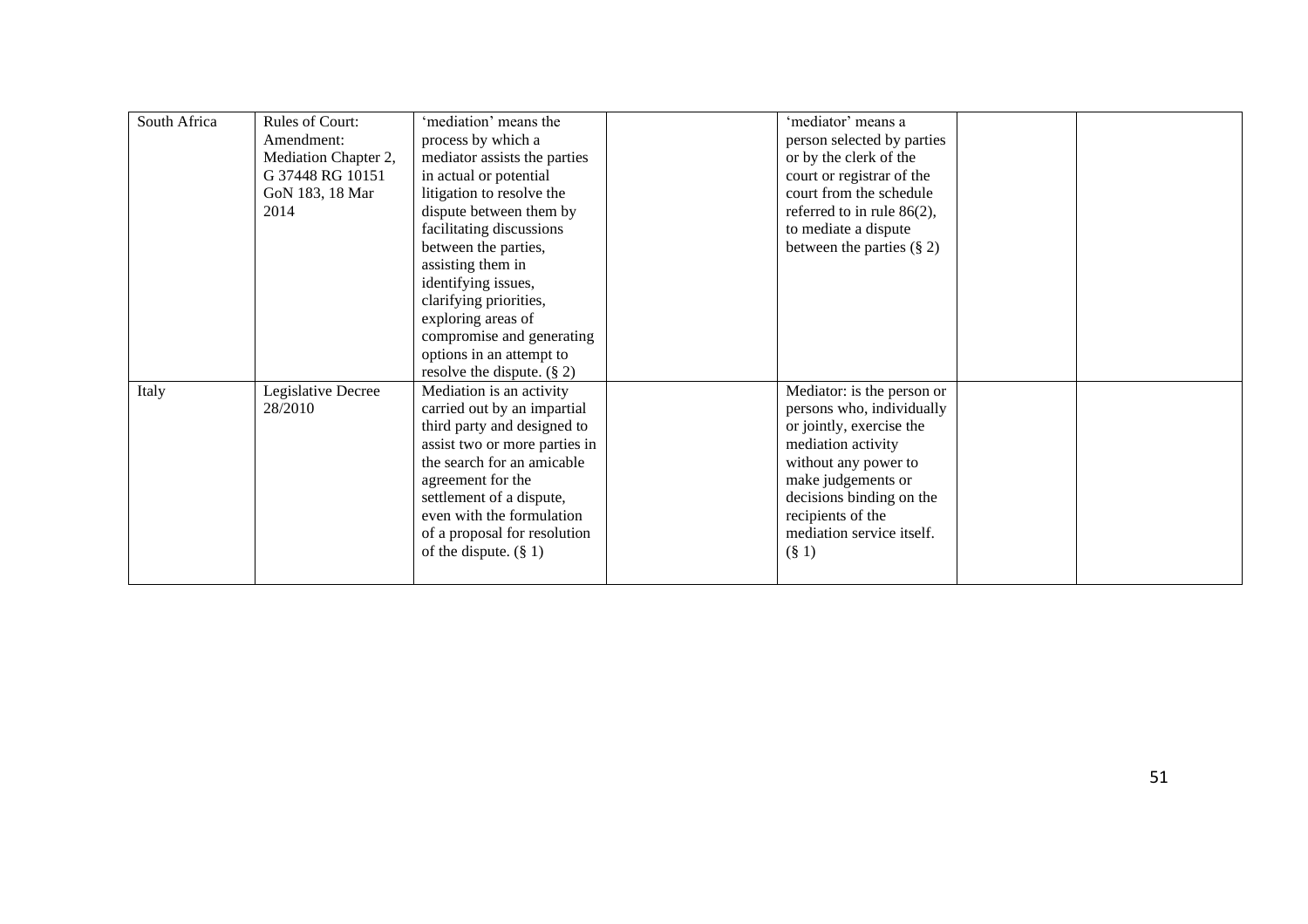| | | | | | | |
|---|---|---|---|---|---|---|
| South Africa | Rules of Court: Amendment: Mediation Chapter 2, G 37448 RG 10151 GoN 183, 18 Mar 2014 | 'mediation' means the process by which a mediator assists the parties in actual or potential litigation to resolve the dispute between them by facilitating discussions between the parties, assisting them in identifying issues, clarifying priorities, exploring areas of compromise and generating options in an attempt to resolve the dispute. (§ 2) | | 'mediator' means a person selected by parties or by the clerk of the court or registrar of the court from the schedule referred to in rule 86(2), to mediate a dispute between the parties (§ 2) | | |
| Italy | Legislative Decree 28/2010 | Mediation is an activity carried out by an impartial third party and designed to assist two or more parties in the search for an amicable agreement for the settlement of a dispute, even with the formulation of a proposal for resolution of the dispute. (§ 1) | | Mediator: is the person or persons who, individually or jointly, exercise the mediation activity without any power to make judgements or decisions binding on the recipients of the mediation service itself. (§ 1) | | |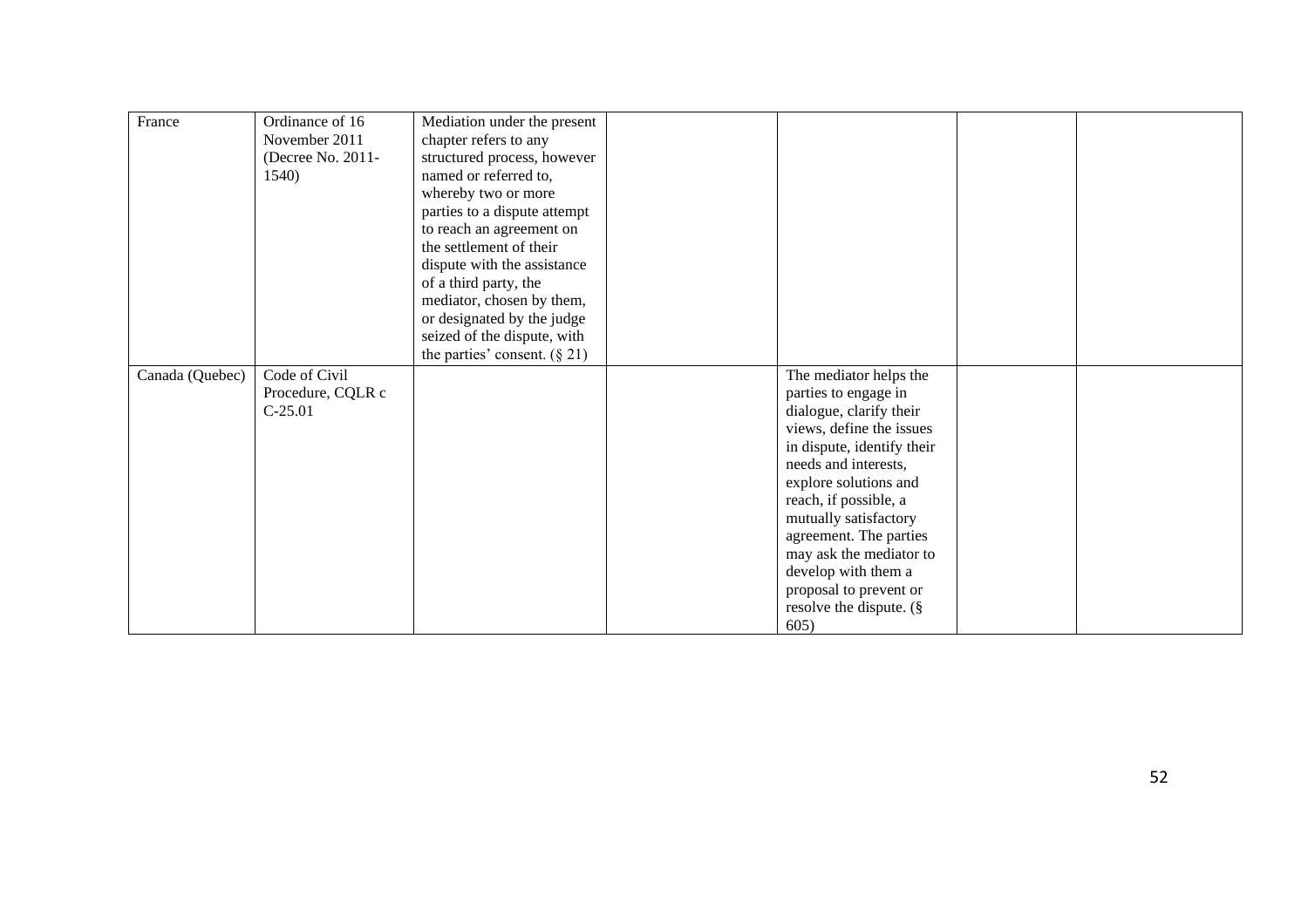| France | Ordinance of 16 November 2011 (Decree No. 2011-1540) | Mediation under the present chapter refers to any structured process, however named or referred to, whereby two or more parties to a dispute attempt to reach an agreement on the settlement of their dispute with the assistance of a third party, the mediator, chosen by them, or designated by the judge seized of the dispute, with the parties' consent. (§ 21) | | | | |
|---|---|---|---|---|---|---|
| Canada (Quebec) | Code of Civil Procedure, CQLR c C-25.01 | | | The mediator helps the parties to engage in dialogue, clarify their views, define the issues in dispute, identify their needs and interests, explore solutions and reach, if possible, a mutually satisfactory agreement. The parties may ask the mediator to develop with them a proposal to prevent or resolve the dispute. (§ 605) | | |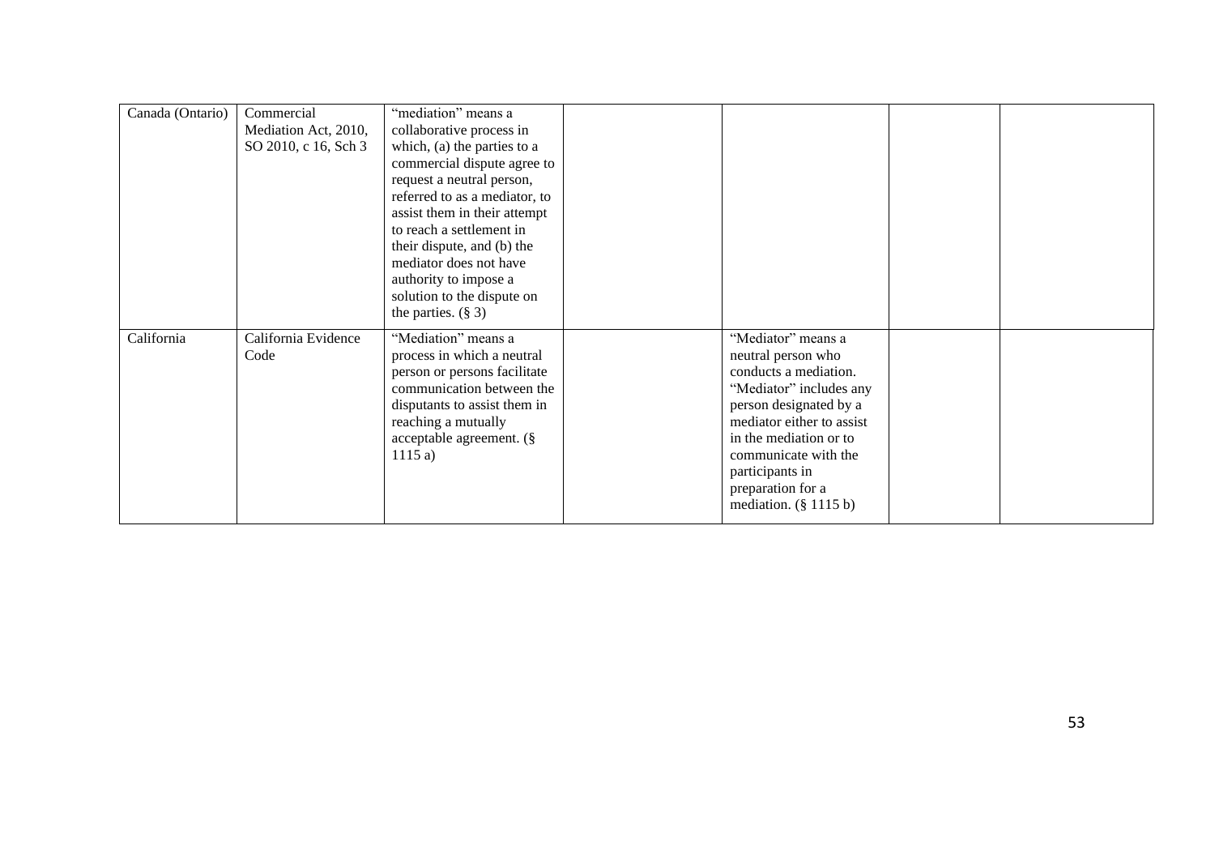| Canada (Ontario) | Commercial Mediation Act, 2010, SO 2010, c 16, Sch 3 | "mediation" means a collaborative process in which, (a) the parties to a commercial dispute agree to request a neutral person, referred to as a mediator, to assist them in their attempt to reach a settlement in their dispute, and (b) the mediator does not have authority to impose a solution to the dispute on the parties. (§ 3) | | | | |
|---|---|---|---|---|---|---|
| California | California Evidence Code | "Mediation" means a process in which a neutral person or persons facilitate communication between the disputants to assist them in reaching a mutually acceptable agreement. (§ 1115 a) | | "Mediator" means a neutral person who conducts a mediation. "Mediator" includes any person designated by a mediator either to assist in the mediation or to communicate with the participants in preparation for a mediation. (§ 1115 b) | | |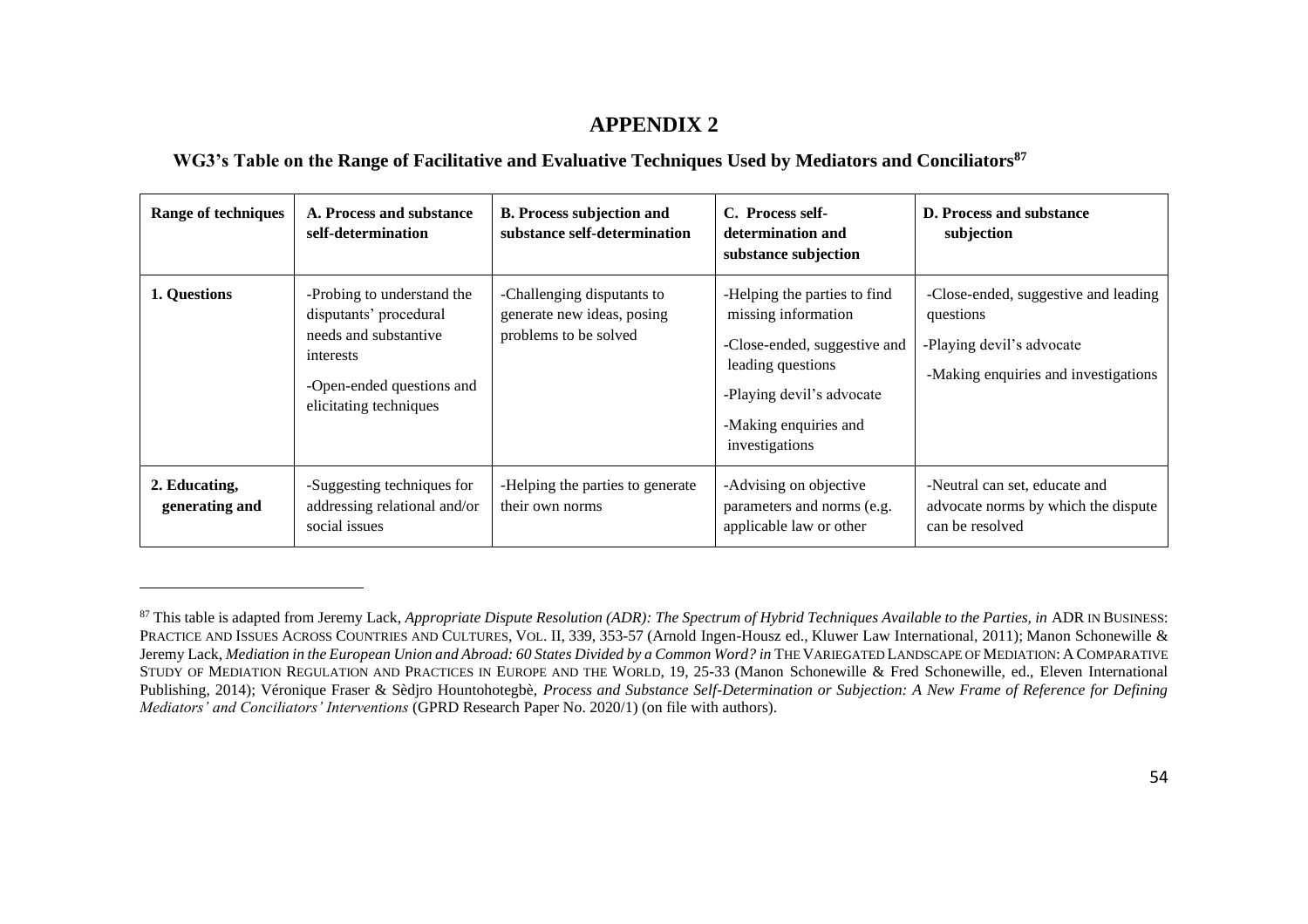# APPENDIX 2

## WG3's Table on the Range of Facilitative and Evaluative Techniques Used by Mediators and Conciliators[87]

| Range of techniques | A. Process and substance self-determination | B. Process subjection and substance self-determination | C. Process self-determination and substance subjection | D. Process and substance subjection |
|---|---|---|---|---|
| **1. Questions** | -Probing to understand the disputants' procedural needs and substantive interests<br>-Open-ended questions and elicitating techniques | -Challenging disputants to generate new ideas, posing problems to be solved | -Helping the parties to find missing information<br>-Close-ended, suggestive and leading questions<br>-Playing devil's advocate<br>-Making enquiries and investigations | -Close-ended, suggestive and leading questions<br>-Playing devil's advocate<br>-Making enquiries and investigations |
| **2. Educating, generating and** | -Suggesting techniques for addressing relational and/or social issues | -Helping the parties to generate their own norms | -Advising on objective parameters and norms (e.g. applicable law or other | -Neutral can set, educate and advocate norms by which the dispute can be resolved |

---

[87] This table is adapted from Jeremy Lack, *Appropriate Dispute Resolution (ADR): The Spectrum of Hybrid Techniques Available to the Parties*, *in* ADR IN BUSINESS: PRACTICE AND ISSUES ACROSS COUNTRIES AND CULTURES, VOL. II, 339, 353-57 (Arnold Ingen-Housz ed., Kluwer Law International, 2011); Manon Schonewille & Jeremy Lack, *Mediation in the European Union and Abroad: 60 States Divided by a Common Word? in* THE VARIEGATED LANDSCAPE OF MEDIATION: A COMPARATIVE STUDY OF MEDIATION REGULATION AND PRACTICES IN EUROPE AND THE WORLD, 19, 25-33 (Manon Schonewille & Fred Schonewille, ed., Eleven International Publishing, 2014); Véronique Fraser & Sèdjro Hountohotegbè, *Process and Substance Self-Determination or Subjection: A New Frame of Reference for Defining Mediators' and Conciliators' Interventions* (GPRD Research Paper No. 2020/1) (on file with authors).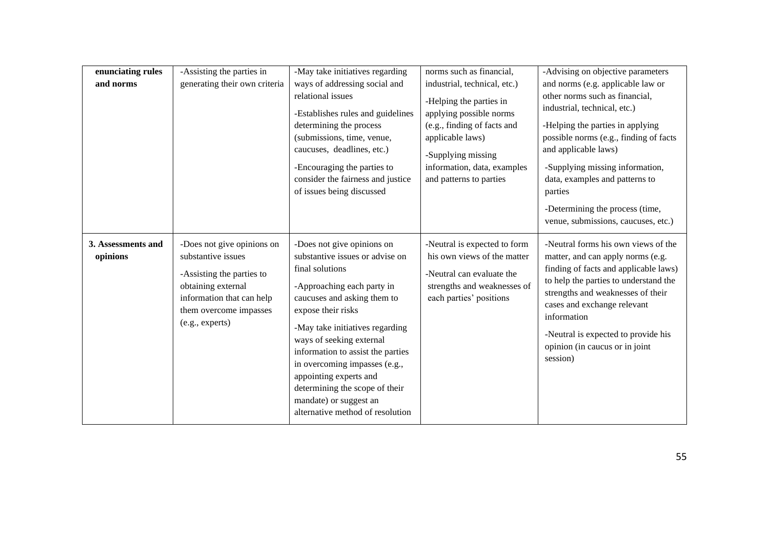| enunciating rules and norms | -Assisting the parties in generating their own criteria | -May take initiatives regarding ways of addressing social and relational issues<br>-Establishes rules and guidelines determining the process (submissions, time, venue, caucuses, deadlines, etc.)<br>-Encouraging the parties to consider the fairness and justice of issues being discussed | norms such as financial, industrial, technical, etc.)<br>-Helping the parties in applying possible norms (e.g., finding of facts and applicable laws)<br>-Supplying missing information, data, examples and patterns to parties | -Advising on objective parameters and norms (e.g. applicable law or other norms such as financial, industrial, technical, etc.)<br>-Helping the parties in applying possible norms (e.g., finding of facts and applicable laws)<br>-Supplying missing information, data, examples and patterns to parties<br>-Determining the process (time, venue, submissions, caucuses, etc.) |
|---|---|---|---|---|
| **3. Assessments and opinions** | -Does not give opinions on substantive issues<br>-Assisting the parties to obtaining external information that can help them overcome impasses (e.g., experts) | -Does not give opinions on substantive issues or advise on final solutions<br>-Approaching each party in caucuses and asking them to expose their risks<br>-May take initiatives regarding ways of seeking external information to assist the parties in overcoming impasses (e.g., appointing experts and determining the scope of their mandate) or suggest an alternative method of resolution | -Neutral is expected to form his own views of the matter<br>-Neutral can evaluate the strengths and weaknesses of each parties' positions | -Neutral forms his own views of the matter, and can apply norms (e.g. finding of facts and applicable laws) to help the parties to understand the strengths and weaknesses of their cases and exchange relevant information<br>-Neutral is expected to provide his opinion (in caucus or in joint session) |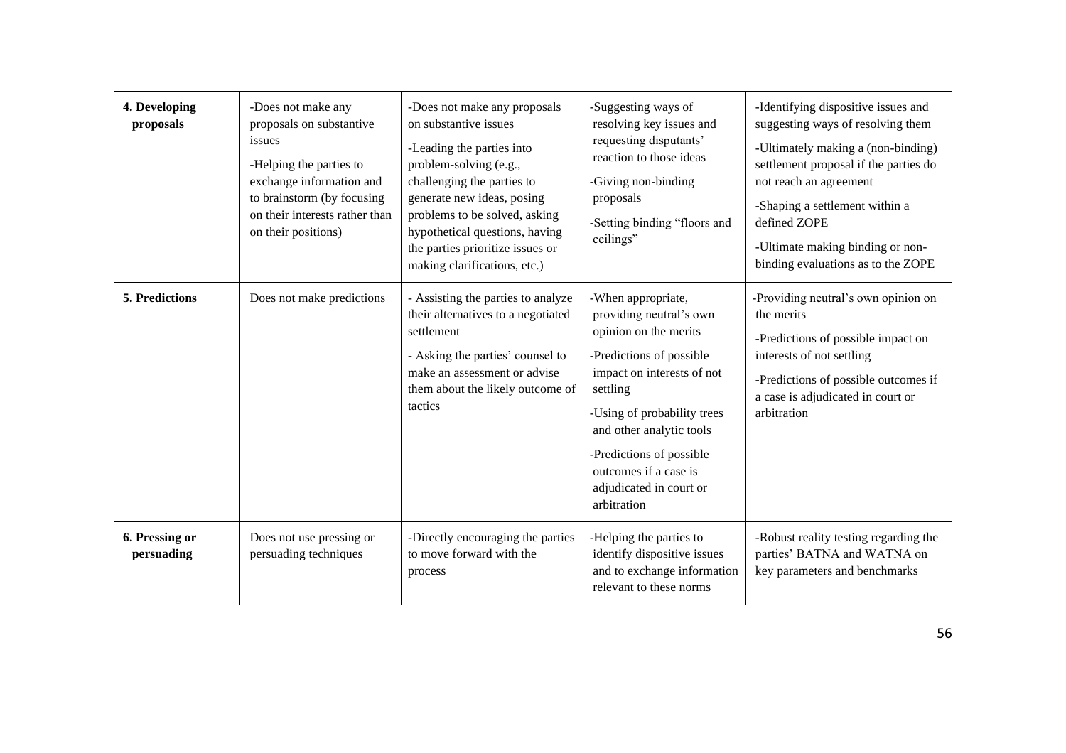| **4. Developing proposals** | -Does not make any proposals on substantive issues<br>-Helping the parties to exchange information and to brainstorm (by focusing on their interests rather than on their positions) | -Does not make any proposals on substantive issues<br>-Leading the parties into problem-solving (e.g., challenging the parties to generate new ideas, posing problems to be solved, asking hypothetical questions, having the parties prioritize issues or making clarifications, etc.) | -Suggesting ways of resolving key issues and requesting disputants' reaction to those ideas<br>-Giving non-binding proposals<br>-Setting binding "floors and ceilings" | -Identifying dispositive issues and suggesting ways of resolving them<br>-Ultimately making a (non-binding) settlement proposal if the parties do not reach an agreement<br>-Shaping a settlement within a defined ZOPE<br>-Ultimate making binding or non-binding evaluations as to the ZOPE |
|---|---|---|---|---|
| **5. Predictions** | Does not make predictions | - Assisting the parties to analyze their alternatives to a negotiated settlement<br>- Asking the parties' counsel to make an assessment or advise them about the likely outcome of tactics | -When appropriate, providing neutral's own opinion on the merits<br>-Predictions of possible impact on interests of not settling<br>-Using of probability trees and other analytic tools<br>-Predictions of possible outcomes if a case is adjudicated in court or arbitration | -Providing neutral's own opinion on the merits<br>-Predictions of possible impact on interests of not settling<br>-Predictions of possible outcomes if a case is adjudicated in court or arbitration |
| **6. Pressing or persuading** | Does not use pressing or persuading techniques | -Directly encouraging the parties to move forward with the process | -Helping the parties to identify dispositive issues and to exchange information relevant to these norms | -Robust reality testing regarding the parties' BATNA and WATNA on key parameters and benchmarks |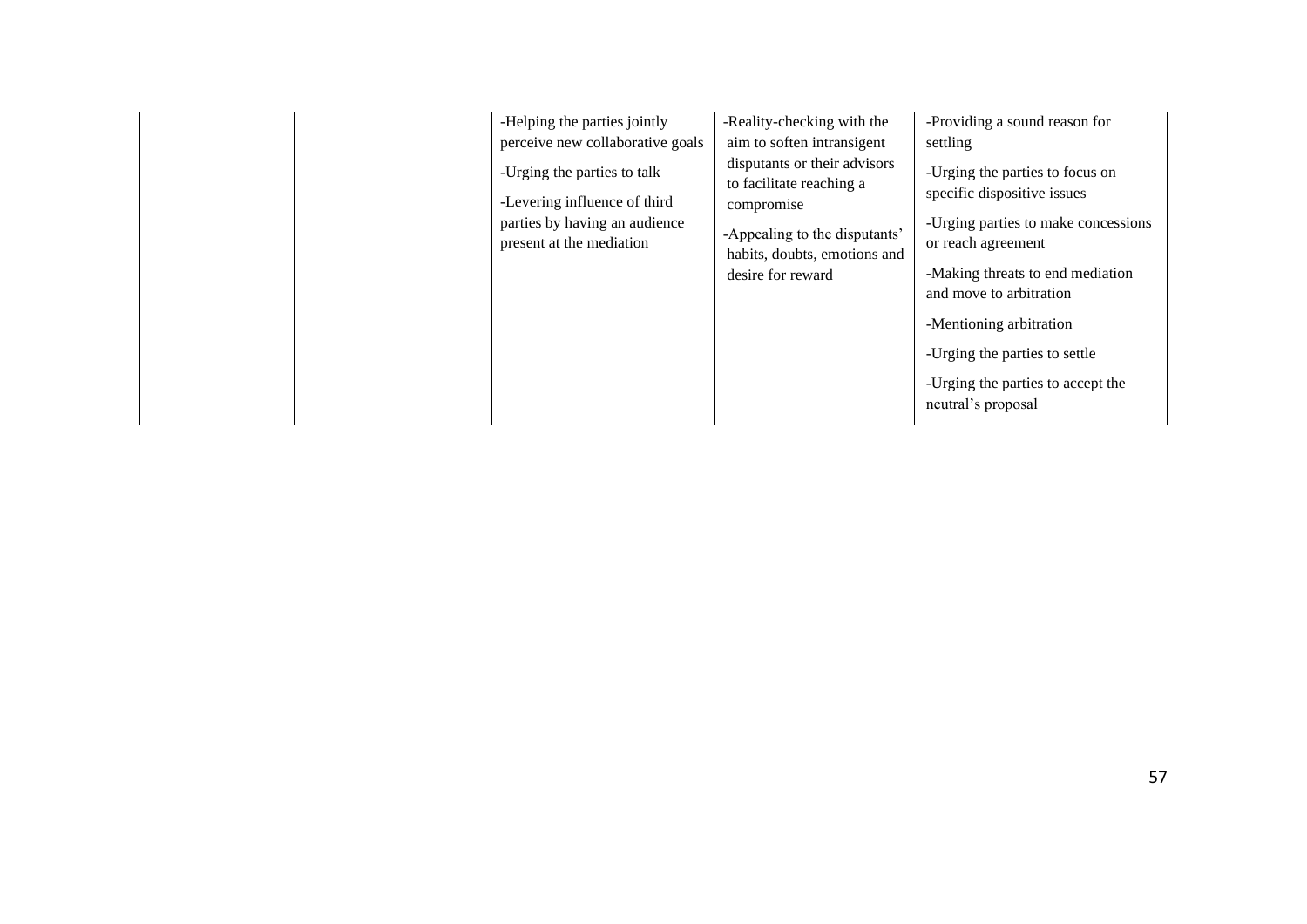|  |  | -Helping the parties jointly perceive new collaborative goals<br>-Urging the parties to talk<br>-Levering influence of third parties by having an audience present at the mediation | -Reality-checking with the aim to soften intransigent disputants or their advisors to facilitate reaching a compromise<br>-Appealing to the disputants' habits, doubts, emotions and desire for reward | -Providing a sound reason for settling<br>-Urging the parties to focus on specific dispositive issues<br>-Urging parties to make concessions or reach agreement<br>-Making threats to end mediation and move to arbitration<br>-Mentioning arbitration<br>-Urging the parties to settle<br>-Urging the parties to accept the neutral's proposal |
|---|---|---|---|---|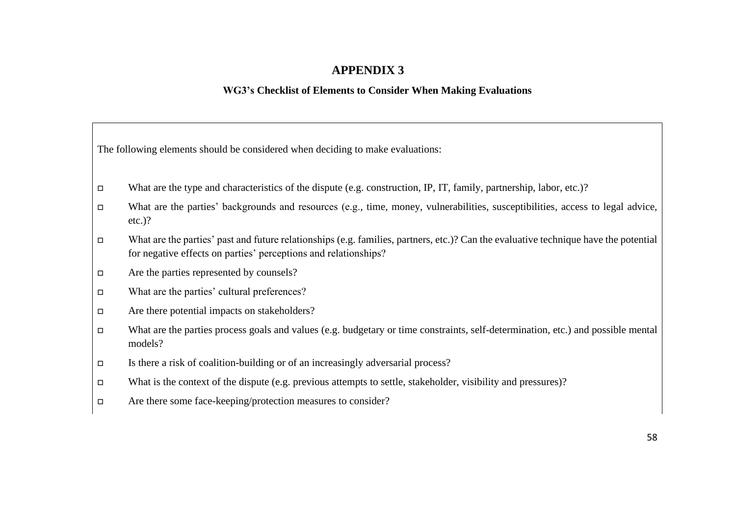# APPENDIX 3

### WG3's Checklist of Elements to Consider When Making Evaluations

The following elements should be considered when deciding to make evaluations:

- ☐ What are the type and characteristics of the dispute (e.g. construction, IP, IT, family, partnership, labor, etc.)?
- ☐ What are the parties' backgrounds and resources (e.g., time, money, vulnerabilities, susceptibilities, access to legal advice, etc.)?
- ☐ What are the parties' past and future relationships (e.g. families, partners, etc.)? Can the evaluative technique have the potential for negative effects on parties' perceptions and relationships?
- ☐ Are the parties represented by counsels?
- ☐ What are the parties' cultural preferences?
- ☐ Are there potential impacts on stakeholders?
- ☐ What are the parties process goals and values (e.g. budgetary or time constraints, self-determination, etc.) and possible mental models?
- ☐ Is there a risk of coalition-building or of an increasingly adversarial process?
- ☐ What is the context of the dispute (e.g. previous attempts to settle, stakeholder, visibility and pressures)?
- ☐ Are there some face-keeping/protection measures to consider?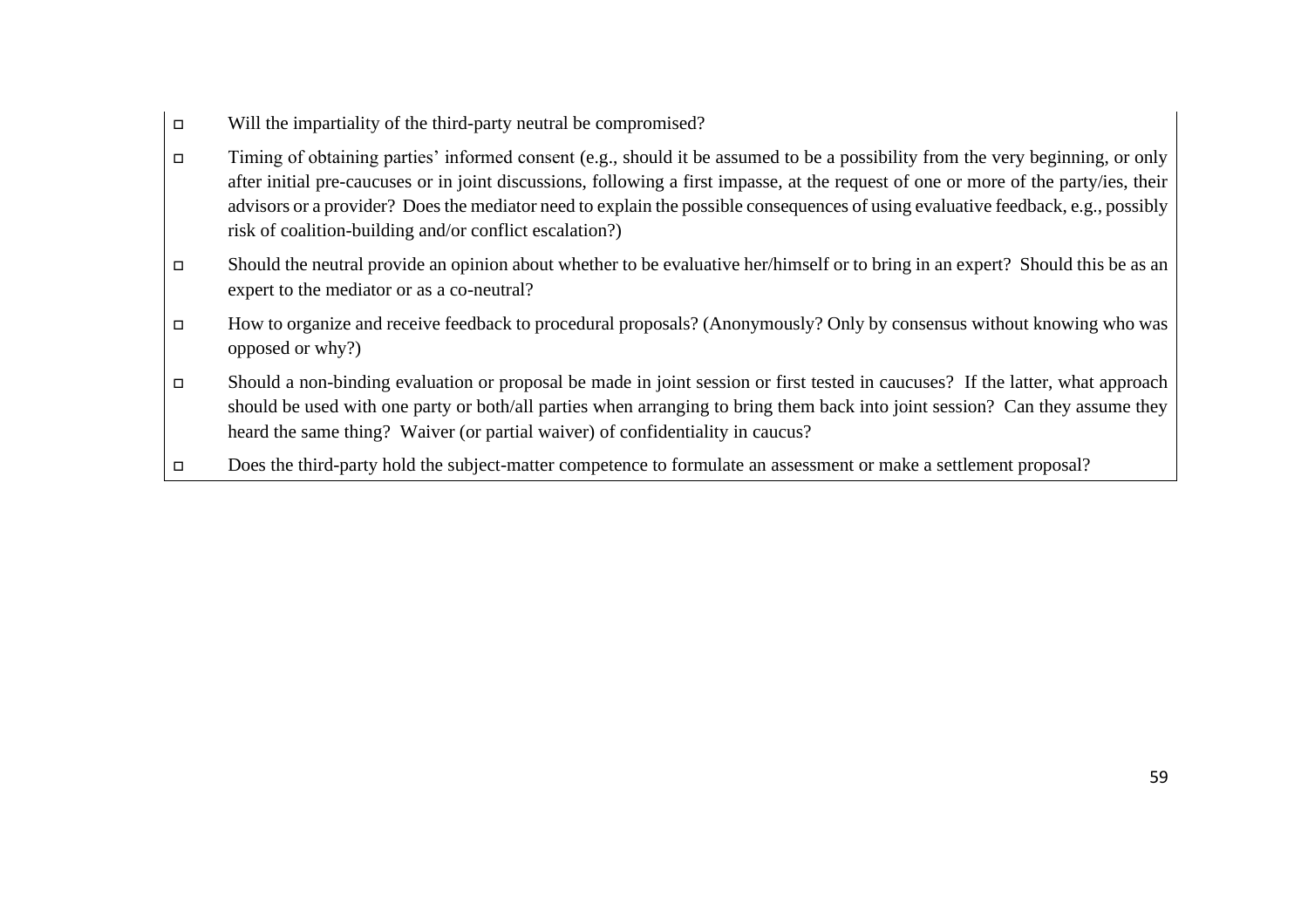- Will the impartiality of the third-party neutral be compromised?
- Timing of obtaining parties' informed consent (e.g., should it be assumed to be a possibility from the very beginning, or only after initial pre-caucuses or in joint discussions, following a first impasse, at the request of one or more of the party/ies, their advisors or a provider? Does the mediator need to explain the possible consequences of using evaluative feedback, e.g., possibly risk of coalition-building and/or conflict escalation?)
- Should the neutral provide an opinion about whether to be evaluative her/himself or to bring in an expert? Should this be as an expert to the mediator or as a co-neutral?
- How to organize and receive feedback to procedural proposals? (Anonymously? Only by consensus without knowing who was opposed or why?)
- Should a non-binding evaluation or proposal be made in joint session or first tested in caucuses? If the latter, what approach should be used with one party or both/all parties when arranging to bring them back into joint session? Can they assume they heard the same thing? Waiver (or partial waiver) of confidentiality in caucus?
- Does the third-party hold the subject-matter competence to formulate an assessment or make a settlement proposal?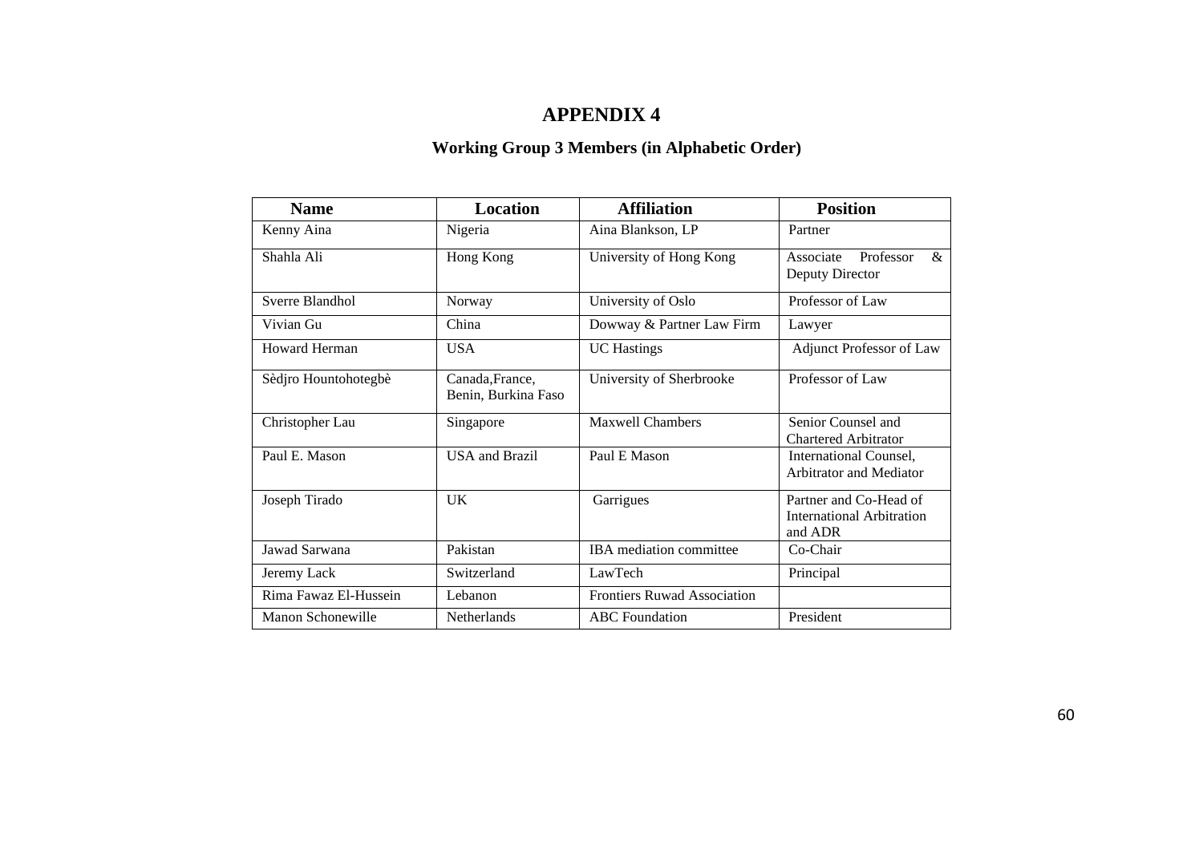# APPENDIX 4

## Working Group 3 Members (in Alphabetic Order)

| Name | Location | Affiliation | Position |
|---|---|---|---|
| Kenny Aina | Nigeria | Aina Blankson, LP | Partner |
| Shahla Ali | Hong Kong | University of Hong Kong | Associate Professor & Deputy Director |
| Sverre Blandhol | Norway | University of Oslo | Professor of Law |
| Vivian Gu | China | Dowway & Partner Law Firm | Lawyer |
| Howard Herman | USA | UC Hastings | Adjunct Professor of Law |
| Sèdjro Hountohotegbè | Canada,France, Benin, Burkina Faso | University of Sherbrooke | Professor of Law |
| Christopher Lau | Singapore | Maxwell Chambers | Senior Counsel and Chartered Arbitrator |
| Paul E. Mason | USA and Brazil | Paul E Mason | International Counsel, Arbitrator and Mediator |
| Joseph Tirado | UK | Garrigues | Partner and Co-Head of International Arbitration and ADR |
| Jawad Sarwana | Pakistan | IBA mediation committee | Co-Chair |
| Jeremy Lack | Switzerland | LawTech | Principal |
| Rima Fawaz El-Hussein | Lebanon | Frontiers Ruwad Association | |
| Manon Schonewille | Netherlands | ABC Foundation | President |